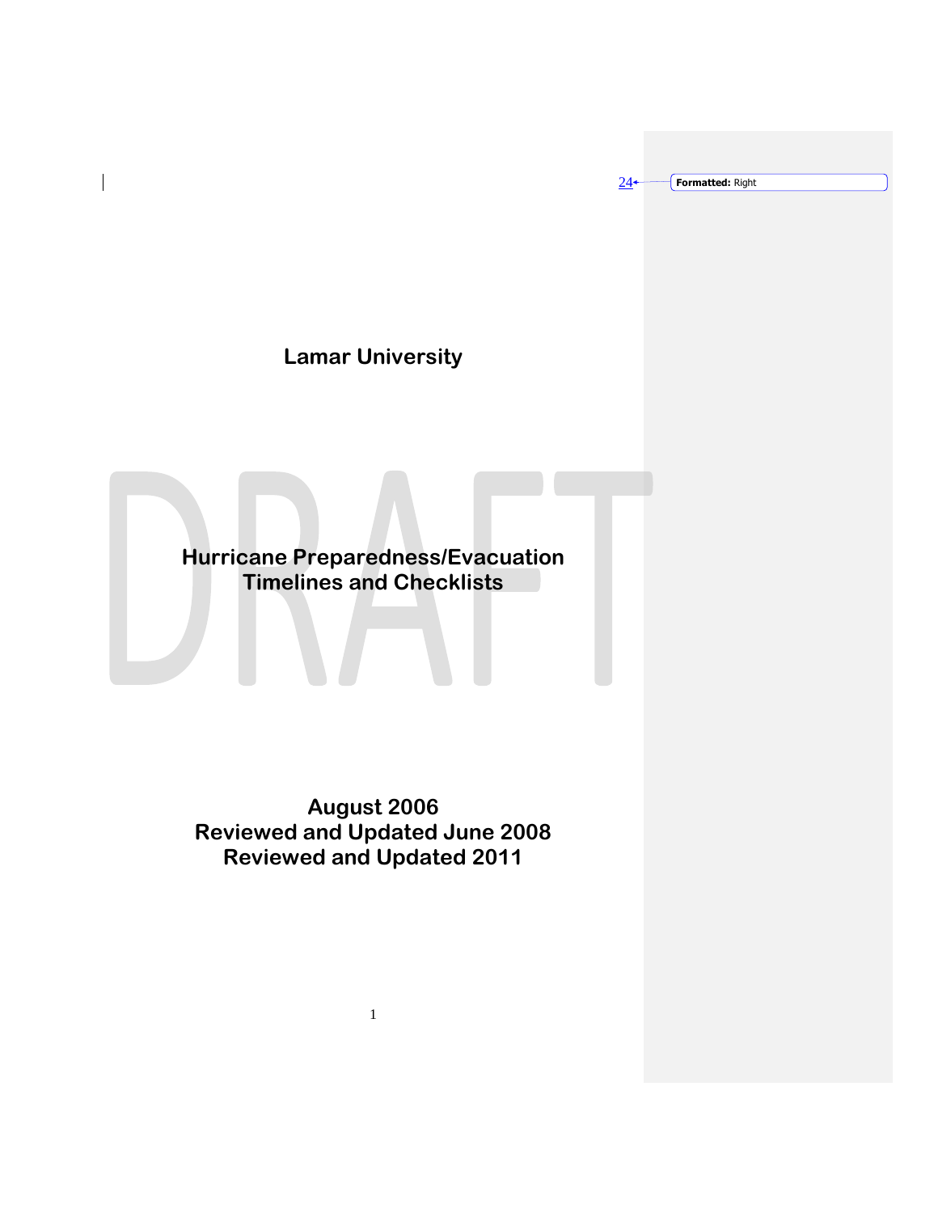# Lamar University

# Hurricane Preparedness/Evacuation Timelines and Checklists

**August 2006**
**Reviewed and Updated June 2008**
**Reviewed and Updated 2011**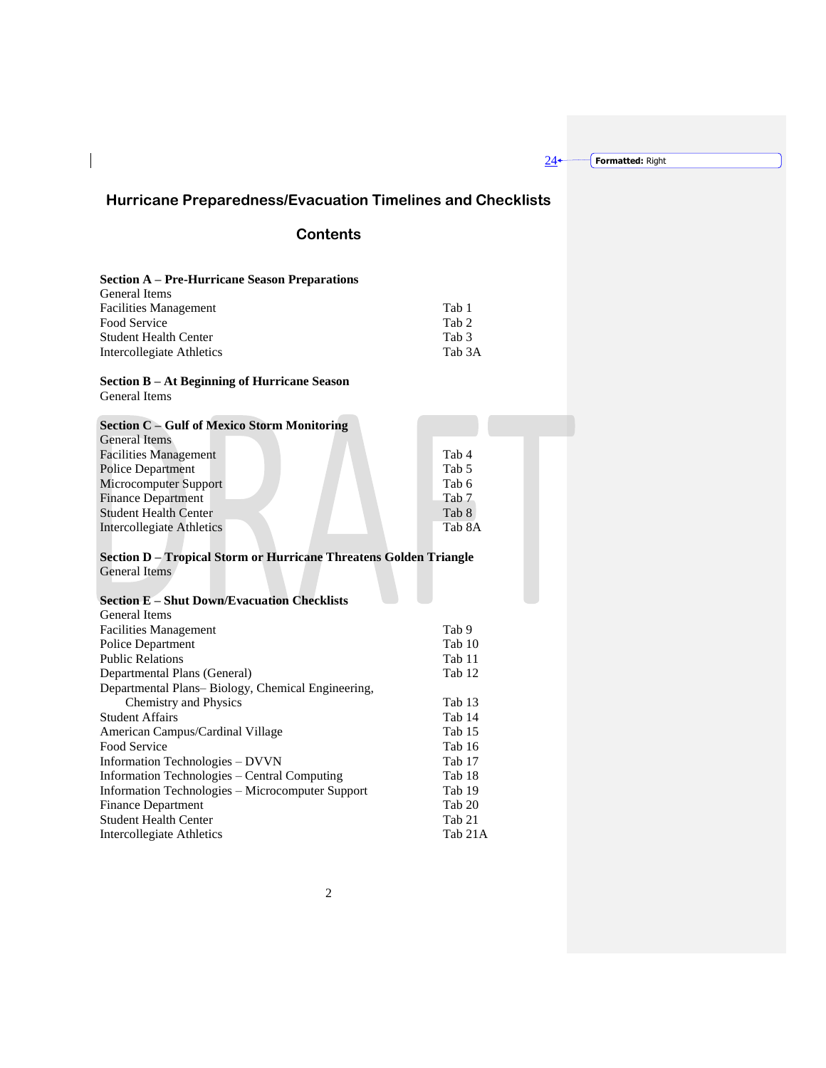# Hurricane Preparedness/Evacuation Timelines and Checklists

## Contents

**Section A – Pre-Hurricane Season Preparations**

| | |
|---|---|
| General Items | |
| Facilities Management | Tab 1 |
| Food Service | Tab 2 |
| Student Health Center | Tab 3 |
| Intercollegiate Athletics | Tab 3A |

**Section B – At Beginning of Hurricane Season**

General Items

**Section C – Gulf of Mexico Storm Monitoring**

| | |
|---|---|
| General Items | |
| Facilities Management | Tab 4 |
| Police Department | Tab 5 |
| Microcomputer Support | Tab 6 |
| Finance Department | Tab 7 |
| Student Health Center | Tab 8 |
| Intercollegiate Athletics | Tab 8A |

**Section D – Tropical Storm or Hurricane Threatens Golden Triangle**

General Items

**Section E – Shut Down/Evacuation Checklists**

| | |
|---|---|
| General Items | |
| Facilities Management | Tab 9 |
| Police Department | Tab 10 |
| Public Relations | Tab 11 |
| Departmental Plans (General) | Tab 12 |
| Departmental Plans– Biology, Chemical Engineering, Chemistry and Physics | Tab 13 |
| Student Affairs | Tab 14 |
| American Campus/Cardinal Village | Tab 15 |
| Food Service | Tab 16 |
| Information Technologies – DVVN | Tab 17 |
| Information Technologies – Central Computing | Tab 18 |
| Information Technologies – Microcomputer Support | Tab 19 |
| Finance Department | Tab 20 |
| Student Health Center | Tab 21 |
| Intercollegiate Athletics | Tab 21A |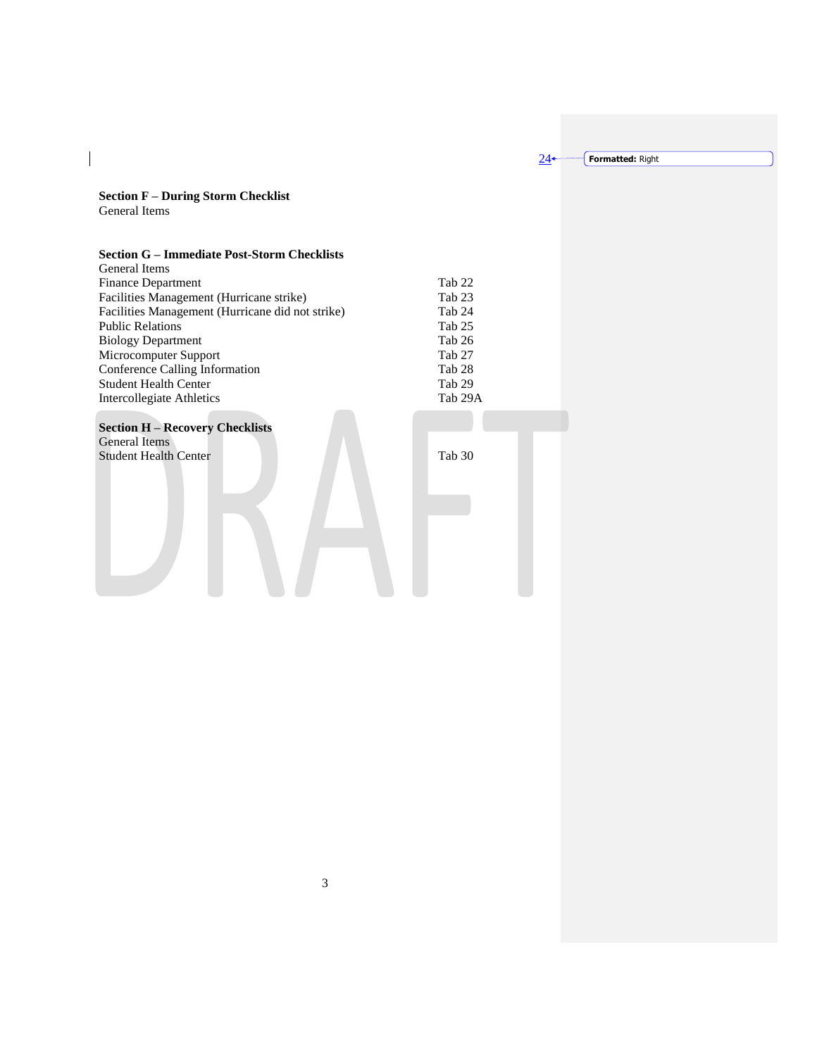**Section F – During Storm Checklist**

General Items

**Section G – Immediate Post-Storm Checklists**

| | |
|---|---|
| General Items | |
| Finance Department | Tab 22 |
| Facilities Management (Hurricane strike) | Tab 23 |
| Facilities Management (Hurricane did not strike) | Tab 24 |
| Public Relations | Tab 25 |
| Biology Department | Tab 26 |
| Microcomputer Support | Tab 27 |
| Conference Calling Information | Tab 28 |
| Student Health Center | Tab 29 |
| Intercollegiate Athletics | Tab 29A |

**Section H – Recovery Checklists**

| | |
|---|---|
| General Items | |
| Student Health Center | Tab 30 |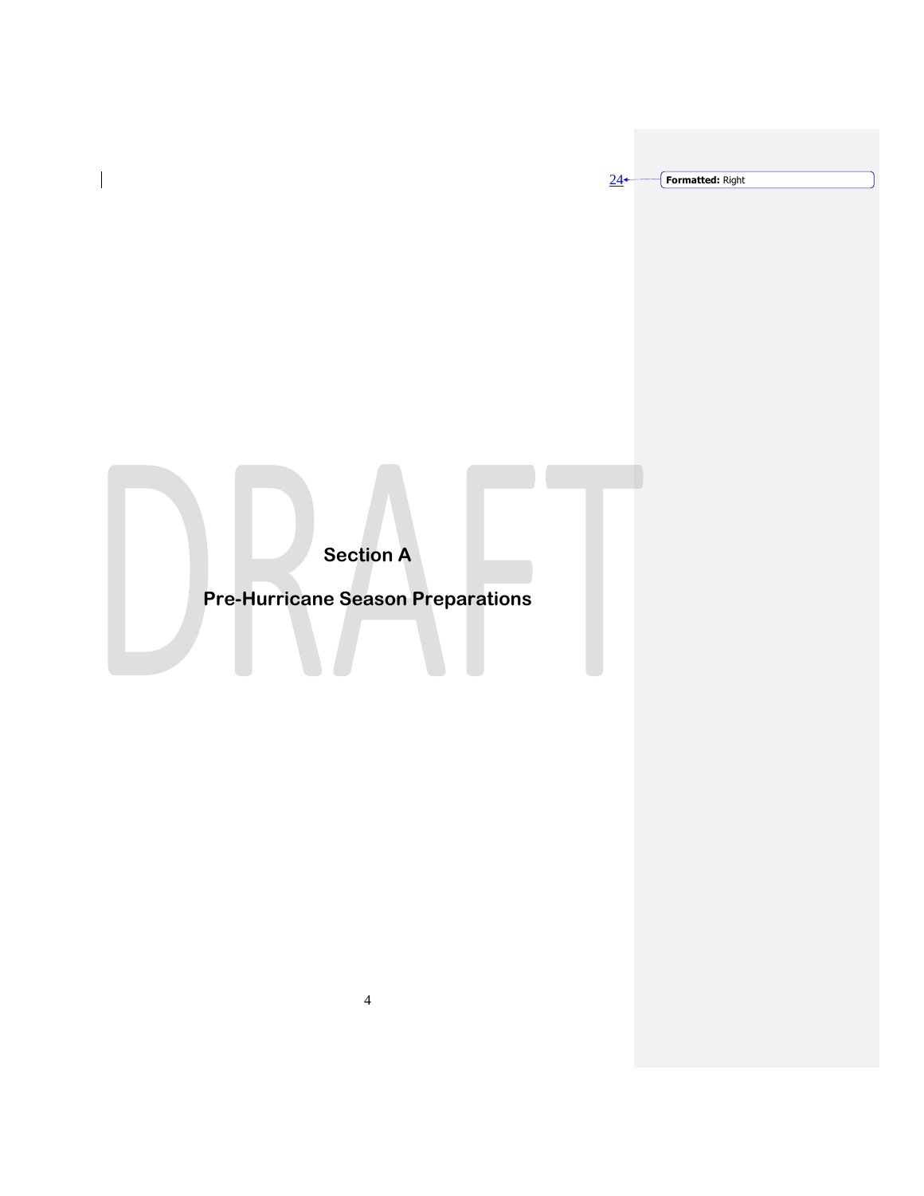# Section A

# Pre-Hurricane Season Preparations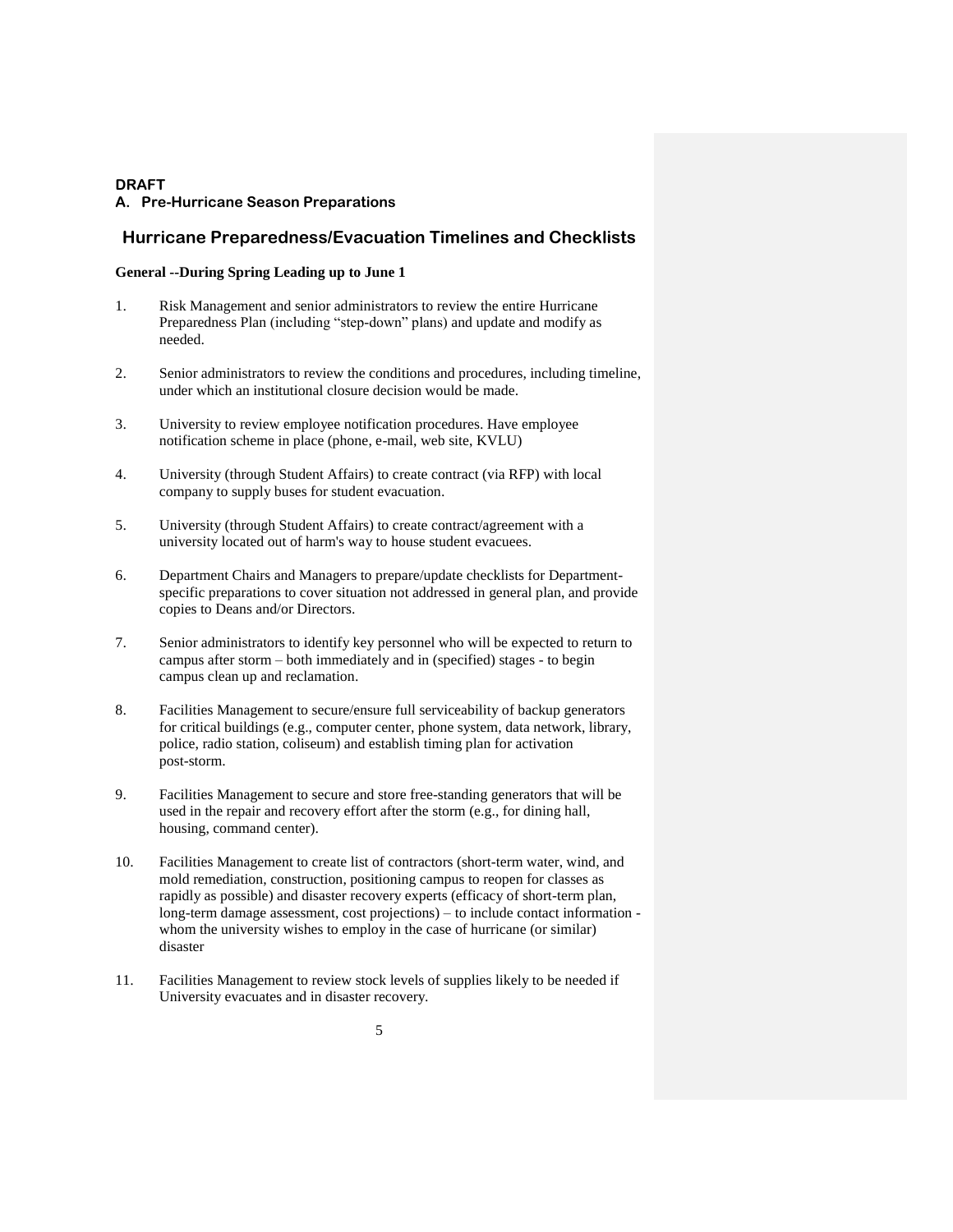**DRAFT**

## A. Pre-Hurricane Season Preparations

## Hurricane Preparedness/Evacuation Timelines and Checklists

**General --During Spring Leading up to June 1**

1. Risk Management and senior administrators to review the entire Hurricane Preparedness Plan (including "step-down" plans) and update and modify as needed.

2. Senior administrators to review the conditions and procedures, including timeline, under which an institutional closure decision would be made.

3. University to review employee notification procedures. Have employee notification scheme in place (phone, e-mail, web site, KVLU)

4. University (through Student Affairs) to create contract (via RFP) with local company to supply buses for student evacuation.

5. University (through Student Affairs) to create contract/agreement with a university located out of harm's way to house student evacuees.

6. Department Chairs and Managers to prepare/update checklists for Department-specific preparations to cover situation not addressed in general plan, and provide copies to Deans and/or Directors.

7. Senior administrators to identify key personnel who will be expected to return to campus after storm – both immediately and in (specified) stages - to begin campus clean up and reclamation.

8. Facilities Management to secure/ensure full serviceability of backup generators for critical buildings (e.g., computer center, phone system, data network, library, police, radio station, coliseum) and establish timing plan for activation post-storm.

9. Facilities Management to secure and store free-standing generators that will be used in the repair and recovery effort after the storm (e.g., for dining hall, housing, command center).

10. Facilities Management to create list of contractors (short-term water, wind, and mold remediation, construction, positioning campus to reopen for classes as rapidly as possible) and disaster recovery experts (efficacy of short-term plan, long-term damage assessment, cost projections) – to include contact information - whom the university wishes to employ in the case of hurricane (or similar) disaster

11. Facilities Management to review stock levels of supplies likely to be needed if University evacuates and in disaster recovery.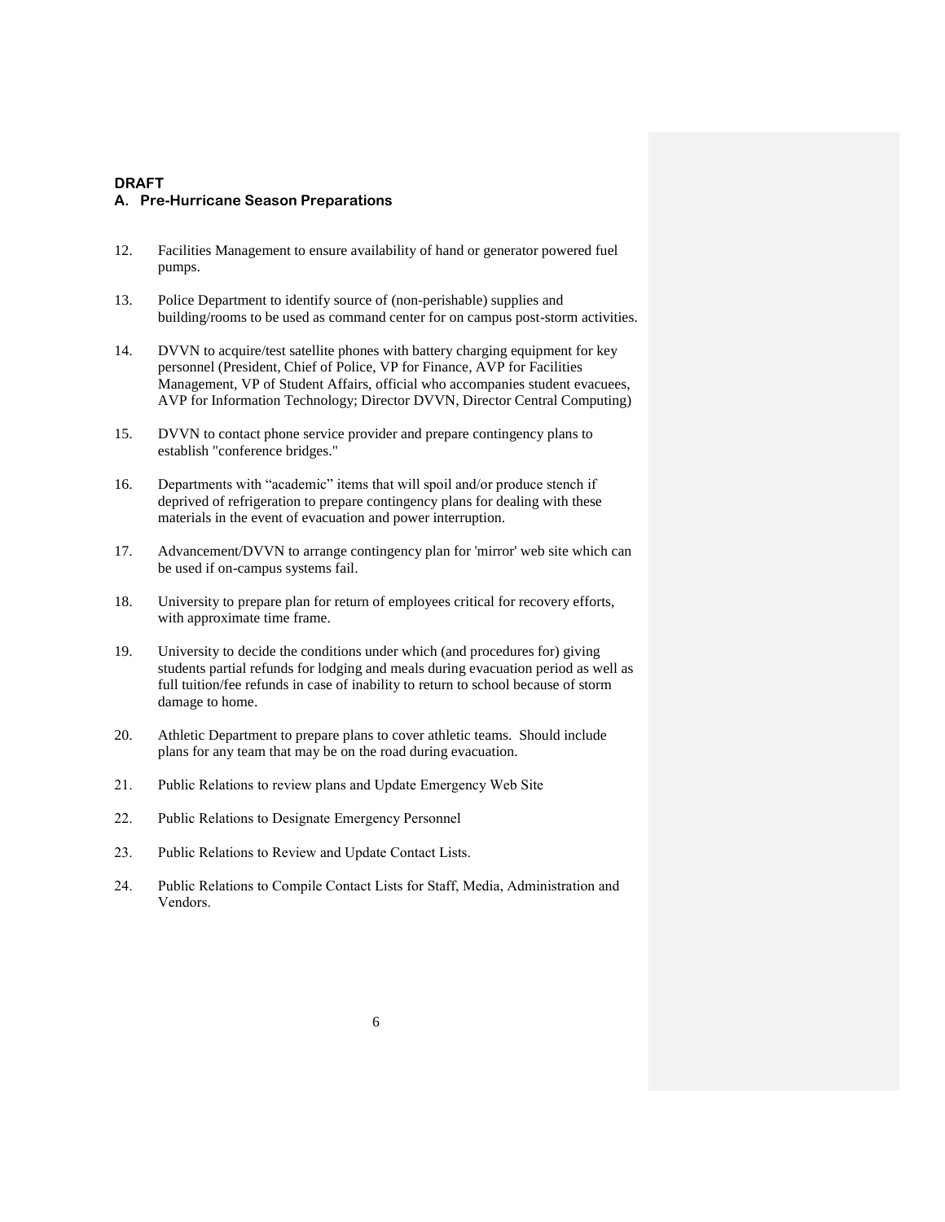**DRAFT**

## A. Pre-Hurricane Season Preparations

12. Facilities Management to ensure availability of hand or generator powered fuel pumps.

13. Police Department to identify source of (non-perishable) supplies and building/rooms to be used as command center for on campus post-storm activities.

14. DVVN to acquire/test satellite phones with battery charging equipment for key personnel (President, Chief of Police, VP for Finance, AVP for Facilities Management, VP of Student Affairs, official who accompanies student evacuees, AVP for Information Technology; Director DVVN, Director Central Computing)

15. DVVN to contact phone service provider and prepare contingency plans to establish "conference bridges."

16. Departments with "academic" items that will spoil and/or produce stench if deprived of refrigeration to prepare contingency plans for dealing with these materials in the event of evacuation and power interruption.

17. Advancement/DVVN to arrange contingency plan for 'mirror' web site which can be used if on-campus systems fail.

18. University to prepare plan for return of employees critical for recovery efforts, with approximate time frame.

19. University to decide the conditions under which (and procedures for) giving students partial refunds for lodging and meals during evacuation period as well as full tuition/fee refunds in case of inability to return to school because of storm damage to home.

20. Athletic Department to prepare plans to cover athletic teams. Should include plans for any team that may be on the road during evacuation.

21. Public Relations to review plans and Update Emergency Web Site

22. Public Relations to Designate Emergency Personnel

23. Public Relations to Review and Update Contact Lists.

24. Public Relations to Compile Contact Lists for Staff, Media, Administration and Vendors.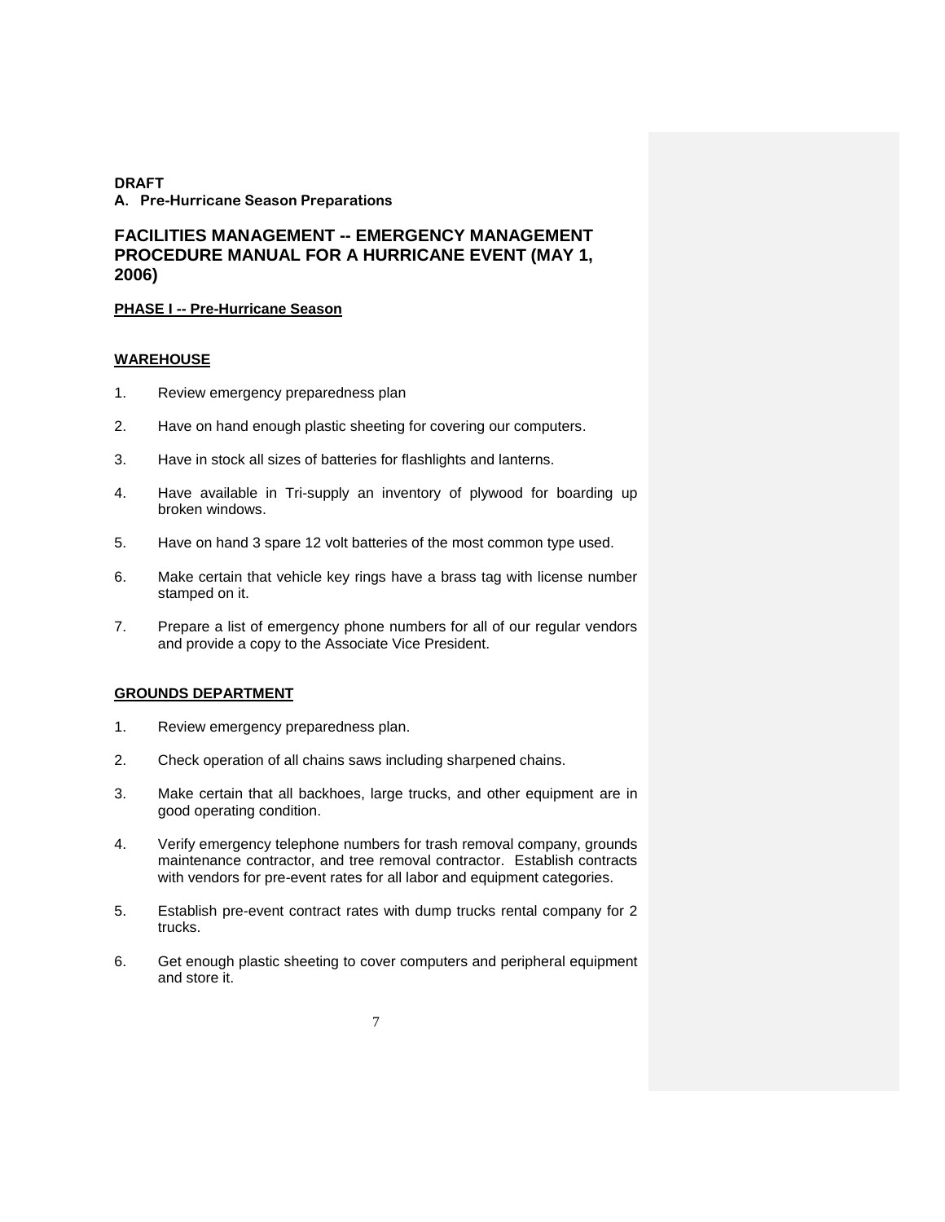**DRAFT**

**A. Pre-Hurricane Season Preparations**

## FACILITIES MANAGEMENT -- EMERGENCY MANAGEMENT PROCEDURE MANUAL FOR A HURRICANE EVENT (MAY 1, 2006)

**PHASE I -- Pre-Hurricane Season**

**WAREHOUSE**

1. Review emergency preparedness plan
2. Have on hand enough plastic sheeting for covering our computers.
3. Have in stock all sizes of batteries for flashlights and lanterns.
4. Have available in Tri-supply an inventory of plywood for boarding up broken windows.
5. Have on hand 3 spare 12 volt batteries of the most common type used.
6. Make certain that vehicle key rings have a brass tag with license number stamped on it.
7. Prepare a list of emergency phone numbers for all of our regular vendors and provide a copy to the Associate Vice President.

**GROUNDS DEPARTMENT**

1. Review emergency preparedness plan.
2. Check operation of all chains saws including sharpened chains.
3. Make certain that all backhoes, large trucks, and other equipment are in good operating condition.
4. Verify emergency telephone numbers for trash removal company, grounds maintenance contractor, and tree removal contractor. Establish contracts with vendors for pre-event rates for all labor and equipment categories.
5. Establish pre-event contract rates with dump trucks rental company for 2 trucks.
6. Get enough plastic sheeting to cover computers and peripheral equipment and store it.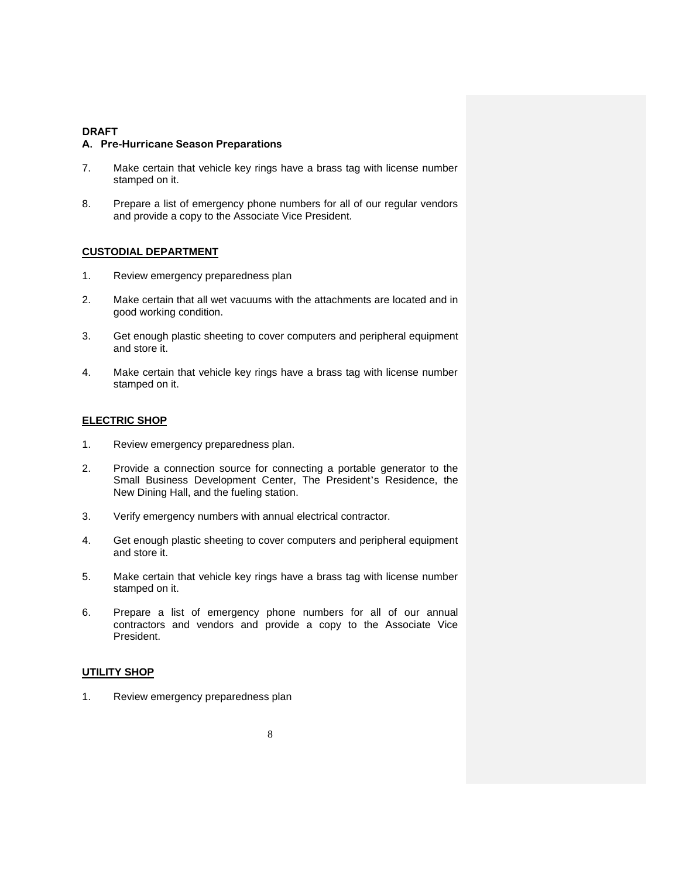**DRAFT**

**A. Pre-Hurricane Season Preparations**

7. Make certain that vehicle key rings have a brass tag with license number stamped on it.

8. Prepare a list of emergency phone numbers for all of our regular vendors and provide a copy to the Associate Vice President.

**CUSTODIAL DEPARTMENT**

1. Review emergency preparedness plan

2. Make certain that all wet vacuums with the attachments are located and in good working condition.

3. Get enough plastic sheeting to cover computers and peripheral equipment and store it.

4. Make certain that vehicle key rings have a brass tag with license number stamped on it.

**ELECTRIC SHOP**

1. Review emergency preparedness plan.

2. Provide a connection source for connecting a portable generator to the Small Business Development Center, The President's Residence, the New Dining Hall, and the fueling station.

3. Verify emergency numbers with annual electrical contractor.

4. Get enough plastic sheeting to cover computers and peripheral equipment and store it.

5. Make certain that vehicle key rings have a brass tag with license number stamped on it.

6. Prepare a list of emergency phone numbers for all of our annual contractors and vendors and provide a copy to the Associate Vice President.

**UTILITY SHOP**

1. Review emergency preparedness plan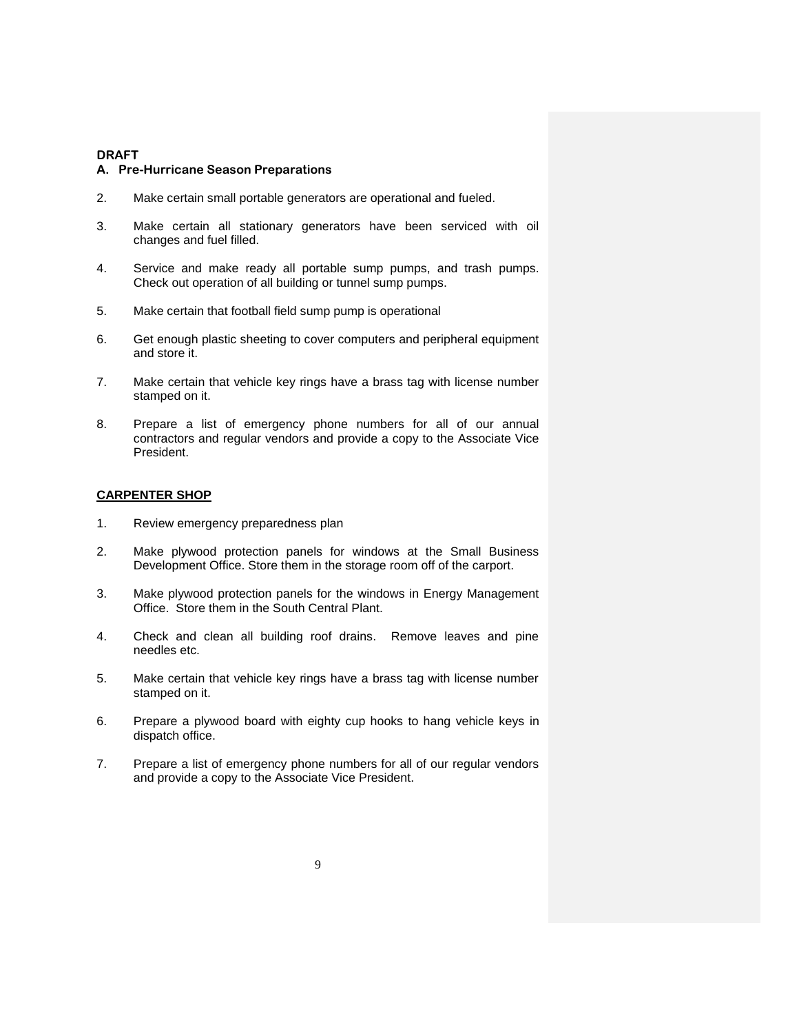**DRAFT**

**A. Pre-Hurricane Season Preparations**

2. Make certain small portable generators are operational and fueled.

3. Make certain all stationary generators have been serviced with oil changes and fuel filled.

4. Service and make ready all portable sump pumps, and trash pumps. Check out operation of all building or tunnel sump pumps.

5. Make certain that football field sump pump is operational

6. Get enough plastic sheeting to cover computers and peripheral equipment and store it.

7. Make certain that vehicle key rings have a brass tag with license number stamped on it.

8. Prepare a list of emergency phone numbers for all of our annual contractors and regular vendors and provide a copy to the Associate Vice President.

**CARPENTER SHOP**

1. Review emergency preparedness plan

2. Make plywood protection panels for windows at the Small Business Development Office. Store them in the storage room off of the carport.

3. Make plywood protection panels for the windows in Energy Management Office. Store them in the South Central Plant.

4. Check and clean all building roof drains. Remove leaves and pine needles etc.

5. Make certain that vehicle key rings have a brass tag with license number stamped on it.

6. Prepare a plywood board with eighty cup hooks to hang vehicle keys in dispatch office.

7. Prepare a list of emergency phone numbers for all of our regular vendors and provide a copy to the Associate Vice President.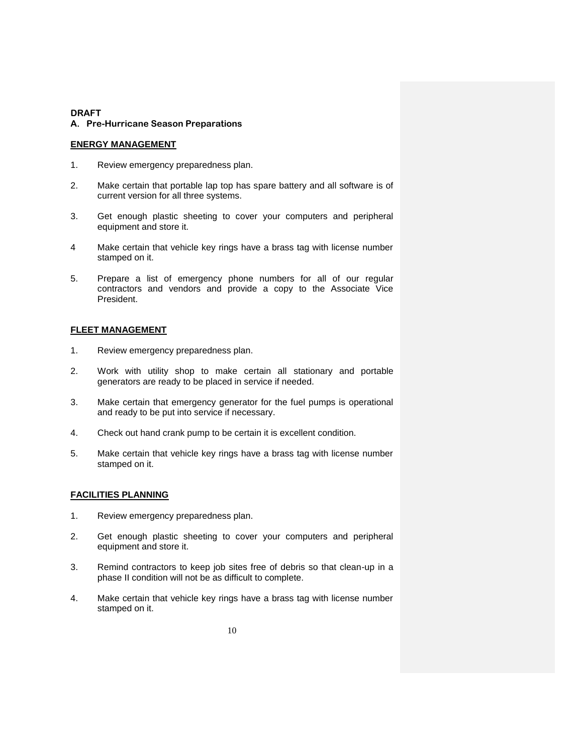**DRAFT**

**A. Pre-Hurricane Season Preparations**

**ENERGY MANAGEMENT**

1. Review emergency preparedness plan.
2. Make certain that portable lap top has spare battery and all software is of current version for all three systems.
3. Get enough plastic sheeting to cover your computers and peripheral equipment and store it.
4. Make certain that vehicle key rings have a brass tag with license number stamped on it.
5. Prepare a list of emergency phone numbers for all of our regular contractors and vendors and provide a copy to the Associate Vice President.

**FLEET MANAGEMENT**

1. Review emergency preparedness plan.
2. Work with utility shop to make certain all stationary and portable generators are ready to be placed in service if needed.
3. Make certain that emergency generator for the fuel pumps is operational and ready to be put into service if necessary.
4. Check out hand crank pump to be certain it is excellent condition.
5. Make certain that vehicle key rings have a brass tag with license number stamped on it.

**FACILITIES PLANNING**

1. Review emergency preparedness plan.
2. Get enough plastic sheeting to cover your computers and peripheral equipment and store it.
3. Remind contractors to keep job sites free of debris so that clean-up in a phase II condition will not be as difficult to complete.
4. Make certain that vehicle key rings have a brass tag with license number stamped on it.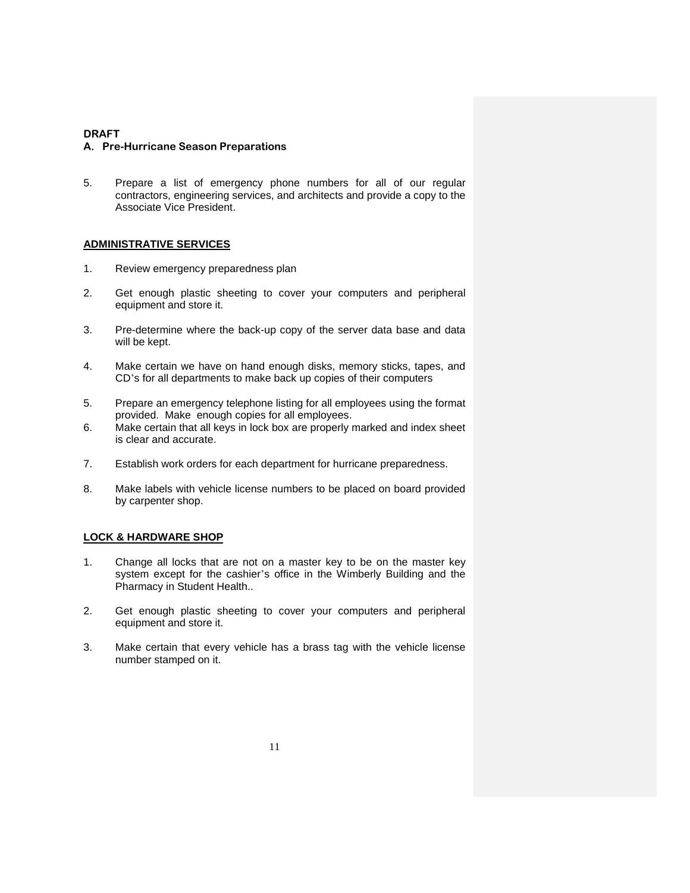**DRAFT**

**A. Pre-Hurricane Season Preparations**

5. Prepare a list of emergency phone numbers for all of our regular contractors, engineering services, and architects and provide a copy to the Associate Vice President.

**ADMINISTRATIVE SERVICES**

1. Review emergency preparedness plan

2. Get enough plastic sheeting to cover your computers and peripheral equipment and store it.

3. Pre-determine where the back-up copy of the server data base and data will be kept.

4. Make certain we have on hand enough disks, memory sticks, tapes, and CD's for all departments to make back up copies of their computers

5. Prepare an emergency telephone listing for all employees using the format provided. Make enough copies for all employees.

6. Make certain that all keys in lock box are properly marked and index sheet is clear and accurate.

7. Establish work orders for each department for hurricane preparedness.

8. Make labels with vehicle license numbers to be placed on board provided by carpenter shop.

**LOCK & HARDWARE SHOP**

1. Change all locks that are not on a master key to be on the master key system except for the cashier's office in the Wimberly Building and the Pharmacy in Student Health..

2. Get enough plastic sheeting to cover your computers and peripheral equipment and store it.

3. Make certain that every vehicle has a brass tag with the vehicle license number stamped on it.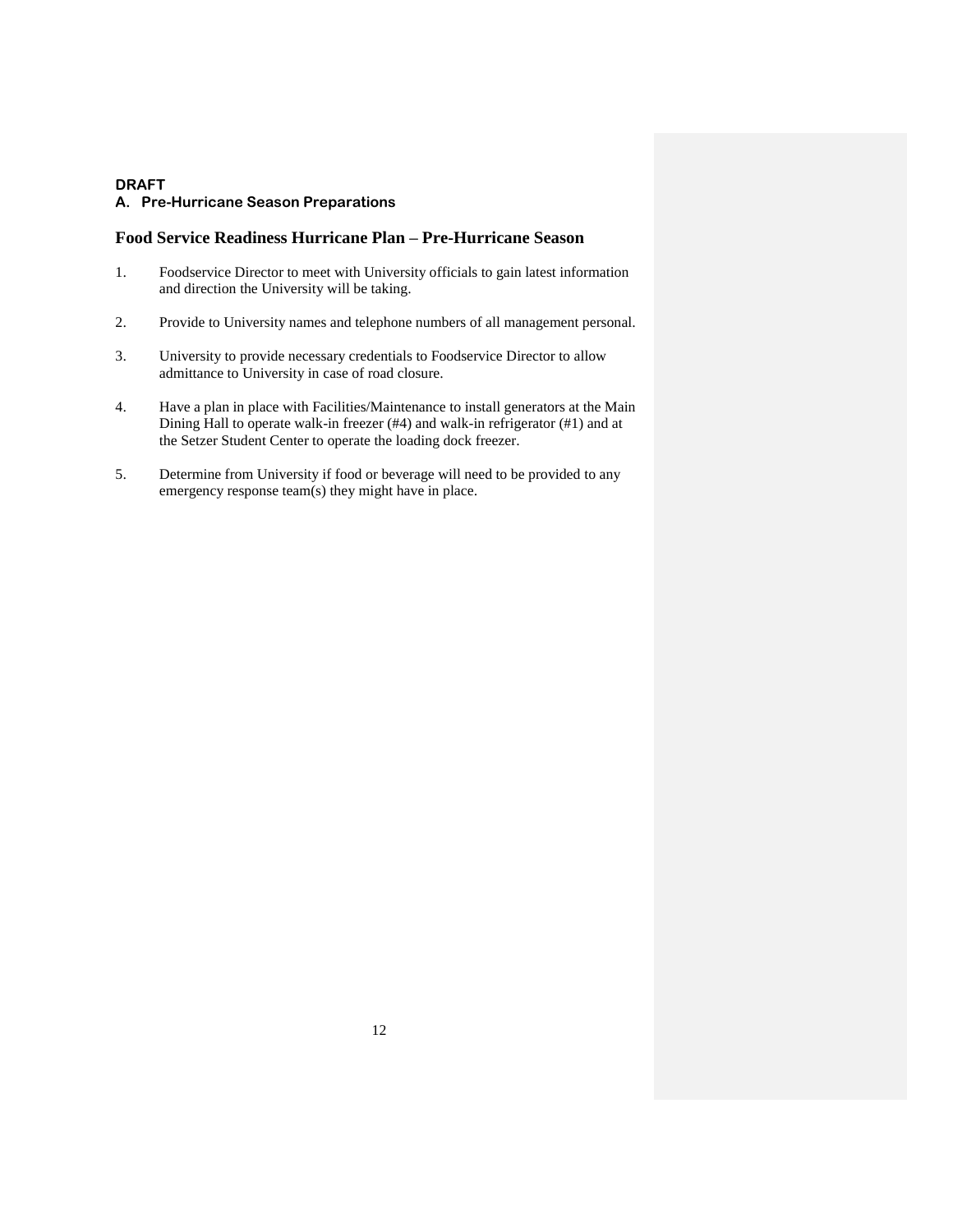**DRAFT**

### A. Pre-Hurricane Season Preparations

## Food Service Readiness Hurricane Plan – Pre-Hurricane Season

1. Foodservice Director to meet with University officials to gain latest information and direction the University will be taking.

2. Provide to University names and telephone numbers of all management personal.

3. University to provide necessary credentials to Foodservice Director to allow admittance to University in case of road closure.

4. Have a plan in place with Facilities/Maintenance to install generators at the Main Dining Hall to operate walk-in freezer (#4) and walk-in refrigerator (#1) and at the Setzer Student Center to operate the loading dock freezer.

5. Determine from University if food or beverage will need to be provided to any emergency response team(s) they might have in place.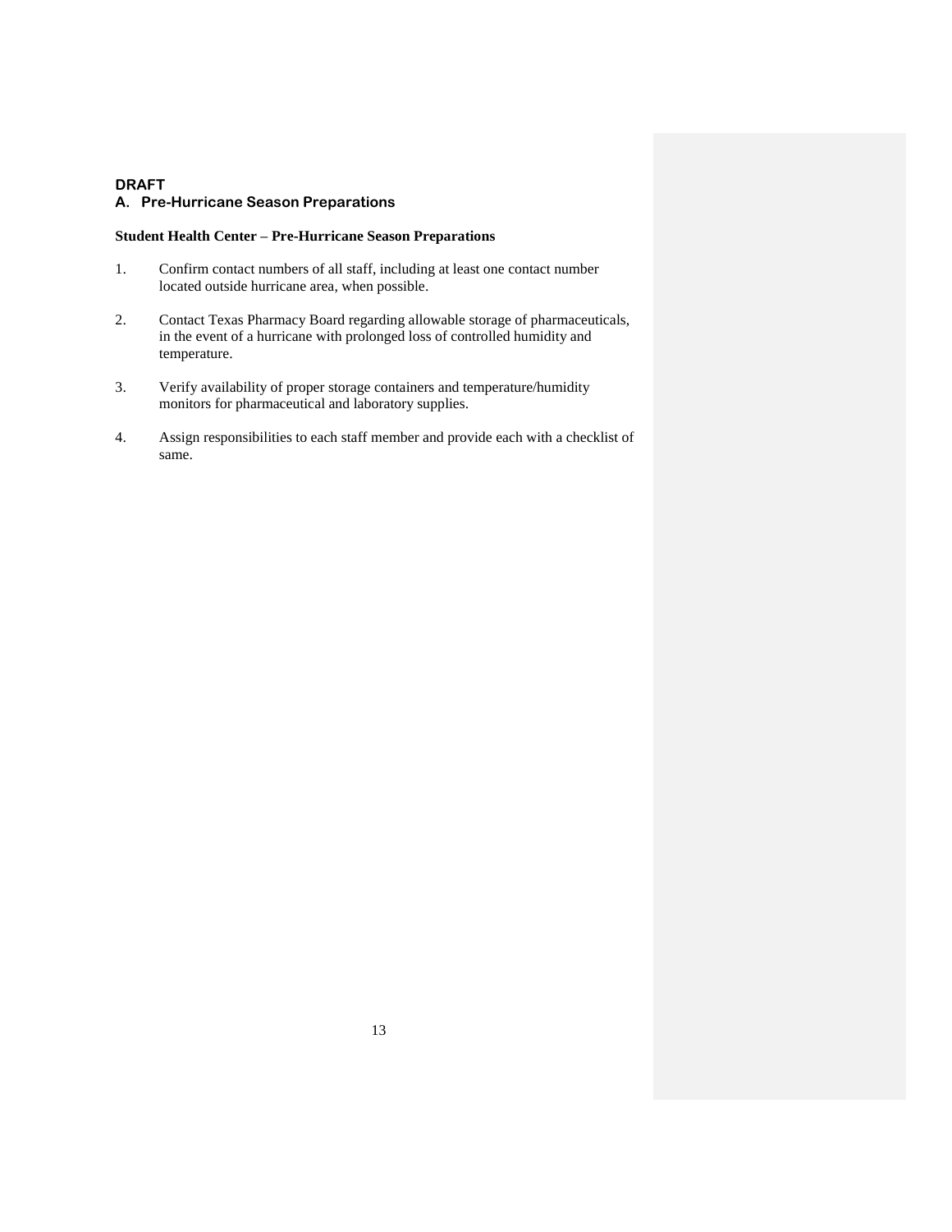**DRAFT**

## A. Pre-Hurricane Season Preparations

**Student Health Center – Pre-Hurricane Season Preparations**

1. Confirm contact numbers of all staff, including at least one contact number located outside hurricane area, when possible.

2. Contact Texas Pharmacy Board regarding allowable storage of pharmaceuticals, in the event of a hurricane with prolonged loss of controlled humidity and temperature.

3. Verify availability of proper storage containers and temperature/humidity monitors for pharmaceutical and laboratory supplies.

4. Assign responsibilities to each staff member and provide each with a checklist of same.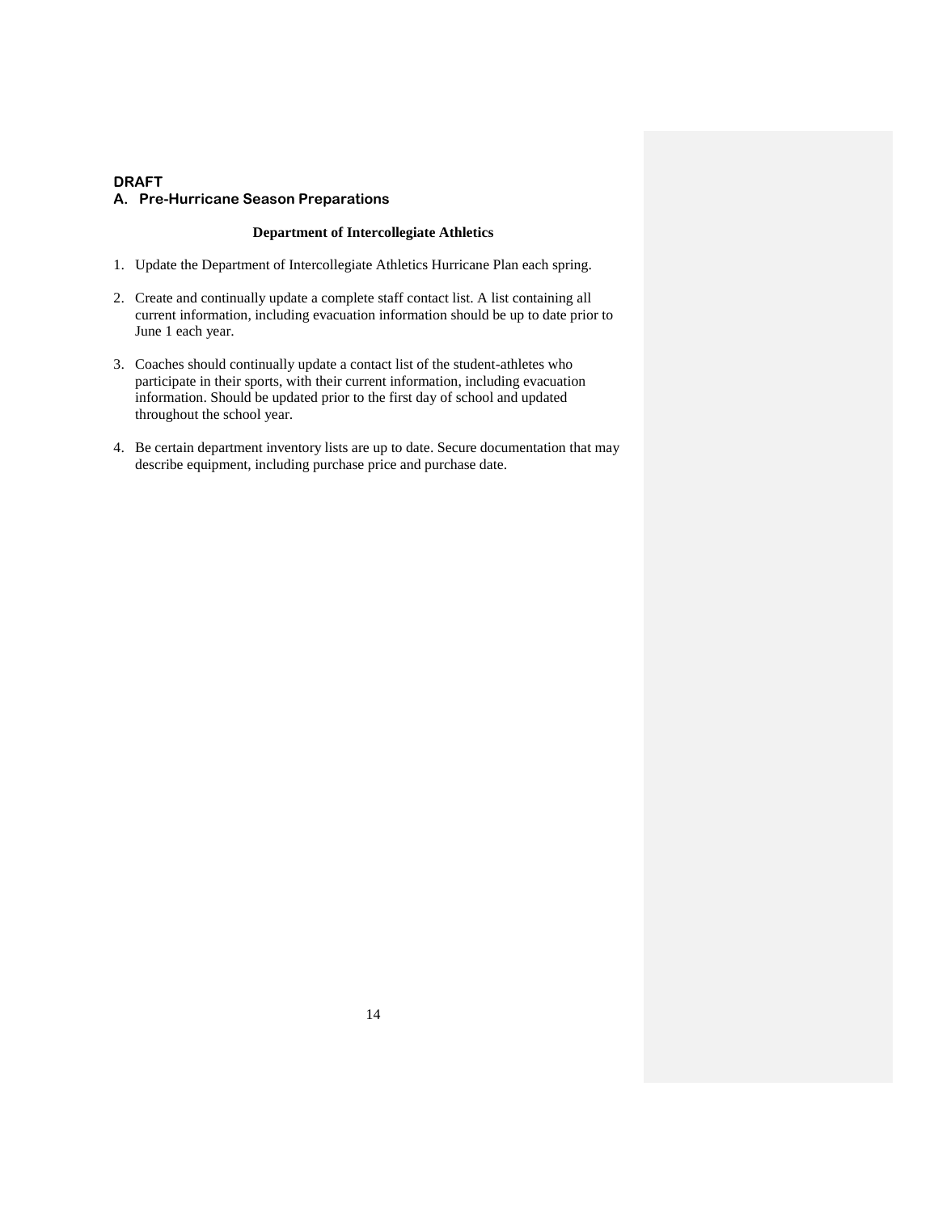**DRAFT**

## A. Pre-Hurricane Season Preparations

### Department of Intercollegiate Athletics

1. Update the Department of Intercollegiate Athletics Hurricane Plan each spring.

2. Create and continually update a complete staff contact list. A list containing all current information, including evacuation information should be up to date prior to June 1 each year.

3. Coaches should continually update a contact list of the student-athletes who participate in their sports, with their current information, including evacuation information. Should be updated prior to the first day of school and updated throughout the school year.

4. Be certain department inventory lists are up to date. Secure documentation that may describe equipment, including purchase price and purchase date.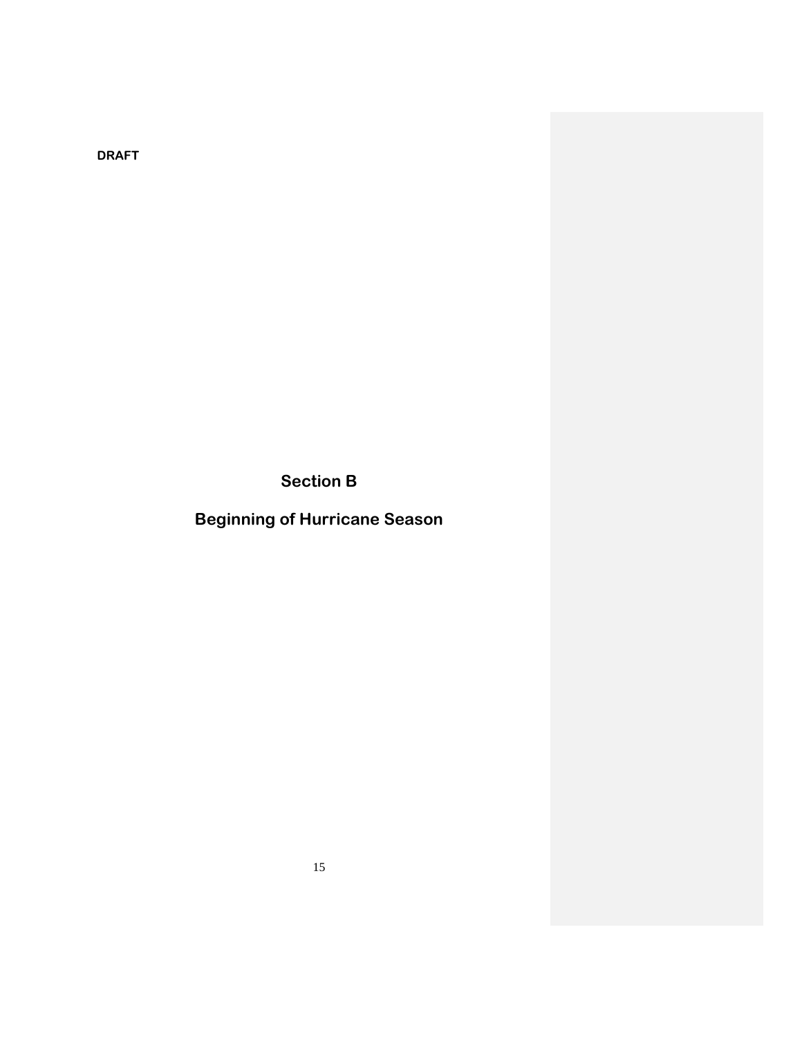DRAFT

# Section B

# Beginning of Hurricane Season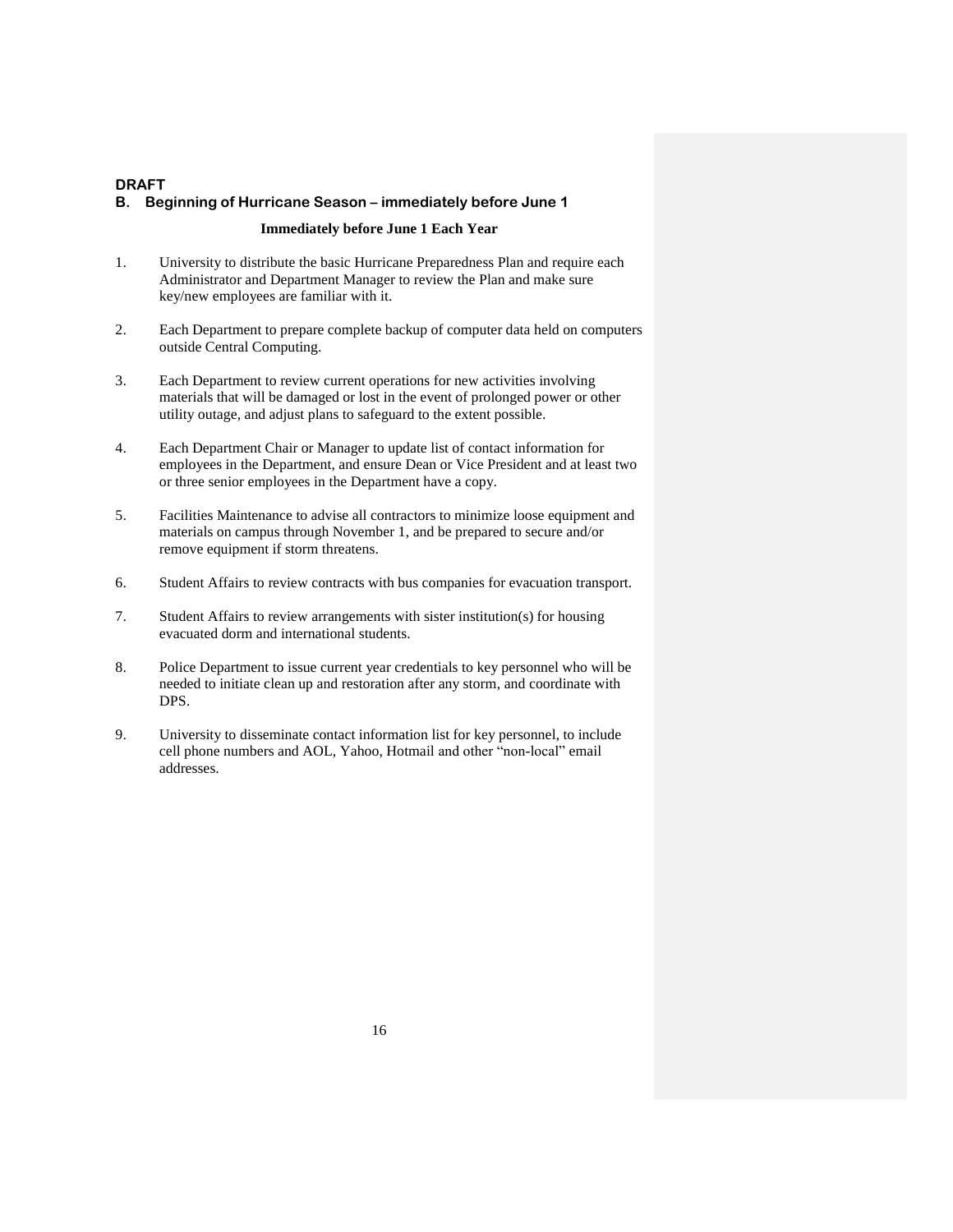**DRAFT**

## B. Beginning of Hurricane Season – immediately before June 1

**Immediately before June 1 Each Year**

1. University to distribute the basic Hurricane Preparedness Plan and require each Administrator and Department Manager to review the Plan and make sure key/new employees are familiar with it.

2. Each Department to prepare complete backup of computer data held on computers outside Central Computing.

3. Each Department to review current operations for new activities involving materials that will be damaged or lost in the event of prolonged power or other utility outage, and adjust plans to safeguard to the extent possible.

4. Each Department Chair or Manager to update list of contact information for employees in the Department, and ensure Dean or Vice President and at least two or three senior employees in the Department have a copy.

5. Facilities Maintenance to advise all contractors to minimize loose equipment and materials on campus through November 1, and be prepared to secure and/or remove equipment if storm threatens.

6. Student Affairs to review contracts with bus companies for evacuation transport.

7. Student Affairs to review arrangements with sister institution(s) for housing evacuated dorm and international students.

8. Police Department to issue current year credentials to key personnel who will be needed to initiate clean up and restoration after any storm, and coordinate with DPS.

9. University to disseminate contact information list for key personnel, to include cell phone numbers and AOL, Yahoo, Hotmail and other "non-local" email addresses.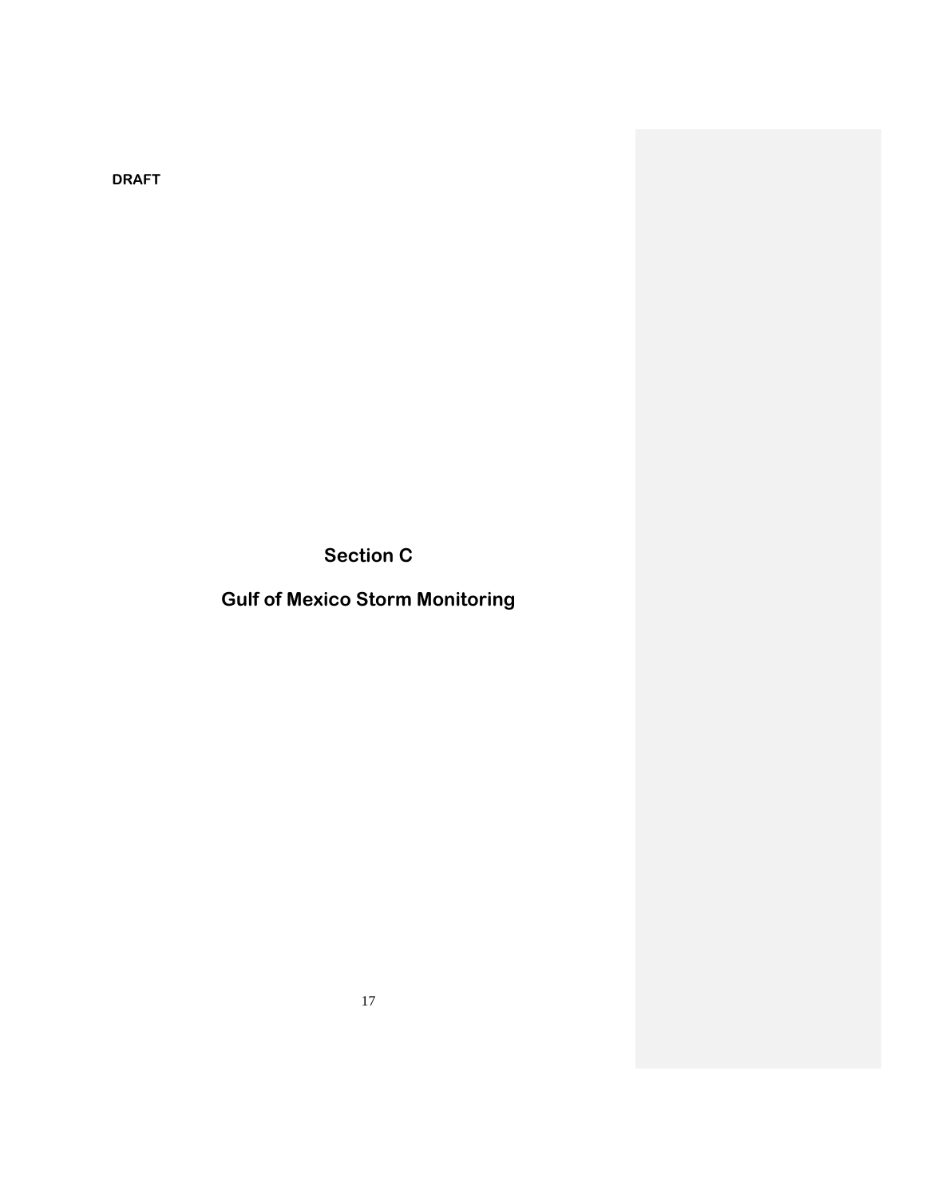DRAFT

# Section C

# Gulf of Mexico Storm Monitoring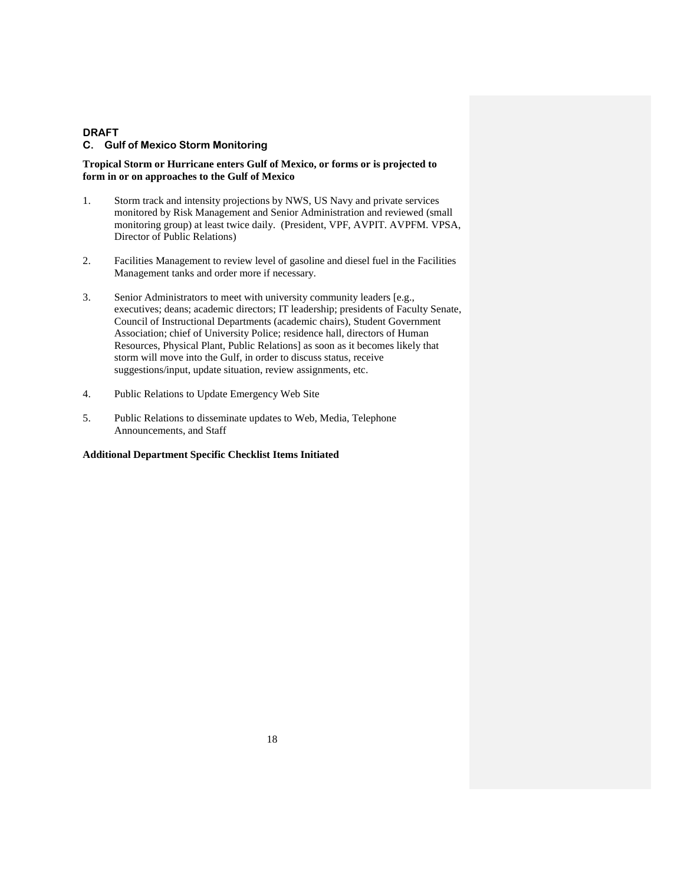**DRAFT**

### C. Gulf of Mexico Storm Monitoring

**Tropical Storm or Hurricane enters Gulf of Mexico, or forms or is projected to form in or on approaches to the Gulf of Mexico**

1. Storm track and intensity projections by NWS, US Navy and private services monitored by Risk Management and Senior Administration and reviewed (small monitoring group) at least twice daily. (President, VPF, AVPIT. AVPFM. VPSA, Director of Public Relations)

2. Facilities Management to review level of gasoline and diesel fuel in the Facilities Management tanks and order more if necessary.

3. Senior Administrators to meet with university community leaders [e.g., executives; deans; academic directors; IT leadership; presidents of Faculty Senate, Council of Instructional Departments (academic chairs), Student Government Association; chief of University Police; residence hall, directors of Human Resources, Physical Plant, Public Relations] as soon as it becomes likely that storm will move into the Gulf, in order to discuss status, receive suggestions/input, update situation, review assignments, etc.

4. Public Relations to Update Emergency Web Site

5. Public Relations to disseminate updates to Web, Media, Telephone Announcements, and Staff

**Additional Department Specific Checklist Items Initiated**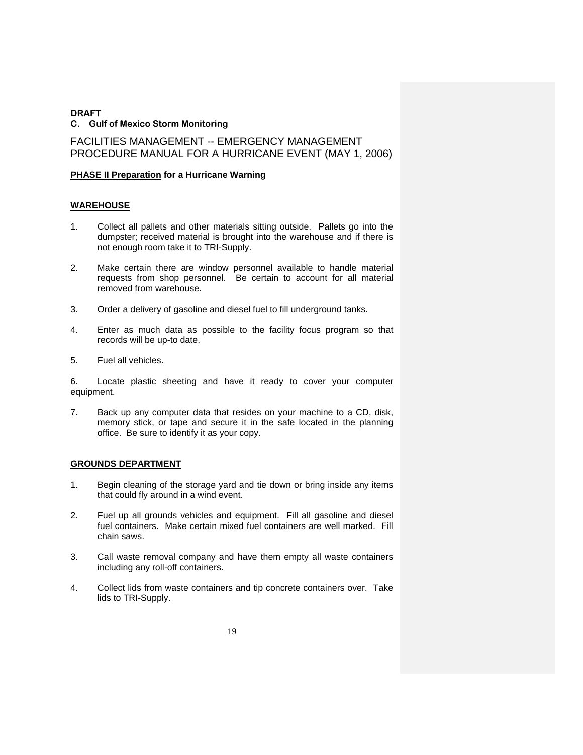**DRAFT**

**C. Gulf of Mexico Storm Monitoring**

FACILITIES MANAGEMENT -- EMERGENCY MANAGEMENT PROCEDURE MANUAL FOR A HURRICANE EVENT (MAY 1, 2006)

**PHASE II Preparation for a Hurricane Warning**

**WAREHOUSE**

1. Collect all pallets and other materials sitting outside. Pallets go into the dumpster; received material is brought into the warehouse and if there is not enough room take it to TRI-Supply.

2. Make certain there are window personnel available to handle material requests from shop personnel. Be certain to account for all material removed from warehouse.

3. Order a delivery of gasoline and diesel fuel to fill underground tanks.

4. Enter as much data as possible to the facility focus program so that records will be up-to date.

5. Fuel all vehicles.

6. Locate plastic sheeting and have it ready to cover your computer equipment.

7. Back up any computer data that resides on your machine to a CD, disk, memory stick, or tape and secure it in the safe located in the planning office. Be sure to identify it as your copy.

**GROUNDS DEPARTMENT**

1. Begin cleaning of the storage yard and tie down or bring inside any items that could fly around in a wind event.

2. Fuel up all grounds vehicles and equipment. Fill all gasoline and diesel fuel containers. Make certain mixed fuel containers are well marked. Fill chain saws.

3. Call waste removal company and have them empty all waste containers including any roll-off containers.

4. Collect lids from waste containers and tip concrete containers over. Take lids to TRI-Supply.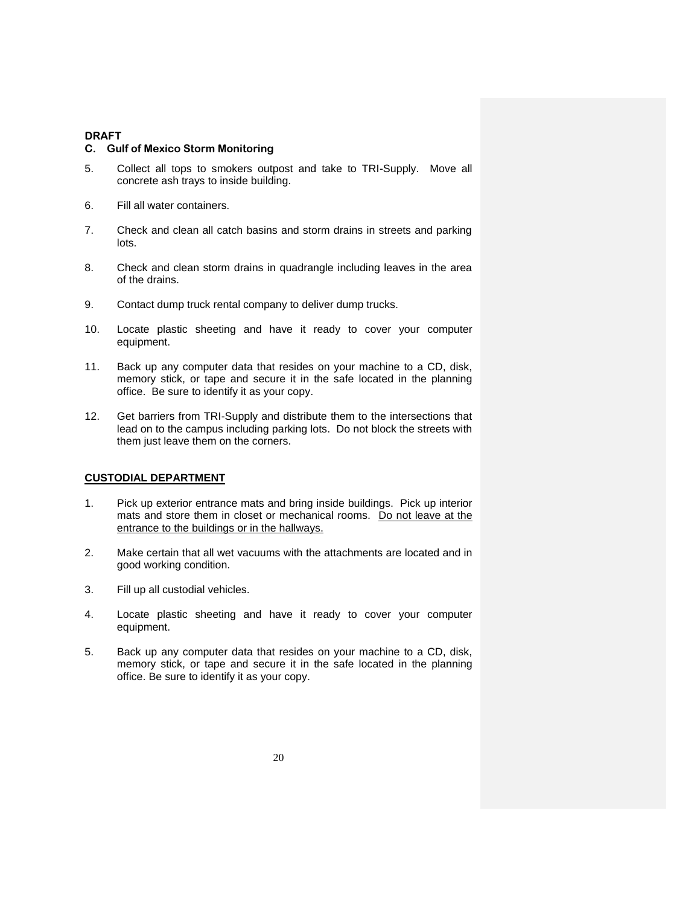**DRAFT**

**C. Gulf of Mexico Storm Monitoring**

5. Collect all tops to smokers outpost and take to TRI-Supply. Move all concrete ash trays to inside building.

6. Fill all water containers.

7. Check and clean all catch basins and storm drains in streets and parking lots.

8. Check and clean storm drains in quadrangle including leaves in the area of the drains.

9. Contact dump truck rental company to deliver dump trucks.

10. Locate plastic sheeting and have it ready to cover your computer equipment.

11. Back up any computer data that resides on your machine to a CD, disk, memory stick, or tape and secure it in the safe located in the planning office. Be sure to identify it as your copy.

12. Get barriers from TRI-Supply and distribute them to the intersections that lead on to the campus including parking lots. Do not block the streets with them just leave them on the corners.

**<u>CUSTODIAL DEPARTMENT</u>**

1. Pick up exterior entrance mats and bring inside buildings. Pick up interior mats and store them in closet or mechanical rooms. <u>Do not leave at the entrance to the buildings or in the hallways.</u>

2. Make certain that all wet vacuums with the attachments are located and in good working condition.

3. Fill up all custodial vehicles.

4. Locate plastic sheeting and have it ready to cover your computer equipment.

5. Back up any computer data that resides on your machine to a CD, disk, memory stick, or tape and secure it in the safe located in the planning office. Be sure to identify it as your copy.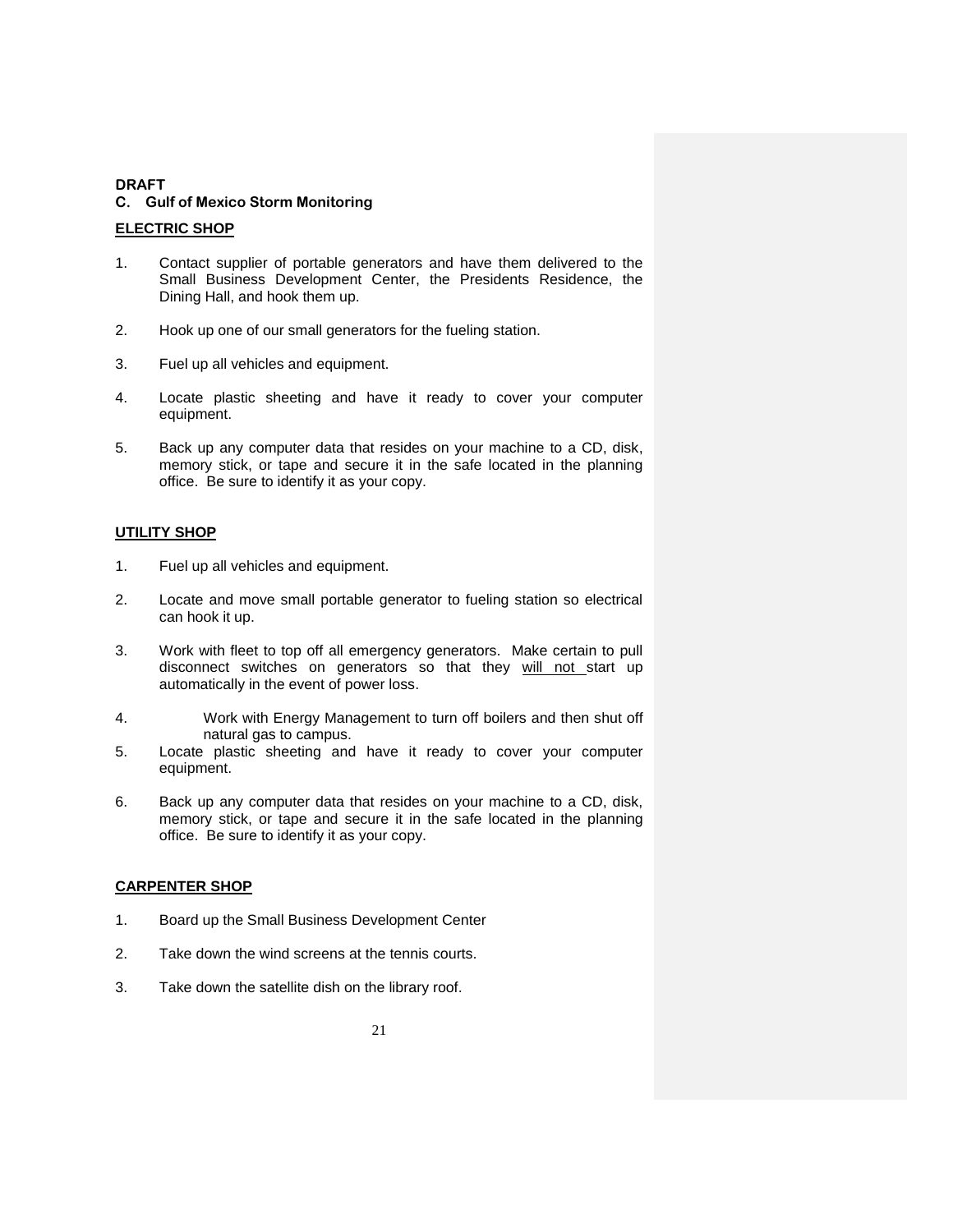**DRAFT**

**C. Gulf of Mexico Storm Monitoring**

**ELECTRIC SHOP**

1. Contact supplier of portable generators and have them delivered to the Small Business Development Center, the Presidents Residence, the Dining Hall, and hook them up.

2. Hook up one of our small generators for the fueling station.

3. Fuel up all vehicles and equipment.

4. Locate plastic sheeting and have it ready to cover your computer equipment.

5. Back up any computer data that resides on your machine to a CD, disk, memory stick, or tape and secure it in the safe located in the planning office. Be sure to identify it as your copy.

**UTILITY SHOP**

1. Fuel up all vehicles and equipment.

2. Locate and move small portable generator to fueling station so electrical can hook it up.

3. Work with fleet to top off all emergency generators. Make certain to pull disconnect switches on generators so that they <u>will not</u> start up automatically in the event of power loss.

4. Work with Energy Management to turn off boilers and then shut off natural gas to campus.

5. Locate plastic sheeting and have it ready to cover your computer equipment.

6. Back up any computer data that resides on your machine to a CD, disk, memory stick, or tape and secure it in the safe located in the planning office. Be sure to identify it as your copy.

**CARPENTER SHOP**

1. Board up the Small Business Development Center

2. Take down the wind screens at the tennis courts.

3. Take down the satellite dish on the library roof.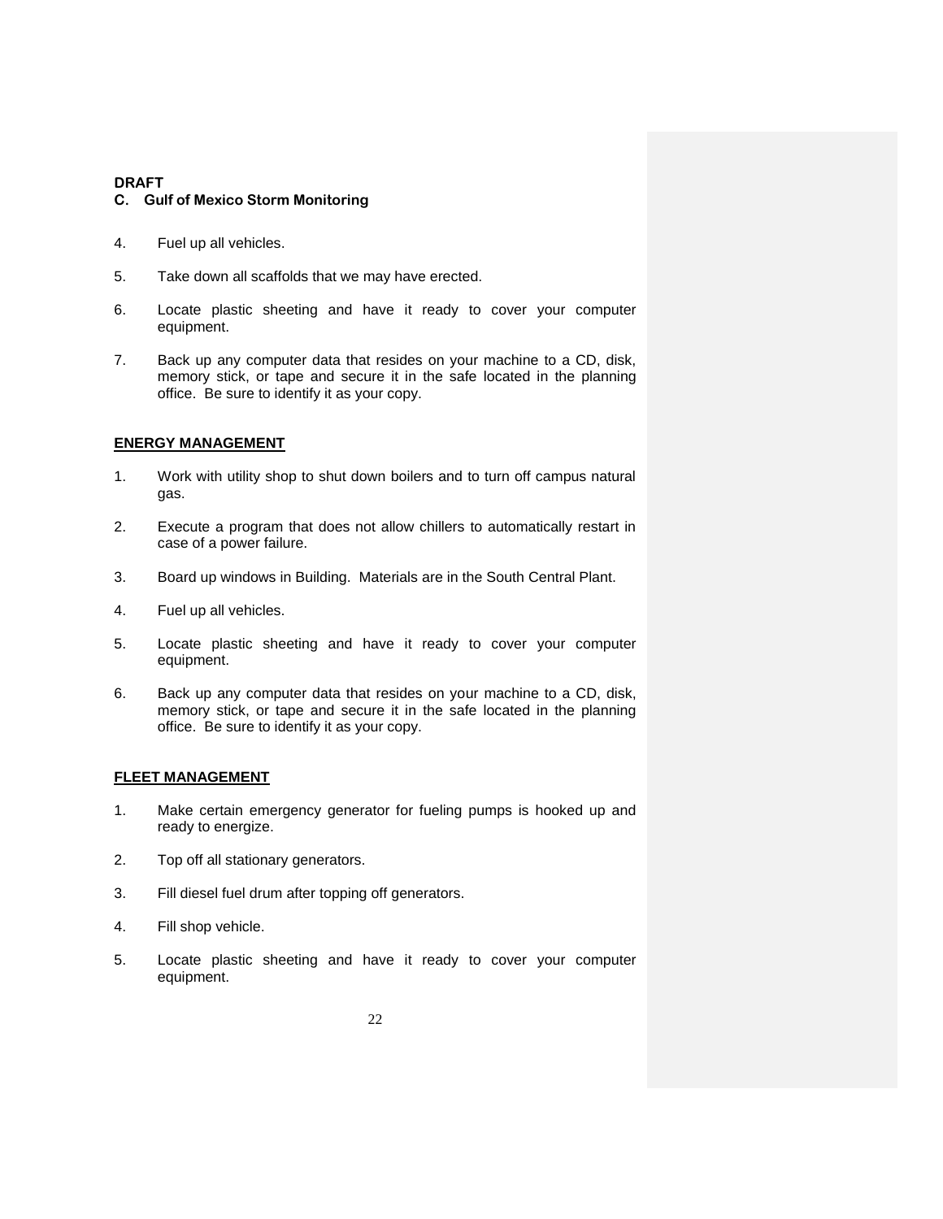**DRAFT**

**C. Gulf of Mexico Storm Monitoring**

4. Fuel up all vehicles.

5. Take down all scaffolds that we may have erected.

6. Locate plastic sheeting and have it ready to cover your computer equipment.

7. Back up any computer data that resides on your machine to a CD, disk, memory stick, or tape and secure it in the safe located in the planning office. Be sure to identify it as your copy.

**ENERGY MANAGEMENT**

1. Work with utility shop to shut down boilers and to turn off campus natural gas.

2. Execute a program that does not allow chillers to automatically restart in case of a power failure.

3. Board up windows in Building. Materials are in the South Central Plant.

4. Fuel up all vehicles.

5. Locate plastic sheeting and have it ready to cover your computer equipment.

6. Back up any computer data that resides on your machine to a CD, disk, memory stick, or tape and secure it in the safe located in the planning office. Be sure to identify it as your copy.

**FLEET MANAGEMENT**

1. Make certain emergency generator for fueling pumps is hooked up and ready to energize.

2. Top off all stationary generators.

3. Fill diesel fuel drum after topping off generators.

4. Fill shop vehicle.

5. Locate plastic sheeting and have it ready to cover your computer equipment.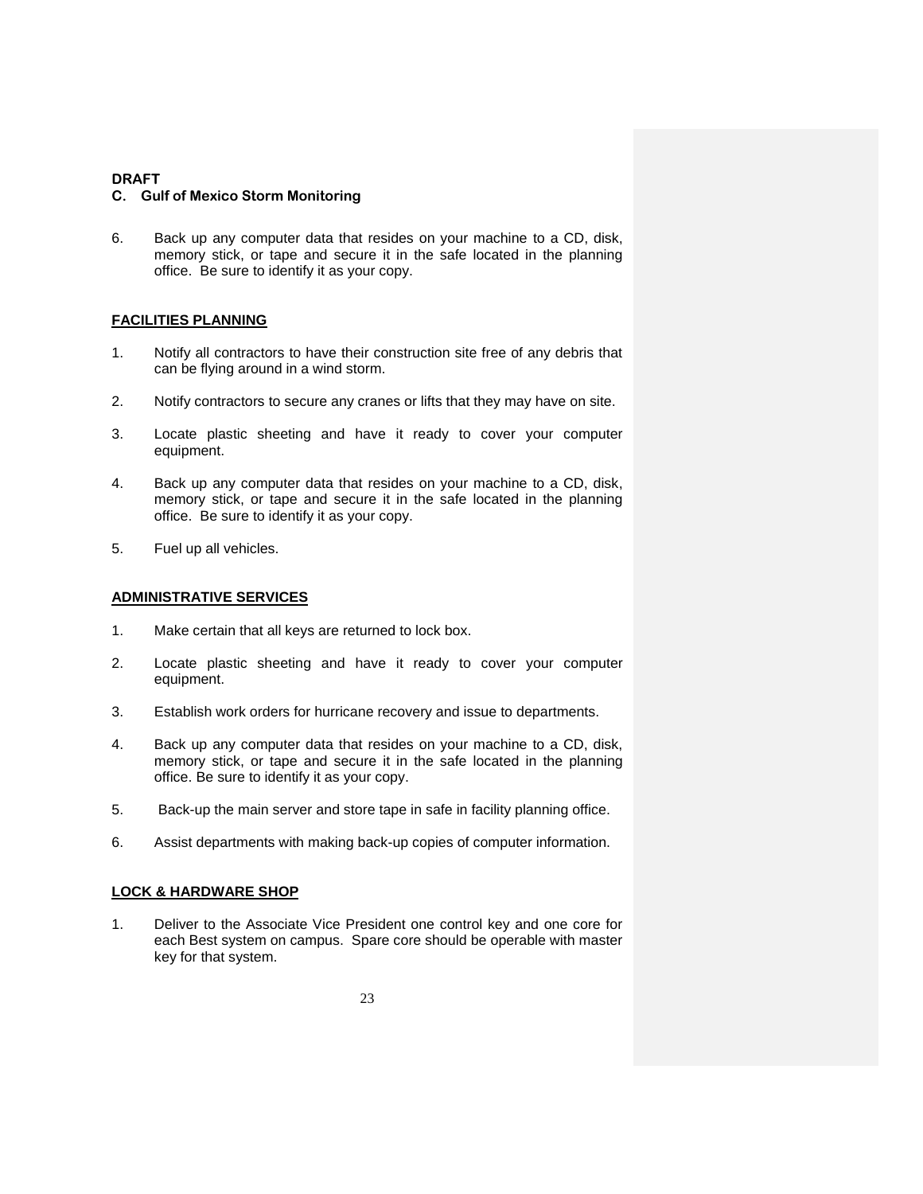**DRAFT**

**C. Gulf of Mexico Storm Monitoring**

6. Back up any computer data that resides on your machine to a CD, disk, memory stick, or tape and secure it in the safe located in the planning office. Be sure to identify it as your copy.

**FACILITIES PLANNING**

1. Notify all contractors to have their construction site free of any debris that can be flying around in a wind storm.
2. Notify contractors to secure any cranes or lifts that they may have on site.
3. Locate plastic sheeting and have it ready to cover your computer equipment.
4. Back up any computer data that resides on your machine to a CD, disk, memory stick, or tape and secure it in the safe located in the planning office. Be sure to identify it as your copy.
5. Fuel up all vehicles.

**ADMINISTRATIVE SERVICES**

1. Make certain that all keys are returned to lock box.
2. Locate plastic sheeting and have it ready to cover your computer equipment.
3. Establish work orders for hurricane recovery and issue to departments.
4. Back up any computer data that resides on your machine to a CD, disk, memory stick, or tape and secure it in the safe located in the planning office. Be sure to identify it as your copy.
5. Back-up the main server and store tape in safe in facility planning office.
6. Assist departments with making back-up copies of computer information.

**LOCK & HARDWARE SHOP**

1. Deliver to the Associate Vice President one control key and one core for each Best system on campus. Spare core should be operable with master key for that system.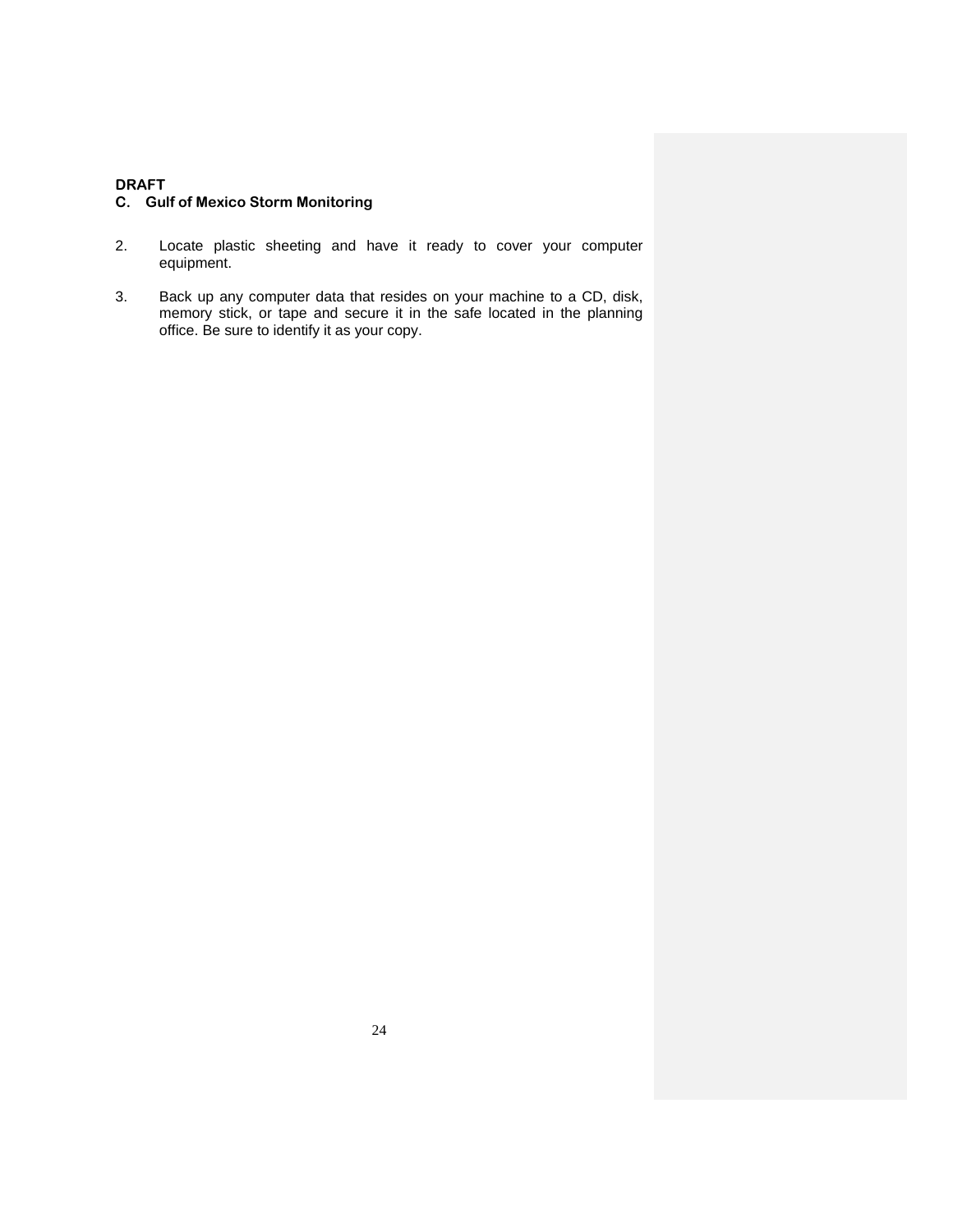**DRAFT**

### C. Gulf of Mexico Storm Monitoring

2. Locate plastic sheeting and have it ready to cover your computer equipment.

3. Back up any computer data that resides on your machine to a CD, disk, memory stick, or tape and secure it in the safe located in the planning office. Be sure to identify it as your copy.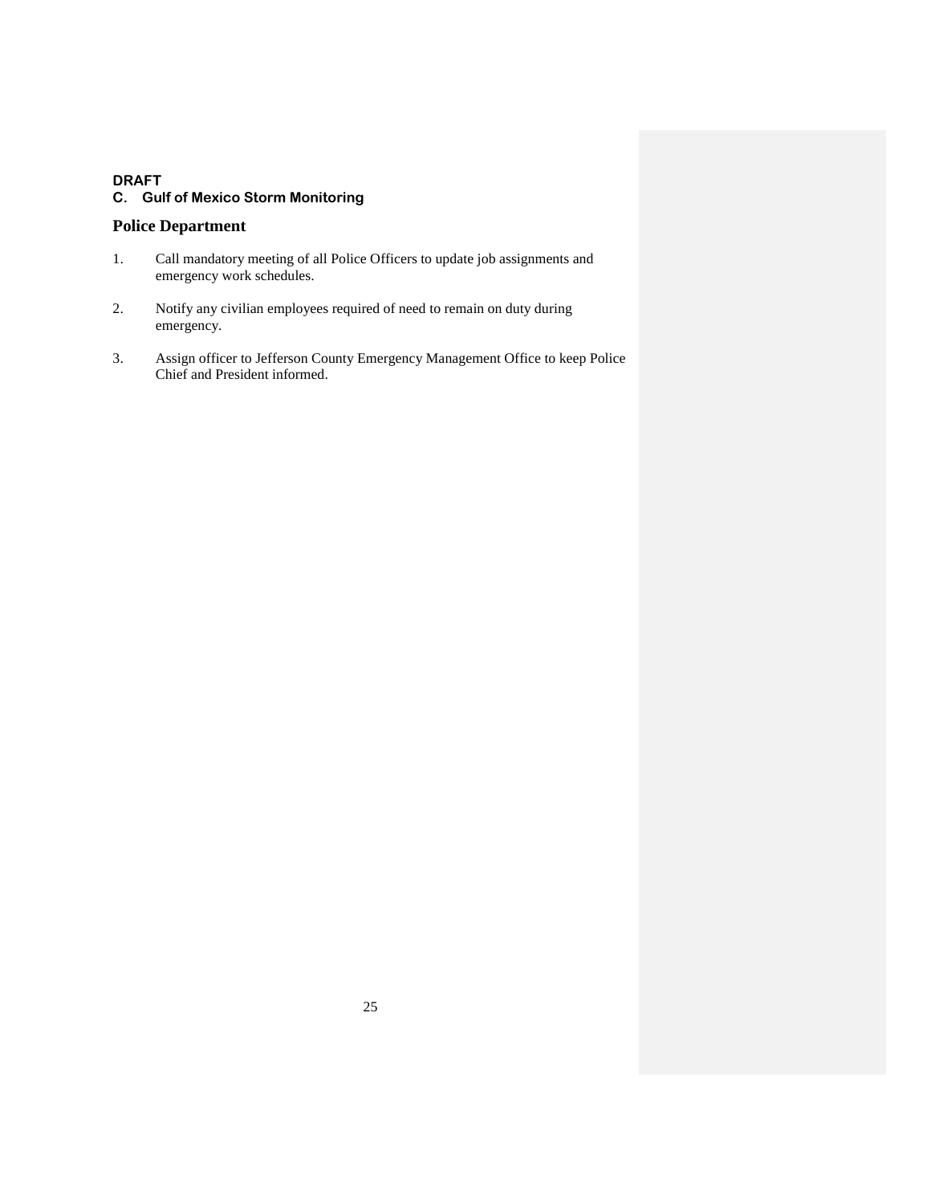**DRAFT**

**C. Gulf of Mexico Storm Monitoring**

## Police Department

1. Call mandatory meeting of all Police Officers to update job assignments and emergency work schedules.

2. Notify any civilian employees required of need to remain on duty during emergency.

3. Assign officer to Jefferson County Emergency Management Office to keep Police Chief and President informed.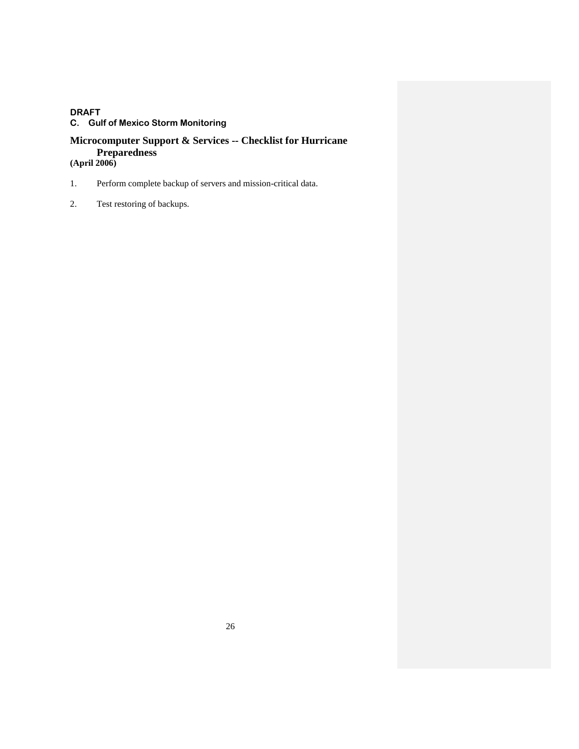**DRAFT**

**C. Gulf of Mexico Storm Monitoring**

## Microcomputer Support & Services -- Checklist for Hurricane Preparedness

**(April 2006)**

1. Perform complete backup of servers and mission-critical data.

2. Test restoring of backups.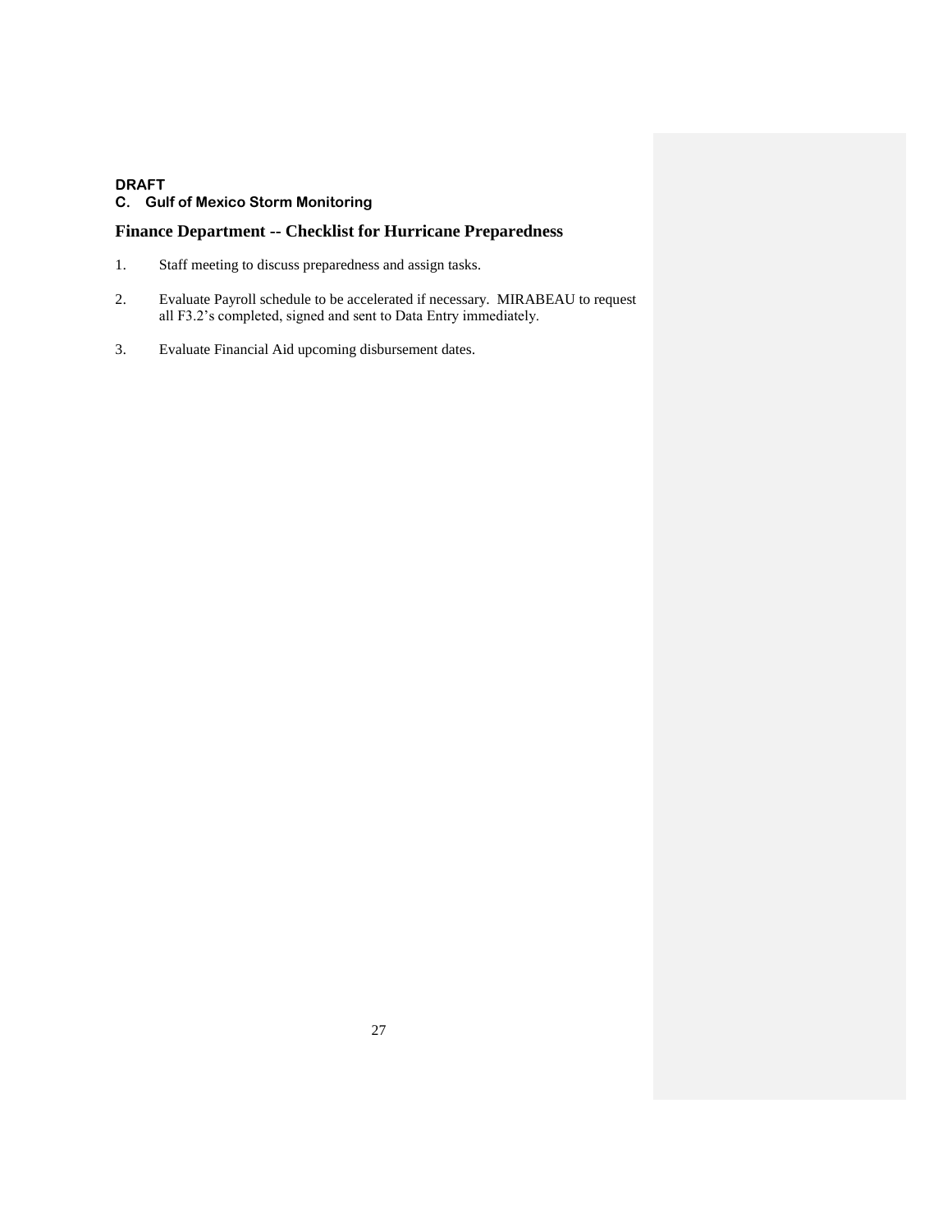**DRAFT**

**C. Gulf of Mexico Storm Monitoring**

## Finance Department -- Checklist for Hurricane Preparedness

1. Staff meeting to discuss preparedness and assign tasks.

2. Evaluate Payroll schedule to be accelerated if necessary. MIRABEAU to request all F3.2's completed, signed and sent to Data Entry immediately.

3. Evaluate Financial Aid upcoming disbursement dates.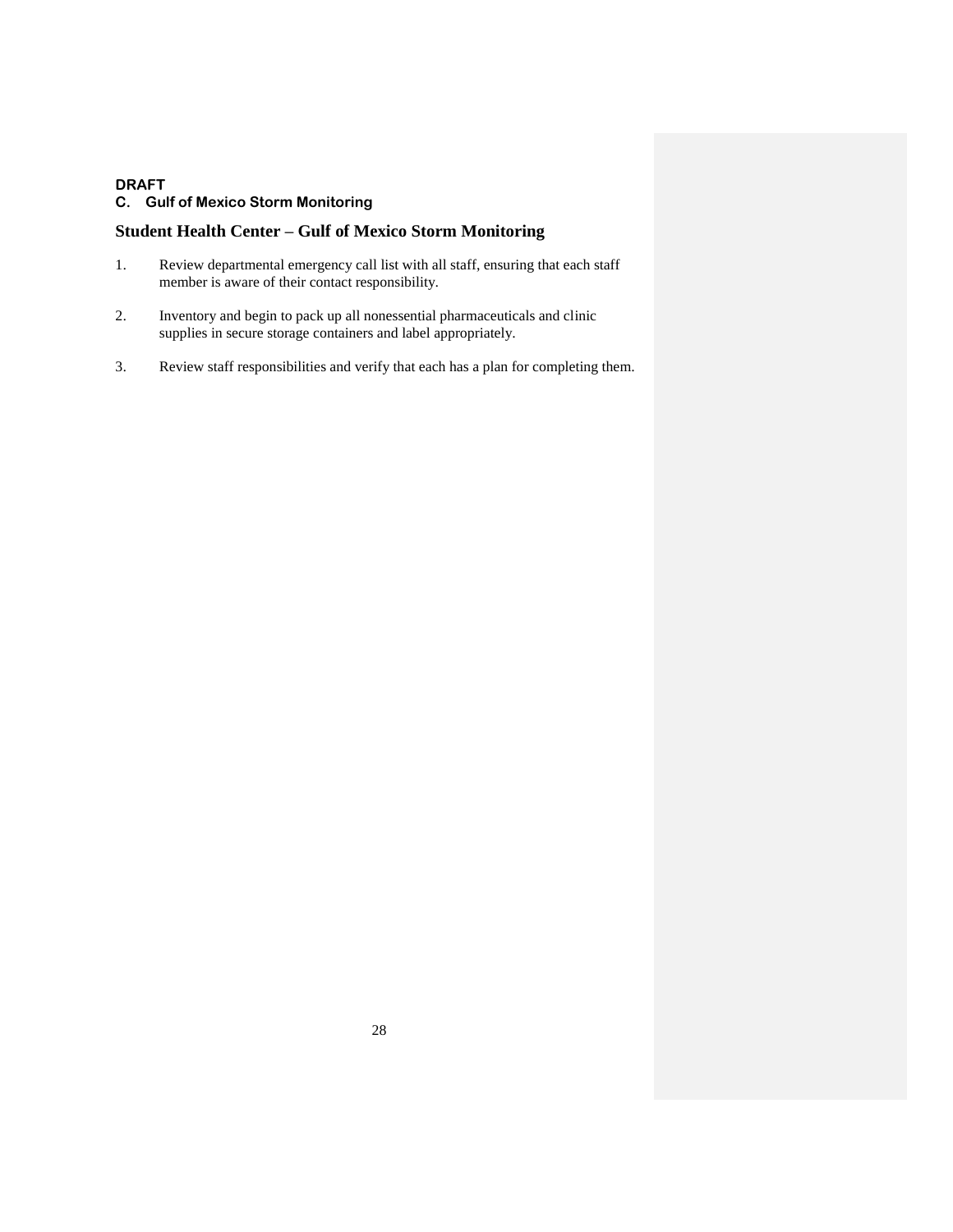**DRAFT**

### C. Gulf of Mexico Storm Monitoring

## Student Health Center – Gulf of Mexico Storm Monitoring

1. Review departmental emergency call list with all staff, ensuring that each staff member is aware of their contact responsibility.

2. Inventory and begin to pack up all nonessential pharmaceuticals and clinic supplies in secure storage containers and label appropriately.

3. Review staff responsibilities and verify that each has a plan for completing them.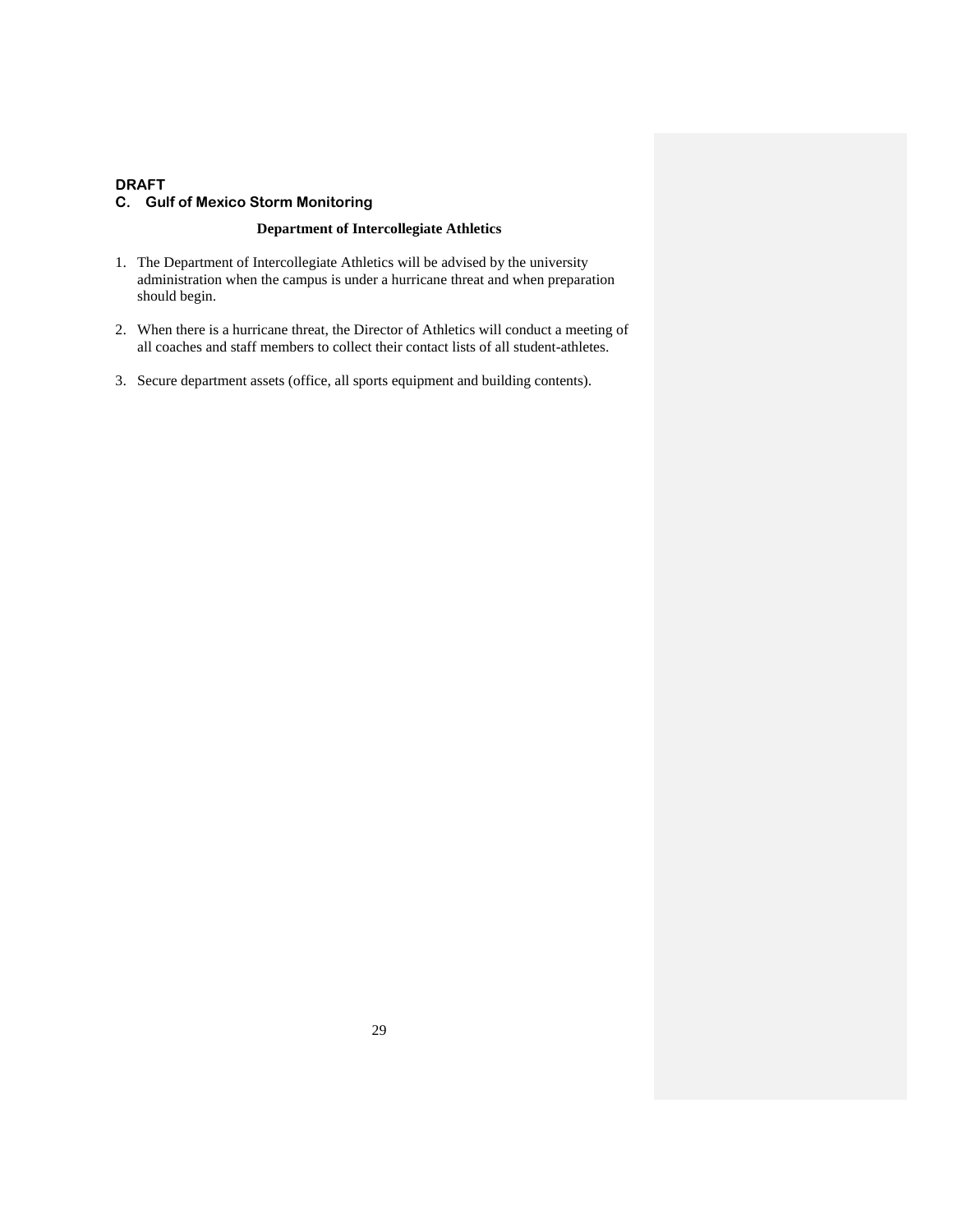**DRAFT**

### C. Gulf of Mexico Storm Monitoring

**Department of Intercollegiate Athletics**

1. The Department of Intercollegiate Athletics will be advised by the university administration when the campus is under a hurricane threat and when preparation should begin.

2. When there is a hurricane threat, the Director of Athletics will conduct a meeting of all coaches and staff members to collect their contact lists of all student-athletes.

3. Secure department assets (office, all sports equipment and building contents).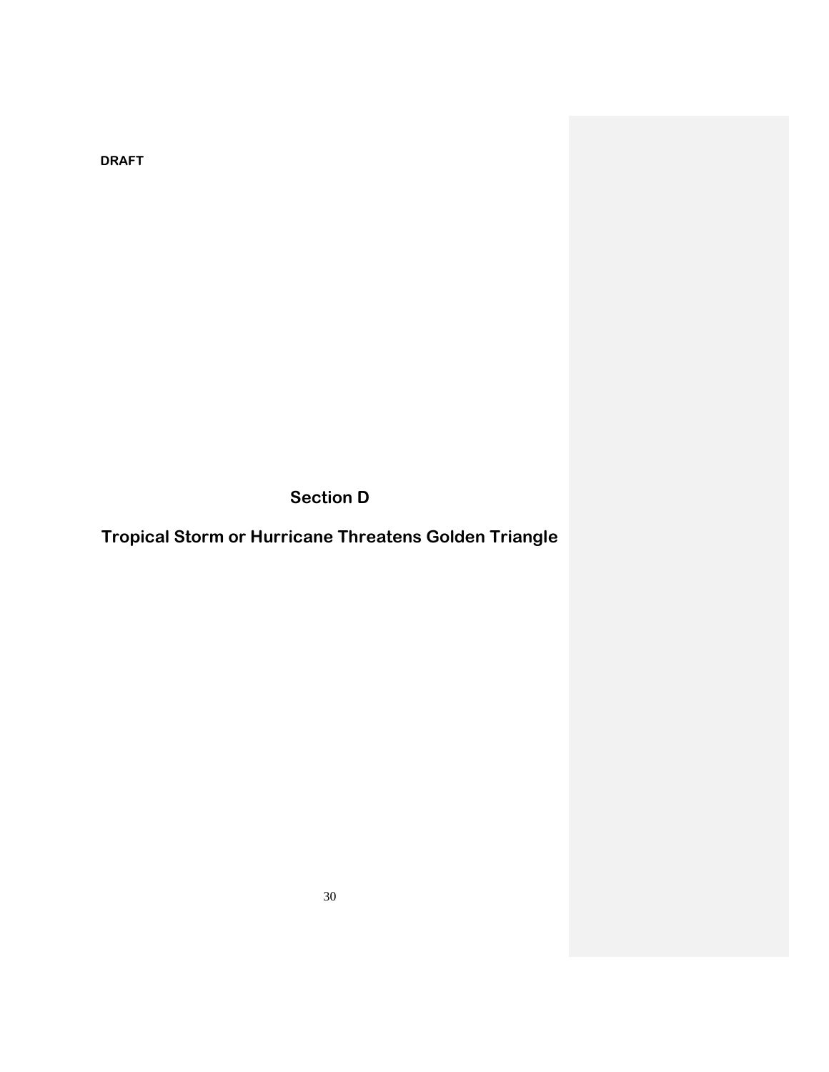DRAFT

# Section D

# Tropical Storm or Hurricane Threatens Golden Triangle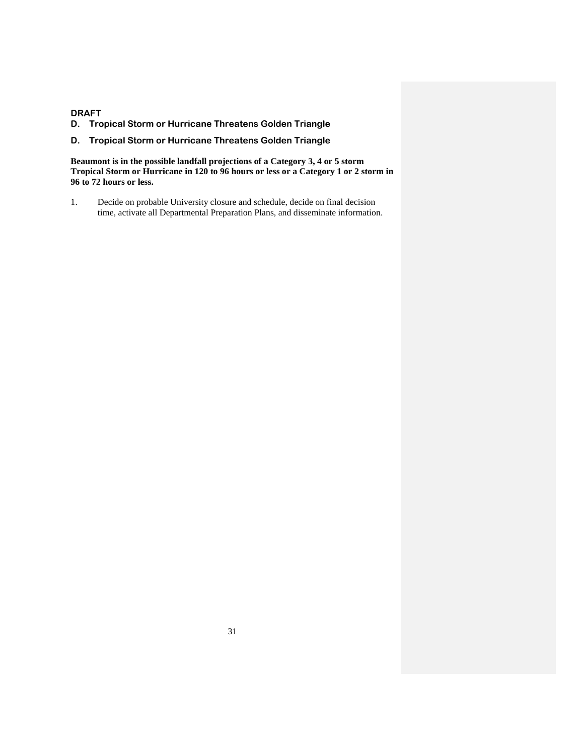**DRAFT**

## D. Tropical Storm or Hurricane Threatens Golden Triangle

## D. Tropical Storm or Hurricane Threatens Golden Triangle

**Beaumont is in the possible landfall projections of a Category 3, 4 or 5 storm Tropical Storm or Hurricane in 120 to 96 hours or less or a Category 1 or 2 storm in 96 to 72 hours or less.**

1. Decide on probable University closure and schedule, decide on final decision time, activate all Departmental Preparation Plans, and disseminate information.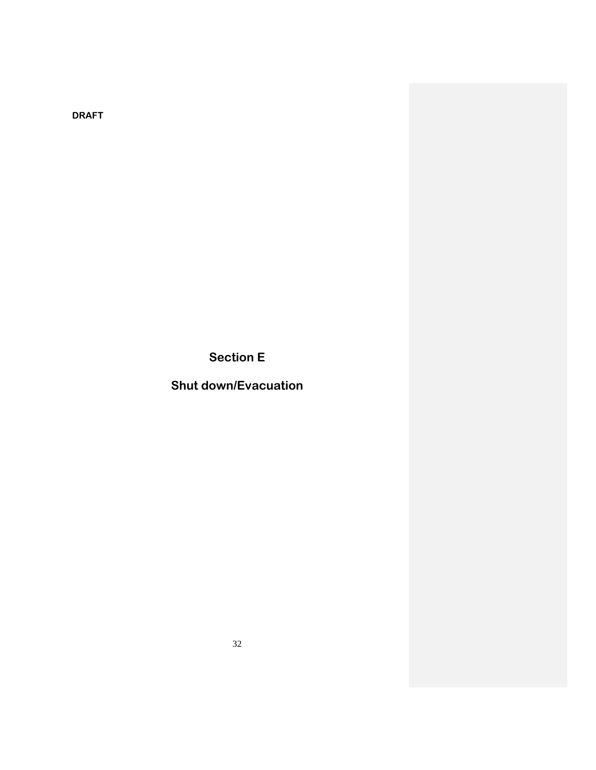DRAFT

# Section E

# Shut down/Evacuation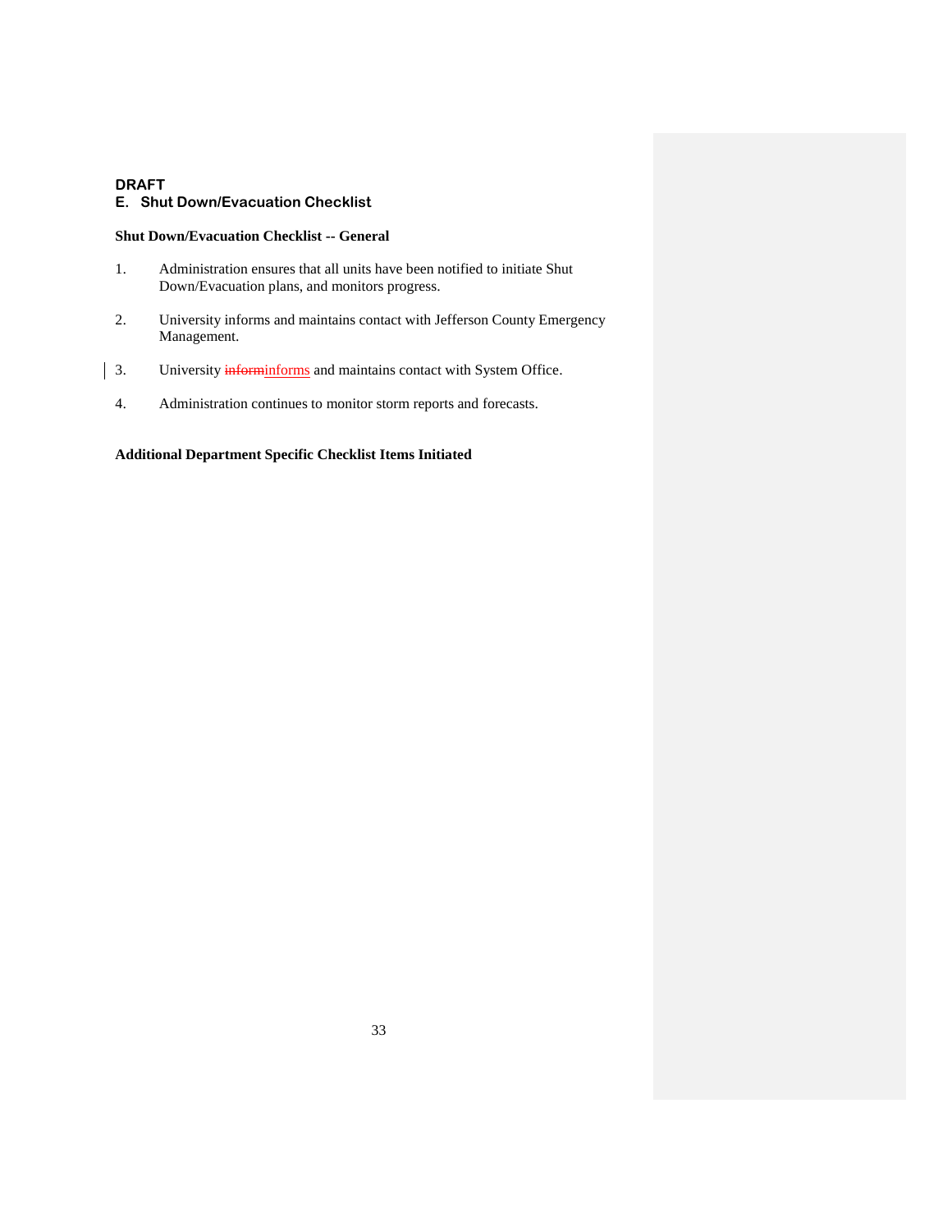**DRAFT**

## E. Shut Down/Evacuation Checklist

**Shut Down/Evacuation Checklist -- General**

1. Administration ensures that all units have been notified to initiate Shut Down/Evacuation plans, and monitors progress.

2. University informs and maintains contact with Jefferson County Emergency Management.

3. University informs and maintains contact with System Office.

4. Administration continues to monitor storm reports and forecasts.

**Additional Department Specific Checklist Items Initiated**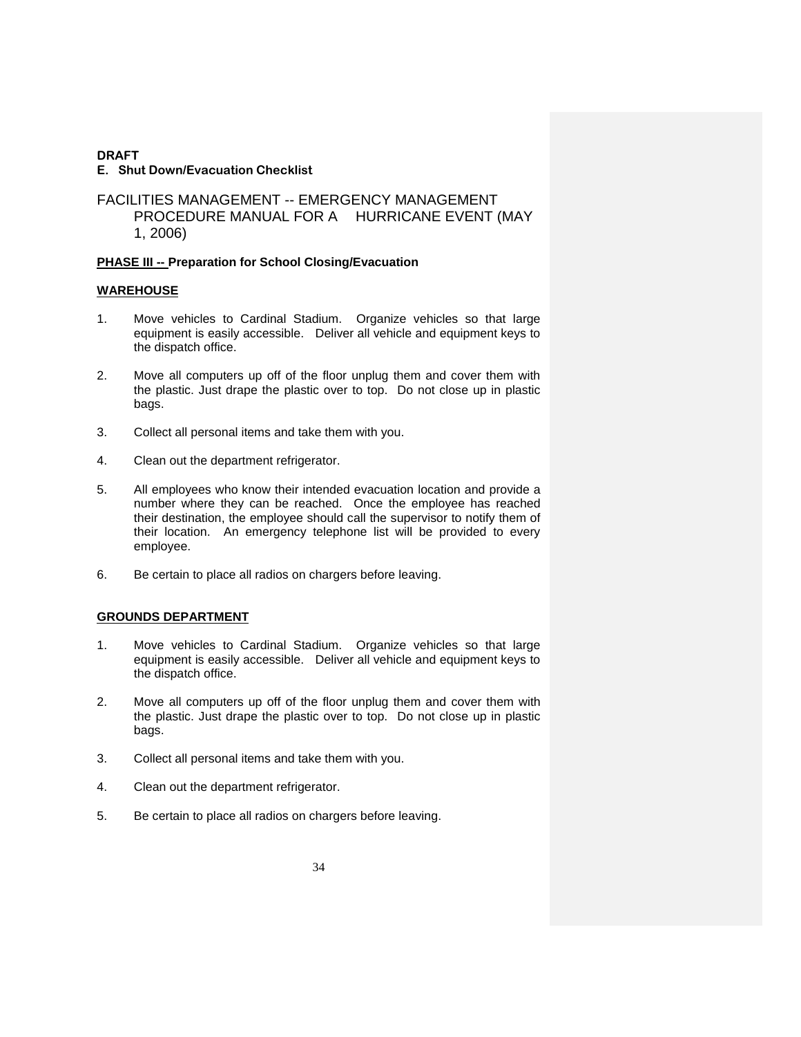**DRAFT**

**E. Shut Down/Evacuation Checklist**

FACILITIES MANAGEMENT -- EMERGENCY MANAGEMENT PROCEDURE MANUAL FOR A HURRICANE EVENT (MAY 1, 2006)

**PHASE III -- Preparation for School Closing/Evacuation**

**WAREHOUSE**

1. Move vehicles to Cardinal Stadium. Organize vehicles so that large equipment is easily accessible. Deliver all vehicle and equipment keys to the dispatch office.

2. Move all computers up off of the floor unplug them and cover them with the plastic. Just drape the plastic over to top. Do not close up in plastic bags.

3. Collect all personal items and take them with you.

4. Clean out the department refrigerator.

5. All employees who know their intended evacuation location and provide a number where they can be reached. Once the employee has reached their destination, the employee should call the supervisor to notify them of their location. An emergency telephone list will be provided to every employee.

6. Be certain to place all radios on chargers before leaving.

**GROUNDS DEPARTMENT**

1. Move vehicles to Cardinal Stadium. Organize vehicles so that large equipment is easily accessible. Deliver all vehicle and equipment keys to the dispatch office.

2. Move all computers up off of the floor unplug them and cover them with the plastic. Just drape the plastic over to top. Do not close up in plastic bags.

3. Collect all personal items and take them with you.

4. Clean out the department refrigerator.

5. Be certain to place all radios on chargers before leaving.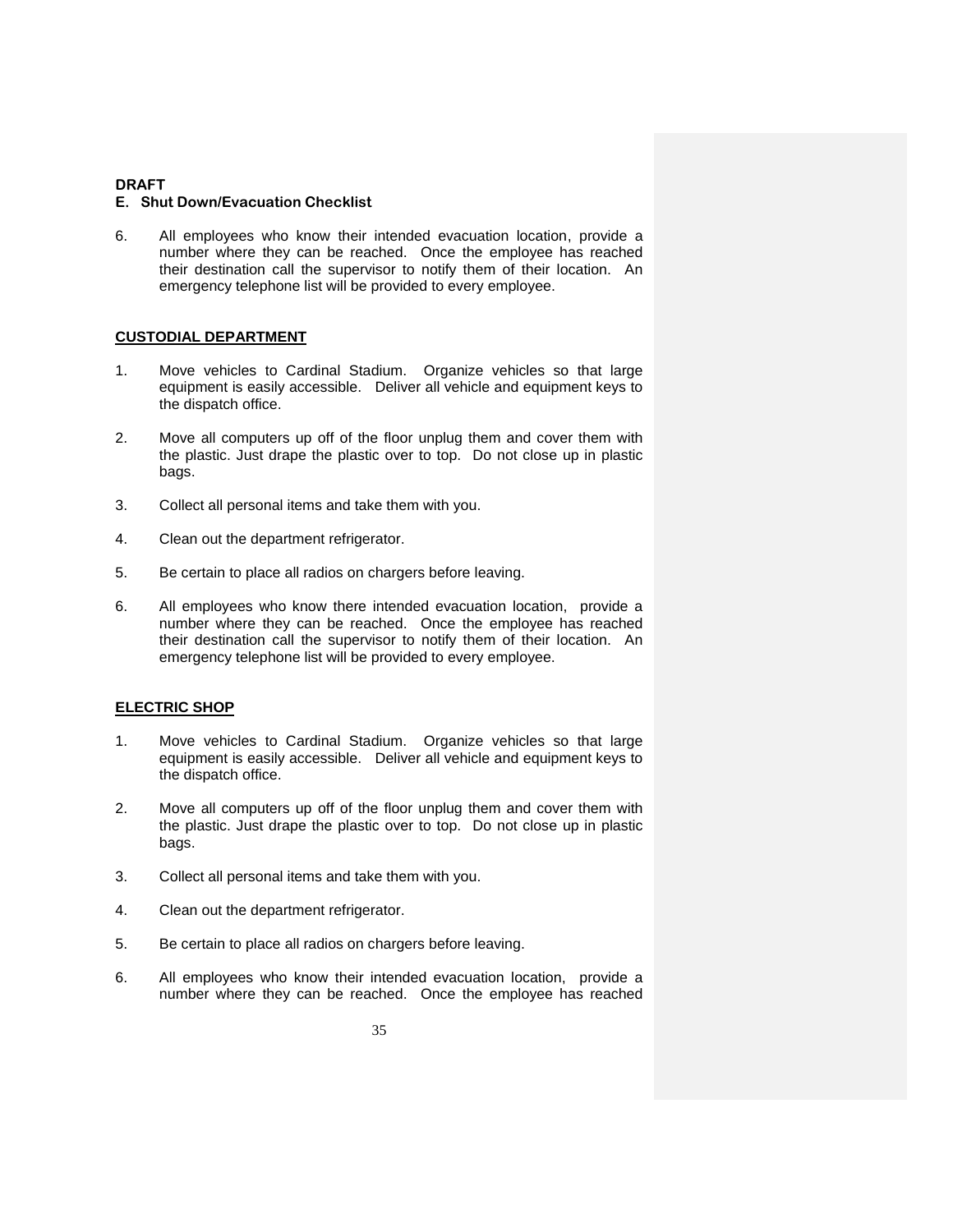**DRAFT**

**E. Shut Down/Evacuation Checklist**

6. All employees who know their intended evacuation location, provide a number where they can be reached. Once the employee has reached their destination call the supervisor to notify them of their location. An emergency telephone list will be provided to every employee.

**CUSTODIAL DEPARTMENT**

1. Move vehicles to Cardinal Stadium. Organize vehicles so that large equipment is easily accessible. Deliver all vehicle and equipment keys to the dispatch office.

2. Move all computers up off of the floor unplug them and cover them with the plastic. Just drape the plastic over to top. Do not close up in plastic bags.

3. Collect all personal items and take them with you.

4. Clean out the department refrigerator.

5. Be certain to place all radios on chargers before leaving.

6. All employees who know there intended evacuation location, provide a number where they can be reached. Once the employee has reached their destination call the supervisor to notify them of their location. An emergency telephone list will be provided to every employee.

**ELECTRIC SHOP**

1. Move vehicles to Cardinal Stadium. Organize vehicles so that large equipment is easily accessible. Deliver all vehicle and equipment keys to the dispatch office.

2. Move all computers up off of the floor unplug them and cover them with the plastic. Just drape the plastic over to top. Do not close up in plastic bags.

3. Collect all personal items and take them with you.

4. Clean out the department refrigerator.

5. Be certain to place all radios on chargers before leaving.

6. All employees who know their intended evacuation location, provide a number where they can be reached. Once the employee has reached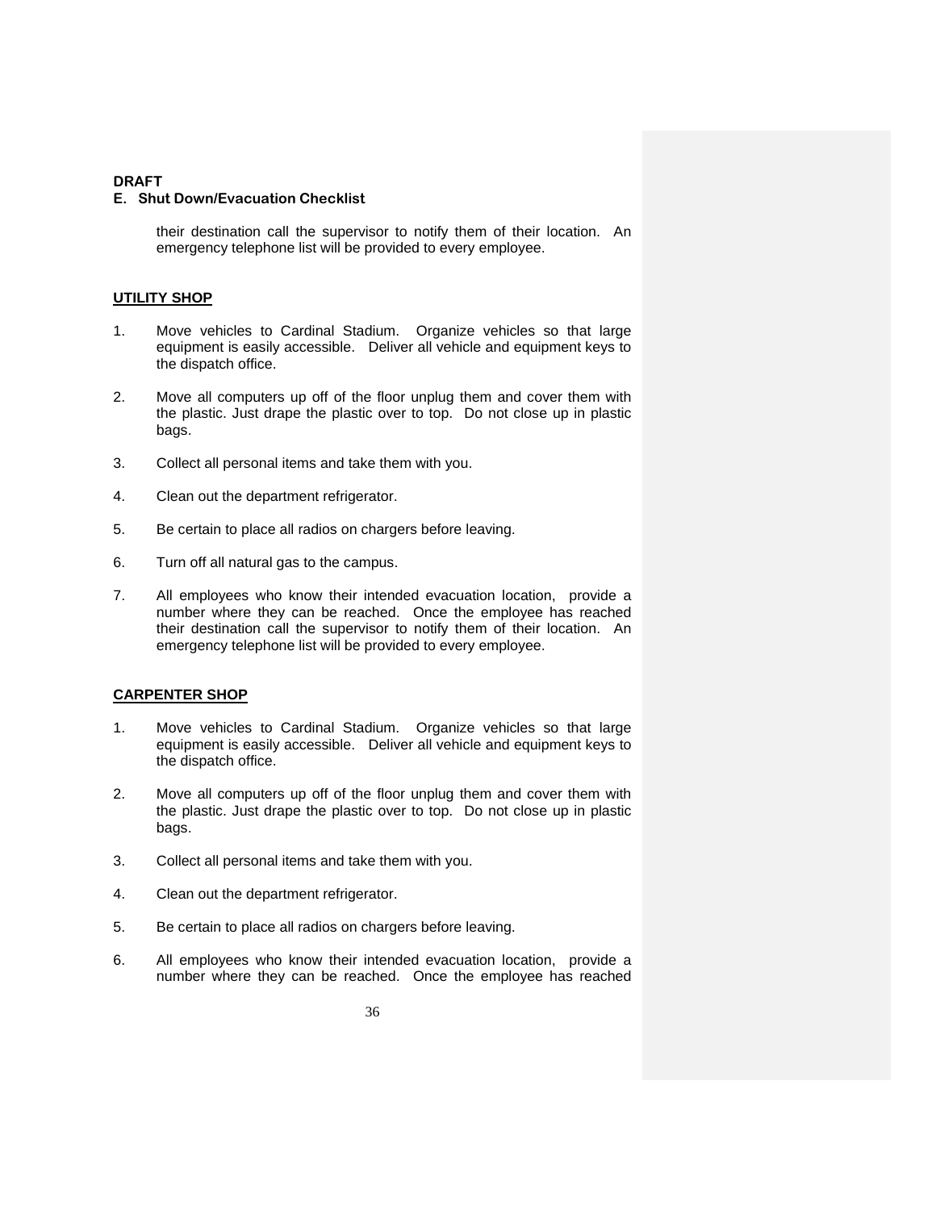**DRAFT**

**E. Shut Down/Evacuation Checklist**

their destination call the supervisor to notify them of their location. An emergency telephone list will be provided to every employee.

**UTILITY SHOP**

1. Move vehicles to Cardinal Stadium. Organize vehicles so that large equipment is easily accessible. Deliver all vehicle and equipment keys to the dispatch office.

2. Move all computers up off of the floor unplug them and cover them with the plastic. Just drape the plastic over to top. Do not close up in plastic bags.

3. Collect all personal items and take them with you.

4. Clean out the department refrigerator.

5. Be certain to place all radios on chargers before leaving.

6. Turn off all natural gas to the campus.

7. All employees who know their intended evacuation location, provide a number where they can be reached. Once the employee has reached their destination call the supervisor to notify them of their location. An emergency telephone list will be provided to every employee.

**CARPENTER SHOP**

1. Move vehicles to Cardinal Stadium. Organize vehicles so that large equipment is easily accessible. Deliver all vehicle and equipment keys to the dispatch office.

2. Move all computers up off of the floor unplug them and cover them with the plastic. Just drape the plastic over to top. Do not close up in plastic bags.

3. Collect all personal items and take them with you.

4. Clean out the department refrigerator.

5. Be certain to place all radios on chargers before leaving.

6. All employees who know their intended evacuation location, provide a number where they can be reached. Once the employee has reached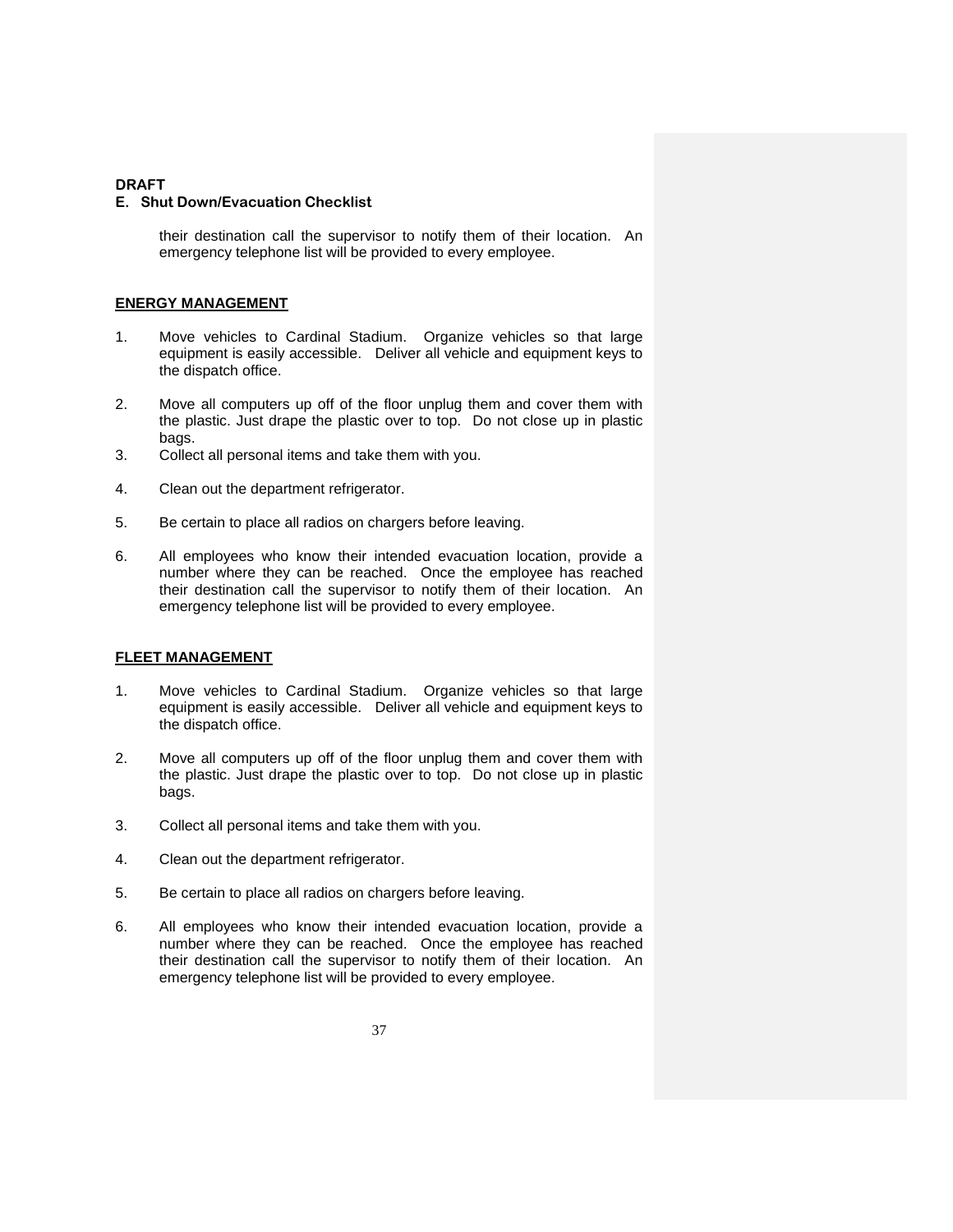**DRAFT**

**E. Shut Down/Evacuation Checklist**

their destination call the supervisor to notify them of their location. An emergency telephone list will be provided to every employee.

**ENERGY MANAGEMENT**

1. Move vehicles to Cardinal Stadium. Organize vehicles so that large equipment is easily accessible. Deliver all vehicle and equipment keys to the dispatch office.

2. Move all computers up off of the floor unplug them and cover them with the plastic. Just drape the plastic over to top. Do not close up in plastic bags.
3. Collect all personal items and take them with you.

4. Clean out the department refrigerator.

5. Be certain to place all radios on chargers before leaving.

6. All employees who know their intended evacuation location, provide a number where they can be reached. Once the employee has reached their destination call the supervisor to notify them of their location. An emergency telephone list will be provided to every employee.

**FLEET MANAGEMENT**

1. Move vehicles to Cardinal Stadium. Organize vehicles so that large equipment is easily accessible. Deliver all vehicle and equipment keys to the dispatch office.

2. Move all computers up off of the floor unplug them and cover them with the plastic. Just drape the plastic over to top. Do not close up in plastic bags.

3. Collect all personal items and take them with you.

4. Clean out the department refrigerator.

5. Be certain to place all radios on chargers before leaving.

6. All employees who know their intended evacuation location, provide a number where they can be reached. Once the employee has reached their destination call the supervisor to notify them of their location. An emergency telephone list will be provided to every employee.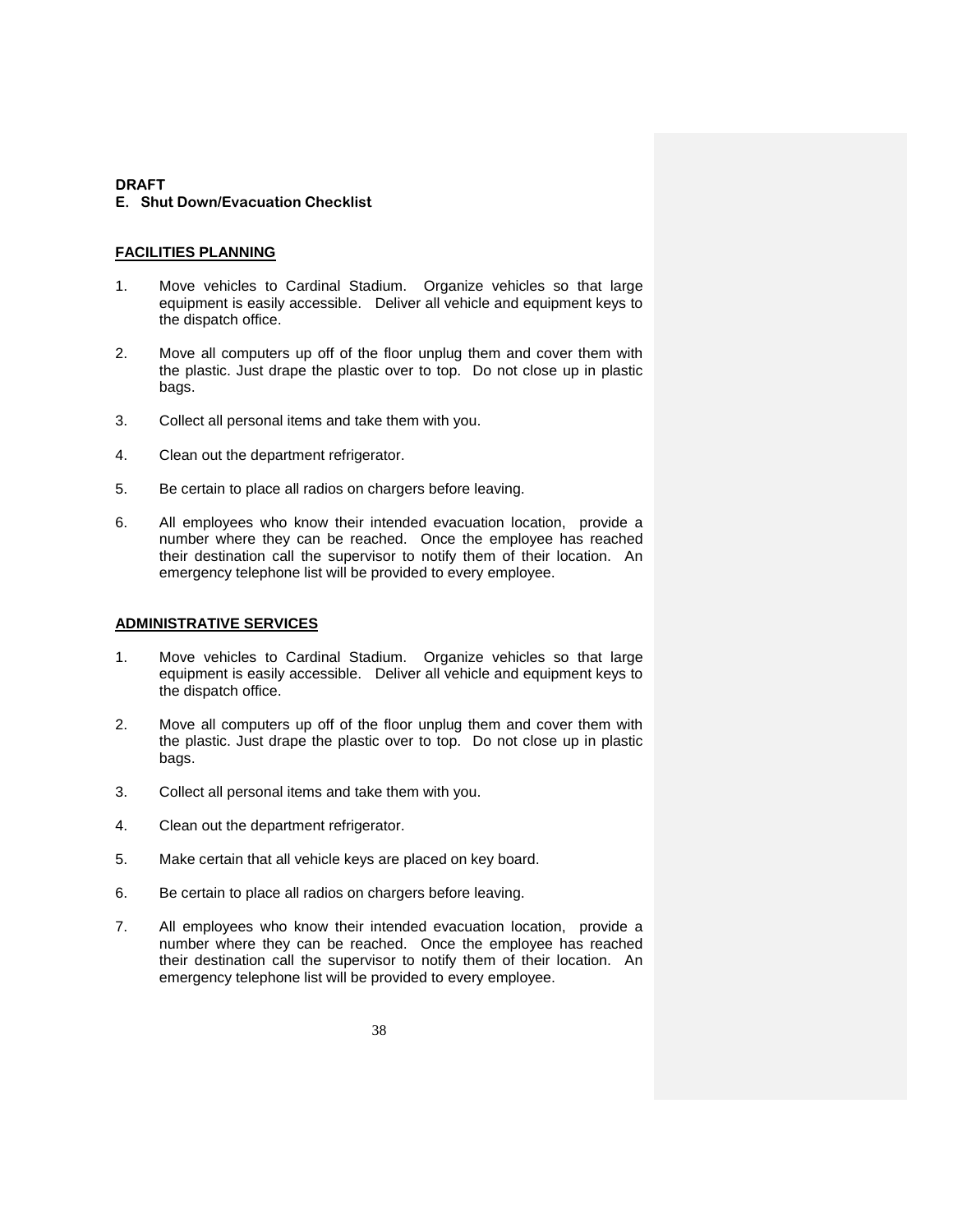**DRAFT**

**E. Shut Down/Evacuation Checklist**

**FACILITIES PLANNING**

1. Move vehicles to Cardinal Stadium. Organize vehicles so that large equipment is easily accessible. Deliver all vehicle and equipment keys to the dispatch office.

2. Move all computers up off of the floor unplug them and cover them with the plastic. Just drape the plastic over to top. Do not close up in plastic bags.

3. Collect all personal items and take them with you.

4. Clean out the department refrigerator.

5. Be certain to place all radios on chargers before leaving.

6. All employees who know their intended evacuation location, provide a number where they can be reached. Once the employee has reached their destination call the supervisor to notify them of their location. An emergency telephone list will be provided to every employee.

**ADMINISTRATIVE SERVICES**

1. Move vehicles to Cardinal Stadium. Organize vehicles so that large equipment is easily accessible. Deliver all vehicle and equipment keys to the dispatch office.

2. Move all computers up off of the floor unplug them and cover them with the plastic. Just drape the plastic over to top. Do not close up in plastic bags.

3. Collect all personal items and take them with you.

4. Clean out the department refrigerator.

5. Make certain that all vehicle keys are placed on key board.

6. Be certain to place all radios on chargers before leaving.

7. All employees who know their intended evacuation location, provide a number where they can be reached. Once the employee has reached their destination call the supervisor to notify them of their location. An emergency telephone list will be provided to every employee.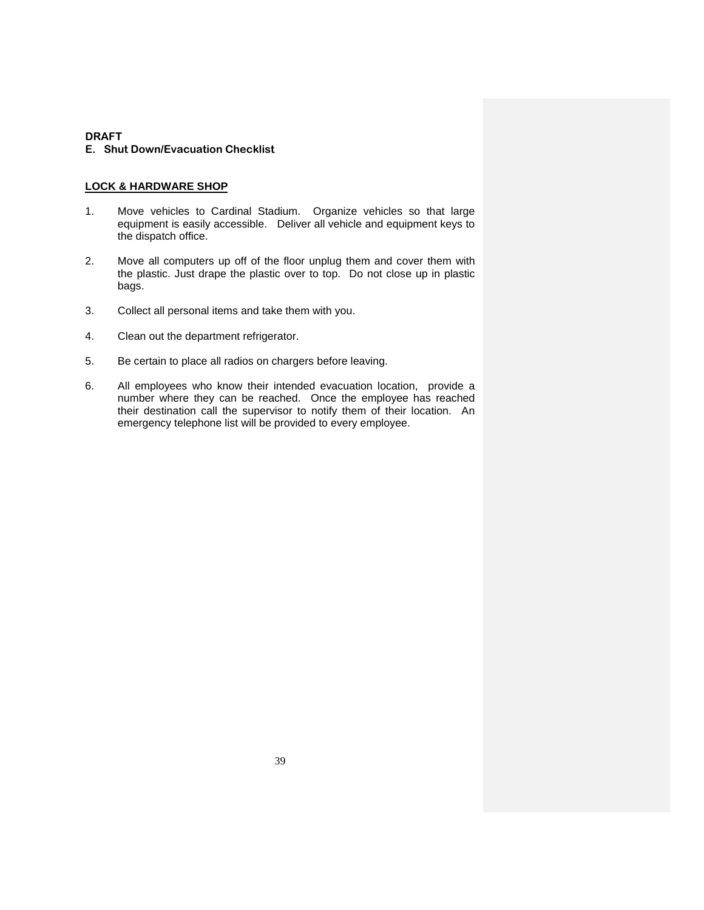**DRAFT**

**E. Shut Down/Evacuation Checklist**

**LOCK & HARDWARE SHOP**

1. Move vehicles to Cardinal Stadium. Organize vehicles so that large equipment is easily accessible. Deliver all vehicle and equipment keys to the dispatch office.

2. Move all computers up off of the floor unplug them and cover them with the plastic. Just drape the plastic over to top. Do not close up in plastic bags.

3. Collect all personal items and take them with you.

4. Clean out the department refrigerator.

5. Be certain to place all radios on chargers before leaving.

6. All employees who know their intended evacuation location, provide a number where they can be reached. Once the employee has reached their destination call the supervisor to notify them of their location. An emergency telephone list will be provided to every employee.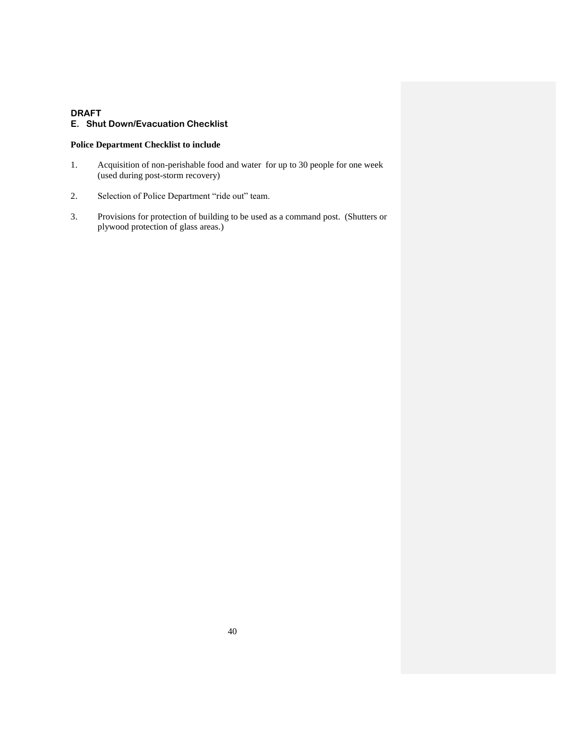**DRAFT**

## E. Shut Down/Evacuation Checklist

**Police Department Checklist to include**

1. Acquisition of non-perishable food and water for up to 30 people for one week (used during post-storm recovery)

2. Selection of Police Department “ride out” team.

3. Provisions for protection of building to be used as a command post. (Shutters or plywood protection of glass areas.)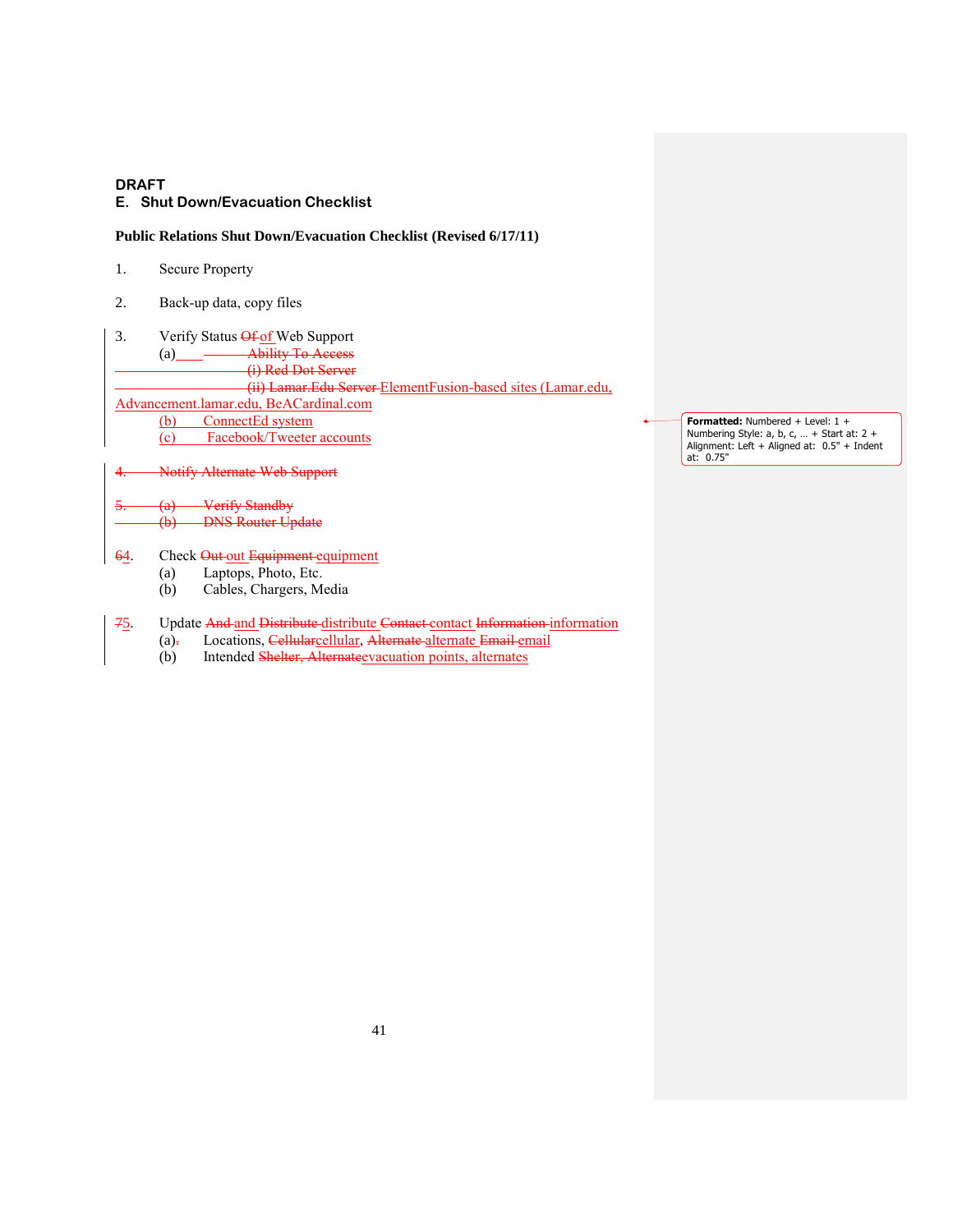DRAFT

**E. Shut Down/Evacuation Checklist**

**Public Relations Shut Down/Evacuation Checklist (Revised 6/17/11)**

1. Secure Property

2. Back-up data, copy files

3. Verify Status ~~Of~~ of Web Support
   - (a) ~~Ability To Access~~
     - ~~(i) Red Dot Server~~
     - ~~(ii) Lamar.Edu Server~~ ElementFusion-based sites (Lamar.edu, Advancement.lamar.edu, BeACardinal.com
   - (b) ConnectEd system
   - (c) Facebook/Tweeter accounts

~~4. Notify Alternate Web Support~~

~~5. (a) Verify Standby~~
~~(b) DNS Router Update~~

~~6~~4. Check ~~Out~~ out ~~Equipment~~ equipment
   - (a) Laptops, Photo, Etc.
   - (b) Cables, Chargers, Media

~~7~~5. Update ~~And~~ and ~~Distribute~~ distribute ~~Contact~~ contact ~~Information~~ information
   - (a)~~.~~ Locations, ~~Cellular~~cellular, ~~Alternate~~ alternate ~~Email~~ email
   - (b) Intended ~~Shelter, Alternate~~evacuation points, alternates

**Formatted:** Numbered + Level: 1 + Numbering Style: a, b, c, … + Start at: 2 + Alignment: Left + Aligned at: 0.5" + Indent at: 0.75"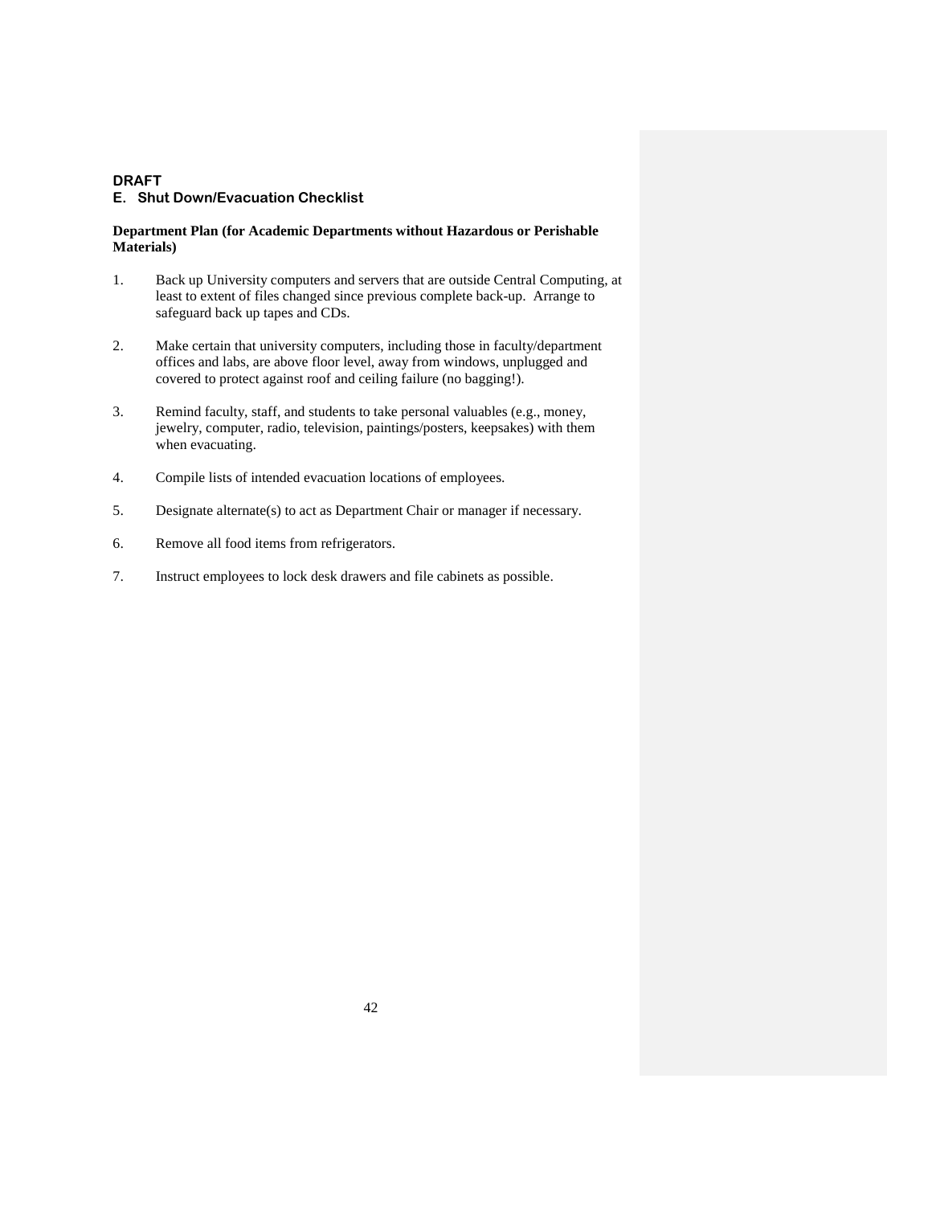**DRAFT**

## E. Shut Down/Evacuation Checklist

**Department Plan (for Academic Departments without Hazardous or Perishable Materials)**

1. Back up University computers and servers that are outside Central Computing, at least to extent of files changed since previous complete back-up. Arrange to safeguard back up tapes and CDs.

2. Make certain that university computers, including those in faculty/department offices and labs, are above floor level, away from windows, unplugged and covered to protect against roof and ceiling failure (no bagging!).

3. Remind faculty, staff, and students to take personal valuables (e.g., money, jewelry, computer, radio, television, paintings/posters, keepsakes) with them when evacuating.

4. Compile lists of intended evacuation locations of employees.

5. Designate alternate(s) to act as Department Chair or manager if necessary.

6. Remove all food items from refrigerators.

7. Instruct employees to lock desk drawers and file cabinets as possible.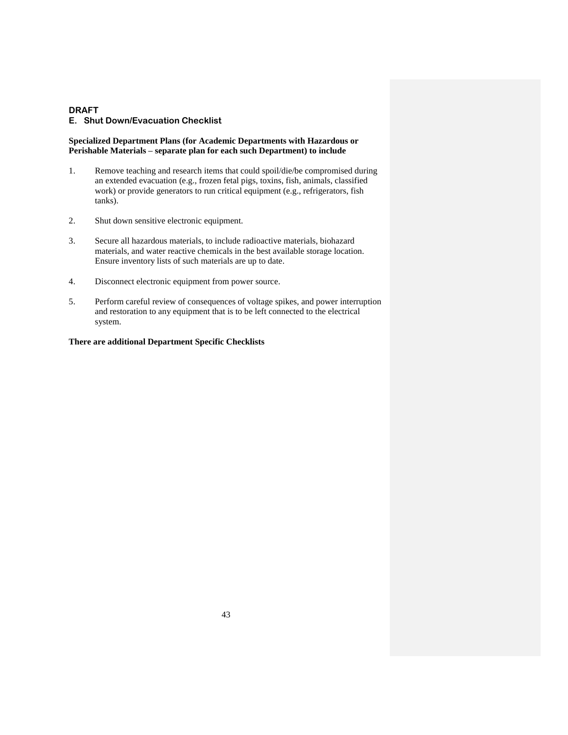**DRAFT**

## E. Shut Down/Evacuation Checklist

**Specialized Department Plans (for Academic Departments with Hazardous or Perishable Materials – separate plan for each such Department) to include**

1. Remove teaching and research items that could spoil/die/be compromised during an extended evacuation (e.g., frozen fetal pigs, toxins, fish, animals, classified work) or provide generators to run critical equipment (e.g., refrigerators, fish tanks).

2. Shut down sensitive electronic equipment.

3. Secure all hazardous materials, to include radioactive materials, biohazard materials, and water reactive chemicals in the best available storage location. Ensure inventory lists of such materials are up to date.

4. Disconnect electronic equipment from power source.

5. Perform careful review of consequences of voltage spikes, and power interruption and restoration to any equipment that is to be left connected to the electrical system.

**There are additional Department Specific Checklists**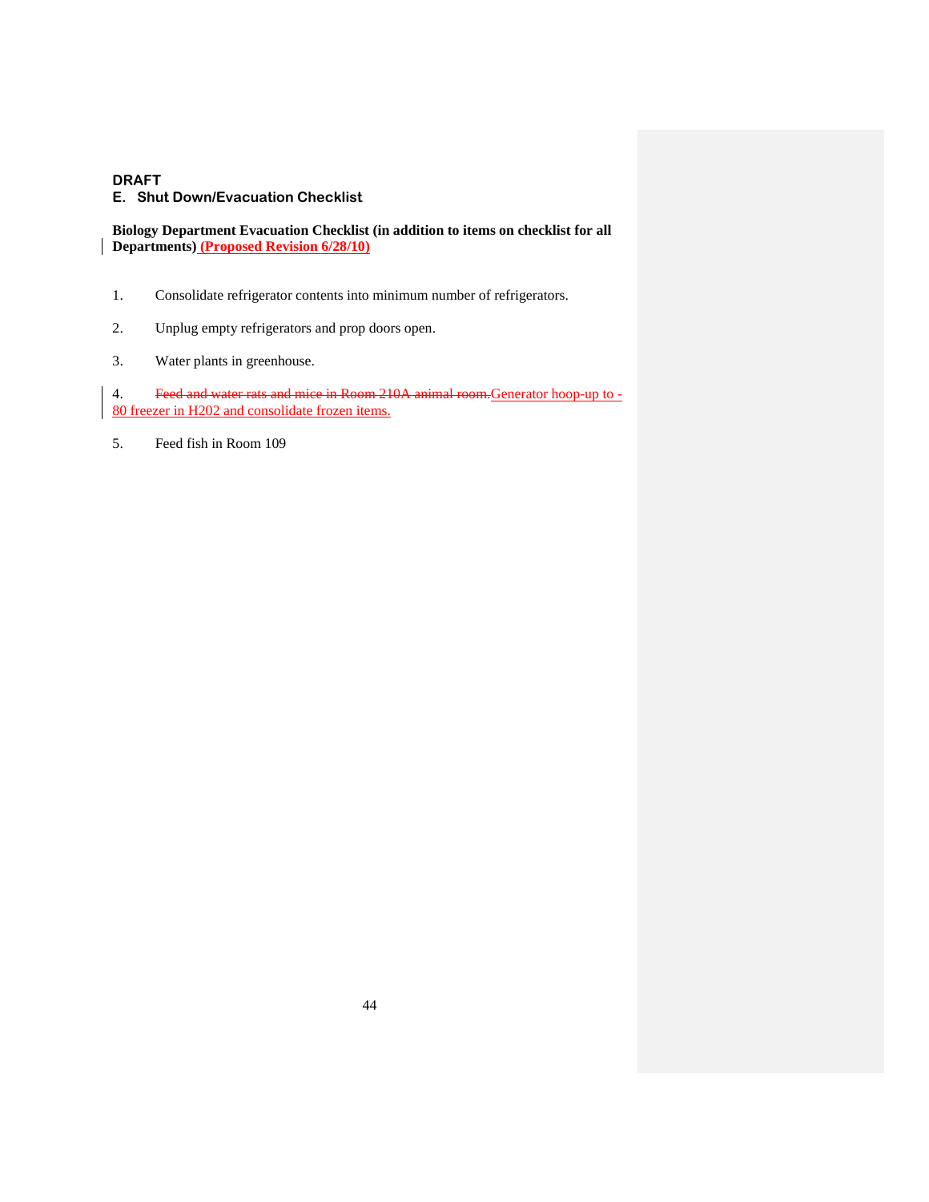**DRAFT**

## E. Shut Down/Evacuation Checklist

**Biology Department Evacuation Checklist (in addition to items on checklist for all Departments) (Proposed Revision 6/28/10)**

1. Consolidate refrigerator contents into minimum number of refrigerators.

2. Unplug empty refrigerators and prop doors open.

3. Water plants in greenhouse.

4. ~~Feed and water rats and mice in Room 210A animal room.~~Generator hoop-up to -80 freezer in H202 and consolidate frozen items.

5. Feed fish in Room 109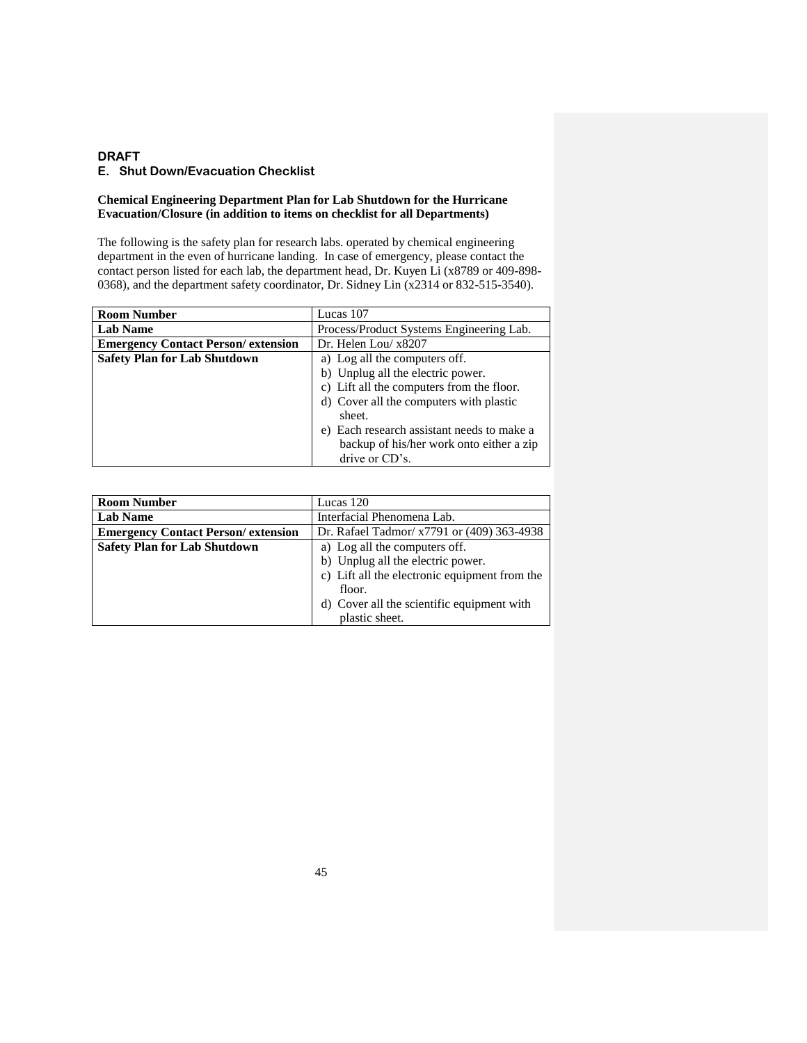**DRAFT**

## E. Shut Down/Evacuation Checklist

**Chemical Engineering Department Plan for Lab Shutdown for the Hurricane Evacuation/Closure (in addition to items on checklist for all Departments)**

The following is the safety plan for research labs. operated by chemical engineering department in the even of hurricane landing. In case of emergency, please contact the contact person listed for each lab, the department head, Dr. Kuyen Li (x8789 or 409-898-0368), and the department safety coordinator, Dr. Sidney Lin (x2314 or 832-515-3540).

| **Room Number** | Lucas 107 |
|---|---|
| **Lab Name** | Process/Product Systems Engineering Lab. |
| **Emergency Contact Person/ extension** | Dr. Helen Lou/ x8207 |
| **Safety Plan for Lab Shutdown** | a) Log all the computers off.<br>b) Unplug all the electric power.<br>c) Lift all the computers from the floor.<br>d) Cover all the computers with plastic sheet.<br>e) Each research assistant needs to make a backup of his/her work onto either a zip drive or CD's. |

| **Room Number** | Lucas 120 |
|---|---|
| **Lab Name** | Interfacial Phenomena Lab. |
| **Emergency Contact Person/ extension** | Dr. Rafael Tadmor/ x7791 or (409) 363-4938 |
| **Safety Plan for Lab Shutdown** | a) Log all the computers off.<br>b) Unplug all the electric power.<br>c) Lift all the electronic equipment from the floor.<br>d) Cover all the scientific equipment with plastic sheet. |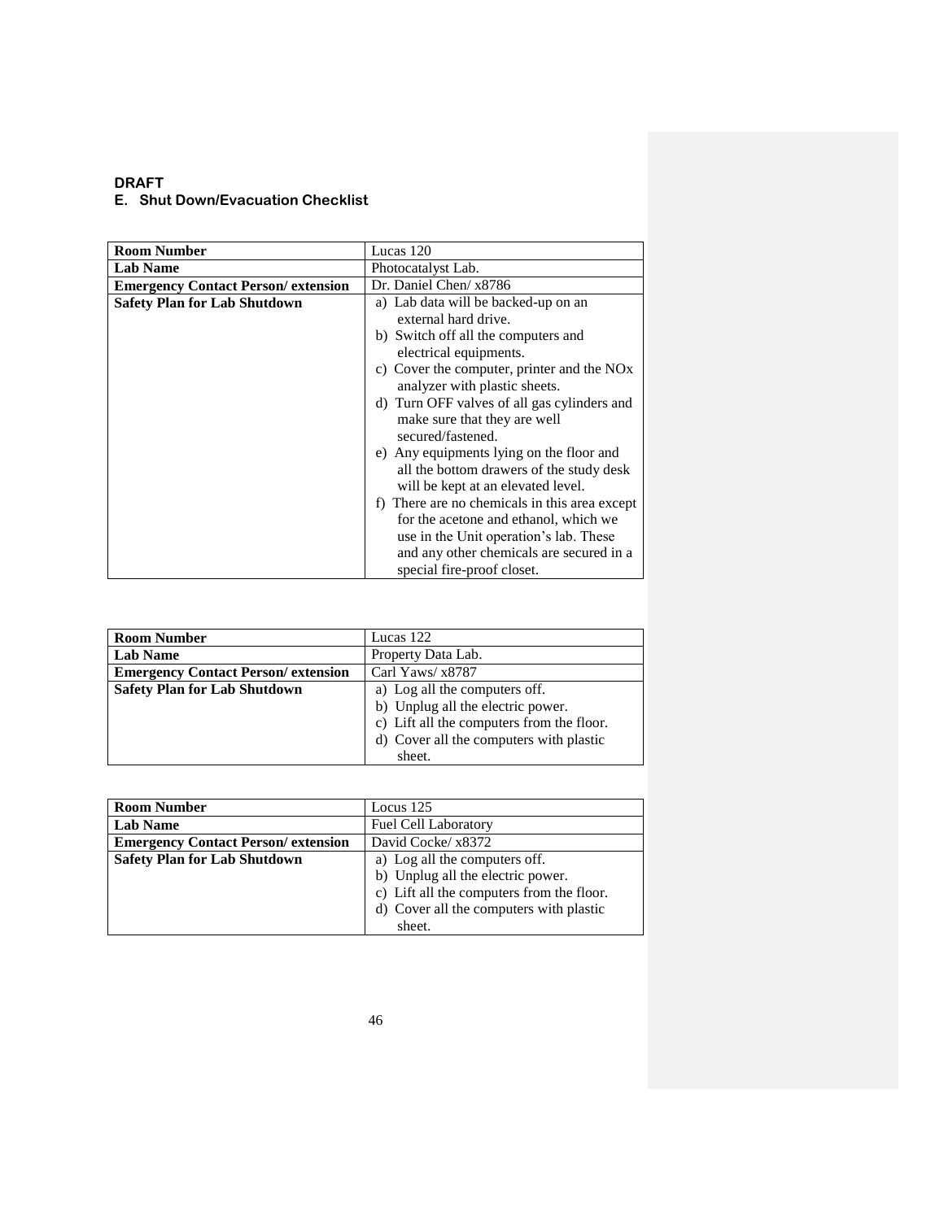**DRAFT**

### E. Shut Down/Evacuation Checklist

| **Room Number** | Lucas 120 |
|---|---|
| **Lab Name** | Photocatalyst Lab. |
| **Emergency Contact Person/ extension** | Dr. Daniel Chen/ x8786 |
| **Safety Plan for Lab Shutdown** | a) Lab data will be backed-up on an external hard drive.<br>b) Switch off all the computers and electrical equipments.<br>c) Cover the computer, printer and the NOx analyzer with plastic sheets.<br>d) Turn OFF valves of all gas cylinders and make sure that they are well secured/fastened.<br>e) Any equipments lying on the floor and all the bottom drawers of the study desk will be kept at an elevated level.<br>f) There are no chemicals in this area except for the acetone and ethanol, which we use in the Unit operation's lab. These and any other chemicals are secured in a special fire-proof closet. |

| **Room Number** | Lucas 122 |
|---|---|
| **Lab Name** | Property Data Lab. |
| **Emergency Contact Person/ extension** | Carl Yaws/ x8787 |
| **Safety Plan for Lab Shutdown** | a) Log all the computers off.<br>b) Unplug all the electric power.<br>c) Lift all the computers from the floor.<br>d) Cover all the computers with plastic sheet. |

| **Room Number** | Locus 125 |
|---|---|
| **Lab Name** | Fuel Cell Laboratory |
| **Emergency Contact Person/ extension** | David Cocke/ x8372 |
| **Safety Plan for Lab Shutdown** | a) Log all the computers off.<br>b) Unplug all the electric power.<br>c) Lift all the computers from the floor.<br>d) Cover all the computers with plastic sheet. |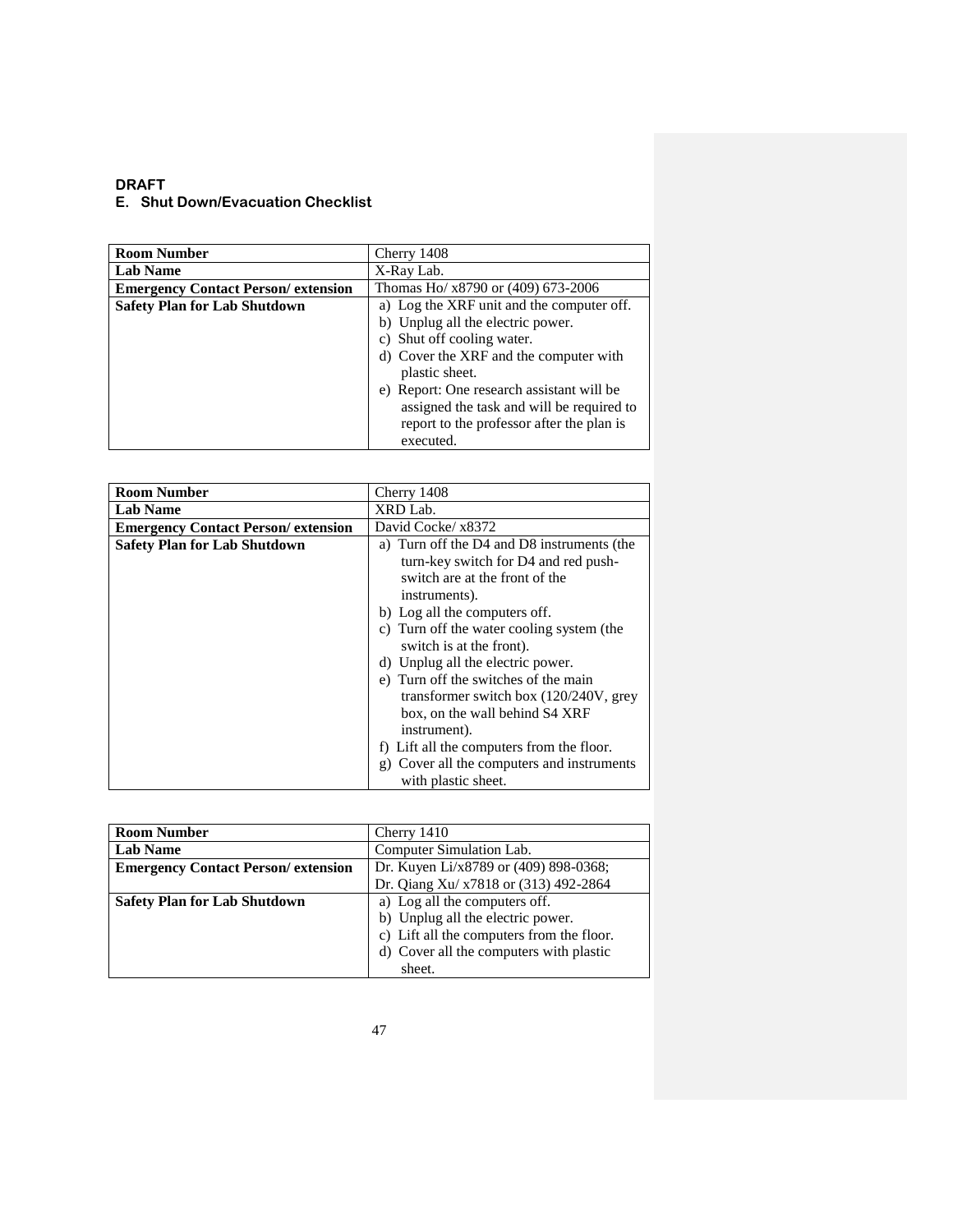**DRAFT**

## E. Shut Down/Evacuation Checklist

| Room Number | Cherry 1408 |
|---|---|
| Lab Name | X-Ray Lab. |
| Emergency Contact Person/ extension | Thomas Ho/ x8790 or (409) 673-2006 |
| Safety Plan for Lab Shutdown | a) Log the XRF unit and the computer off.<br>b) Unplug all the electric power.<br>c) Shut off cooling water.<br>d) Cover the XRF and the computer with plastic sheet.<br>e) Report: One research assistant will be assigned the task and will be required to report to the professor after the plan is executed. |

| Room Number | Cherry 1408 |
|---|---|
| Lab Name | XRD Lab. |
| Emergency Contact Person/ extension | David Cocke/ x8372 |
| Safety Plan for Lab Shutdown | a) Turn off the D4 and D8 instruments (the turn-key switch for D4 and red push-switch are at the front of the instruments).<br>b) Log all the computers off.<br>c) Turn off the water cooling system (the switch is at the front).<br>d) Unplug all the electric power.<br>e) Turn off the switches of the main transformer switch box (120/240V, grey box, on the wall behind S4 XRF instrument).<br>f) Lift all the computers from the floor.<br>g) Cover all the computers and instruments with plastic sheet. |

| Room Number | Cherry 1410 |
|---|---|
| Lab Name | Computer Simulation Lab. |
| Emergency Contact Person/ extension | Dr. Kuyen Li/x8789 or (409) 898-0368;<br>Dr. Qiang Xu/ x7818 or (313) 492-2864 |
| Safety Plan for Lab Shutdown | a) Log all the computers off.<br>b) Unplug all the electric power.<br>c) Lift all the computers from the floor.<br>d) Cover all the computers with plastic sheet. |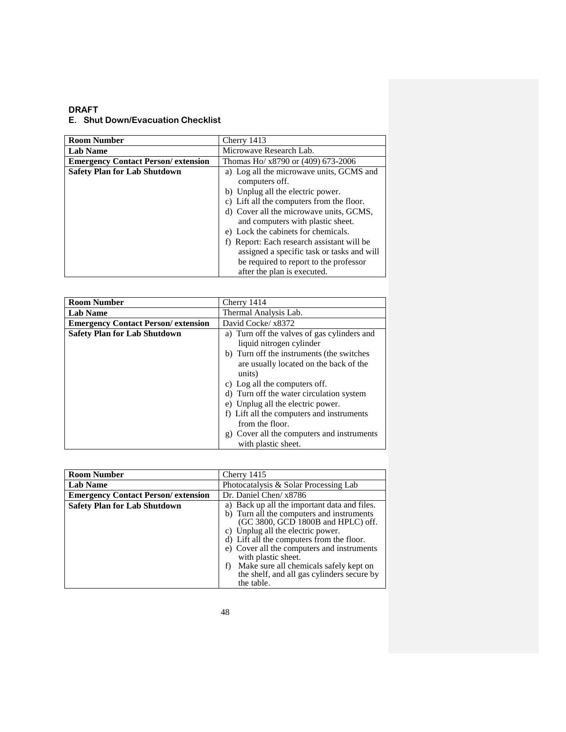**DRAFT**

## E. Shut Down/Evacuation Checklist

| **Room Number** | Cherry 1413 |
|---|---|
| **Lab Name** | Microwave Research Lab. |
| **Emergency Contact Person/ extension** | Thomas Ho/ x8790 or (409) 673-2006 |
| **Safety Plan for Lab Shutdown** | a) Log all the microwave units, GCMS and computers off.<br>b) Unplug all the electric power.<br>c) Lift all the computers from the floor.<br>d) Cover all the microwave units, GCMS, and computers with plastic sheet.<br>e) Lock the cabinets for chemicals.<br>f) Report: Each research assistant will be assigned a specific task or tasks and will be required to report to the professor after the plan is executed. |

| **Room Number** | Cherry 1414 |
|---|---|
| **Lab Name** | Thermal Analysis Lab. |
| **Emergency Contact Person/ extension** | David Cocke/ x8372 |
| **Safety Plan for Lab Shutdown** | a) Turn off the valves of gas cylinders and liquid nitrogen cylinder<br>b) Turn off the instruments (the switches are usually located on the back of the units)<br>c) Log all the computers off.<br>d) Turn off the water circulation system<br>e) Unplug all the electric power.<br>f) Lift all the computers and instruments from the floor.<br>g) Cover all the computers and instruments with plastic sheet. |

| **Room Number** | Cherry 1415 |
|---|---|
| **Lab Name** | Photocatalysis & Solar Processing Lab |
| **Emergency Contact Person/ extension** | Dr. Daniel Chen/ x8786 |
| **Safety Plan for Lab Shutdown** | a) Back up all the important data and files.<br>b) Turn all the computers and instruments (GC 3800, GCD 1800B and HPLC) off.<br>c) Unplug all the electric power.<br>d) Lift all the computers from the floor.<br>e) Cover all the computers and instruments with plastic sheet.<br>f) Make sure all chemicals safely kept on the shelf, and all gas cylinders secure by the table. |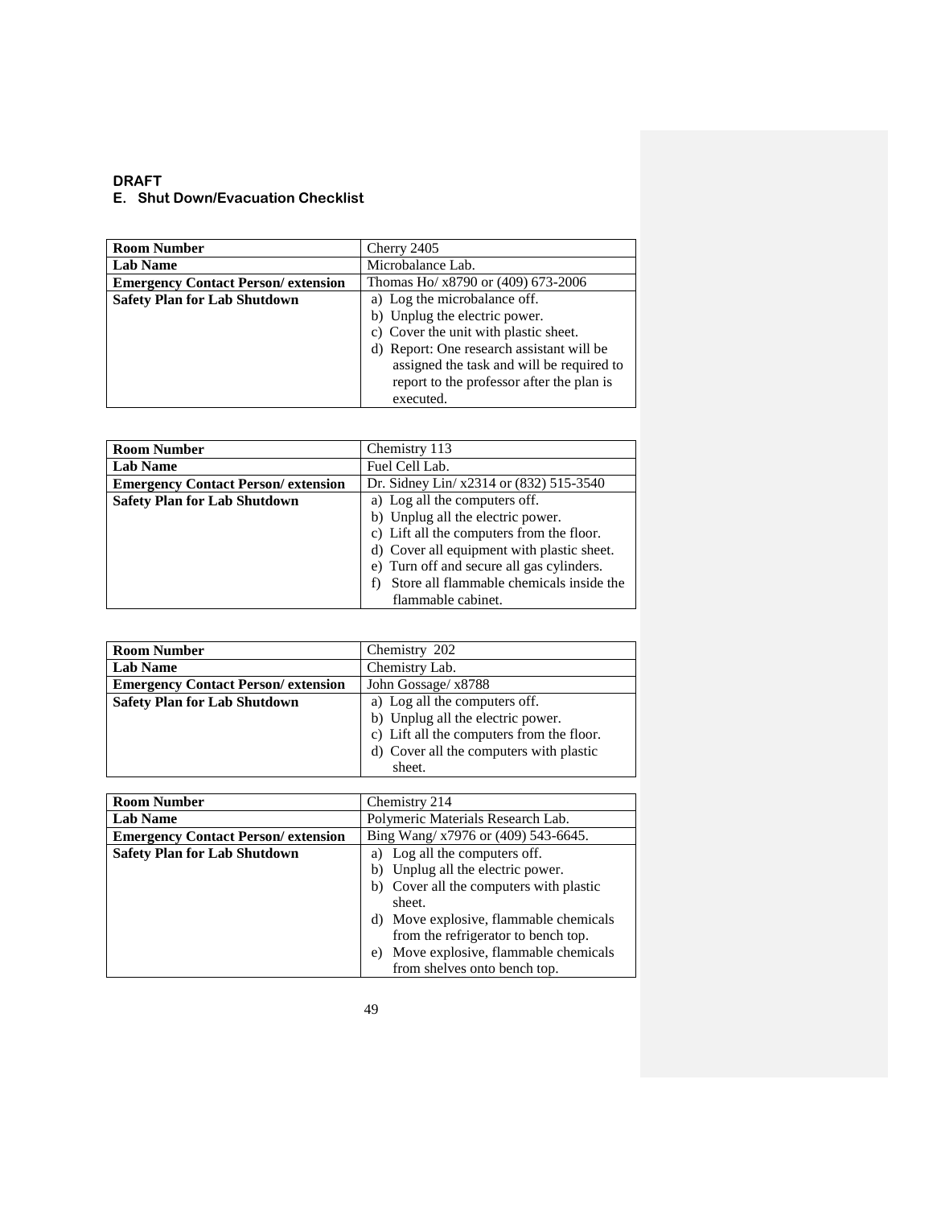**DRAFT**

### E. Shut Down/Evacuation Checklist

| **Room Number** | Cherry 2405 |
|---|---|
| **Lab Name** | Microbalance Lab. |
| **Emergency Contact Person/ extension** | Thomas Ho/ x8790 or (409) 673-2006 |
| **Safety Plan for Lab Shutdown** | a) Log the microbalance off.<br>b) Unplug the electric power.<br>c) Cover the unit with plastic sheet.<br>d) Report: One research assistant will be assigned the task and will be required to report to the professor after the plan is executed. |

| **Room Number** | Chemistry 113 |
|---|---|
| **Lab Name** | Fuel Cell Lab. |
| **Emergency Contact Person/ extension** | Dr. Sidney Lin/ x2314 or (832) 515-3540 |
| **Safety Plan for Lab Shutdown** | a) Log all the computers off.<br>b) Unplug all the electric power.<br>c) Lift all the computers from the floor.<br>d) Cover all equipment with plastic sheet.<br>e) Turn off and secure all gas cylinders.<br>f) Store all flammable chemicals inside the flammable cabinet. |

| **Room Number** | Chemistry 202 |
|---|---|
| **Lab Name** | Chemistry Lab. |
| **Emergency Contact Person/ extension** | John Gossage/ x8788 |
| **Safety Plan for Lab Shutdown** | a) Log all the computers off.<br>b) Unplug all the electric power.<br>c) Lift all the computers from the floor.<br>d) Cover all the computers with plastic sheet. |

| **Room Number** | Chemistry 214 |
|---|---|
| **Lab Name** | Polymeric Materials Research Lab. |
| **Emergency Contact Person/ extension** | Bing Wang/ x7976 or (409) 543-6645. |
| **Safety Plan for Lab Shutdown** | a) Log all the computers off.<br>b) Unplug all the electric power.<br>b) Cover all the computers with plastic sheet.<br>d) Move explosive, flammable chemicals from the refrigerator to bench top.<br>e) Move explosive, flammable chemicals from shelves onto bench top. |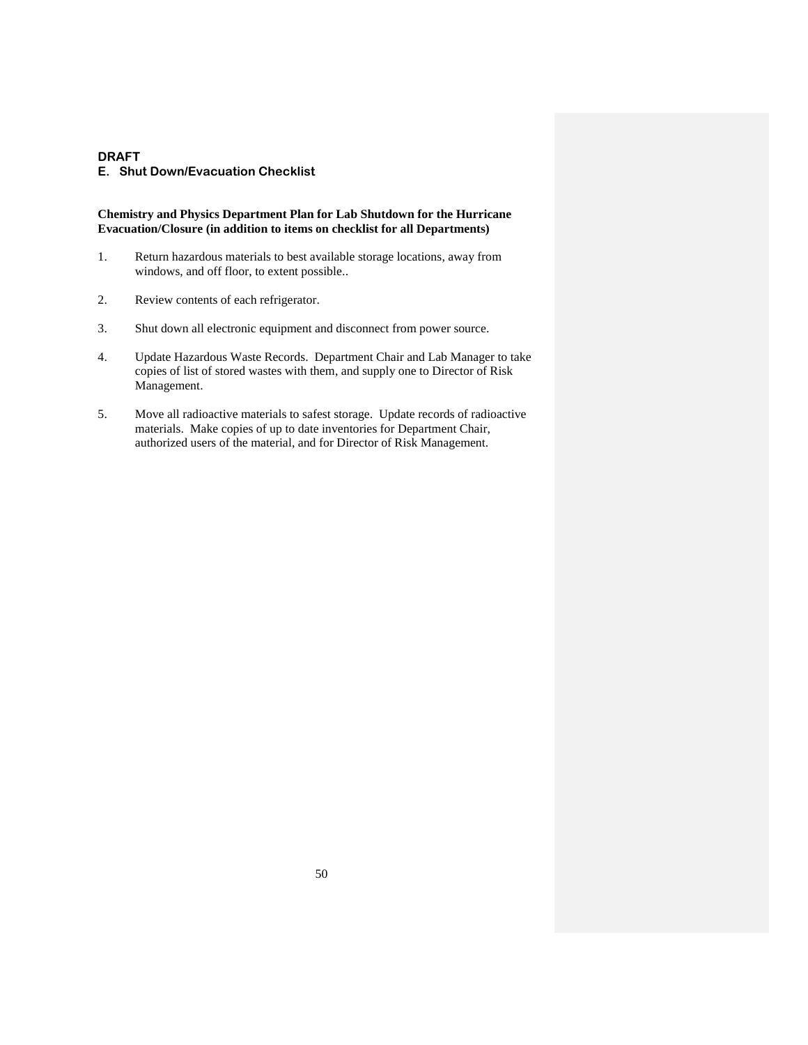**DRAFT**

## E. Shut Down/Evacuation Checklist

**Chemistry and Physics Department Plan for Lab Shutdown for the Hurricane Evacuation/Closure (in addition to items on checklist for all Departments)**

1. Return hazardous materials to best available storage locations, away from windows, and off floor, to extent possible..

2. Review contents of each refrigerator.

3. Shut down all electronic equipment and disconnect from power source.

4. Update Hazardous Waste Records. Department Chair and Lab Manager to take copies of list of stored wastes with them, and supply one to Director of Risk Management.

5. Move all radioactive materials to safest storage. Update records of radioactive materials. Make copies of up to date inventories for Department Chair, authorized users of the material, and for Director of Risk Management.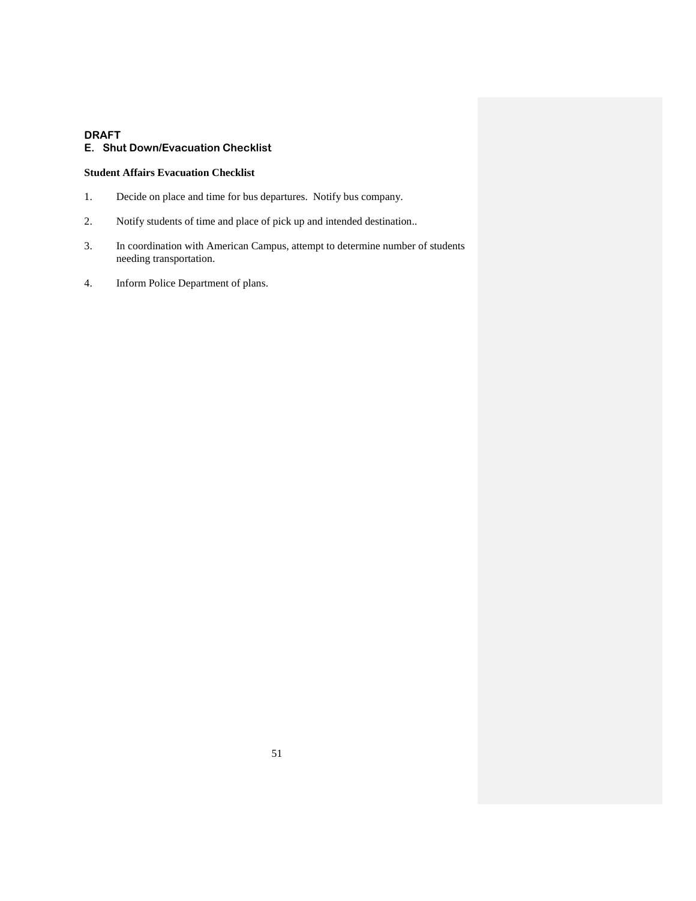**DRAFT**

### E. Shut Down/Evacuation Checklist

**Student Affairs Evacuation Checklist**

1. Decide on place and time for bus departures. Notify bus company.

2. Notify students of time and place of pick up and intended destination..

3. In coordination with American Campus, attempt to determine number of students needing transportation.

4. Inform Police Department of plans.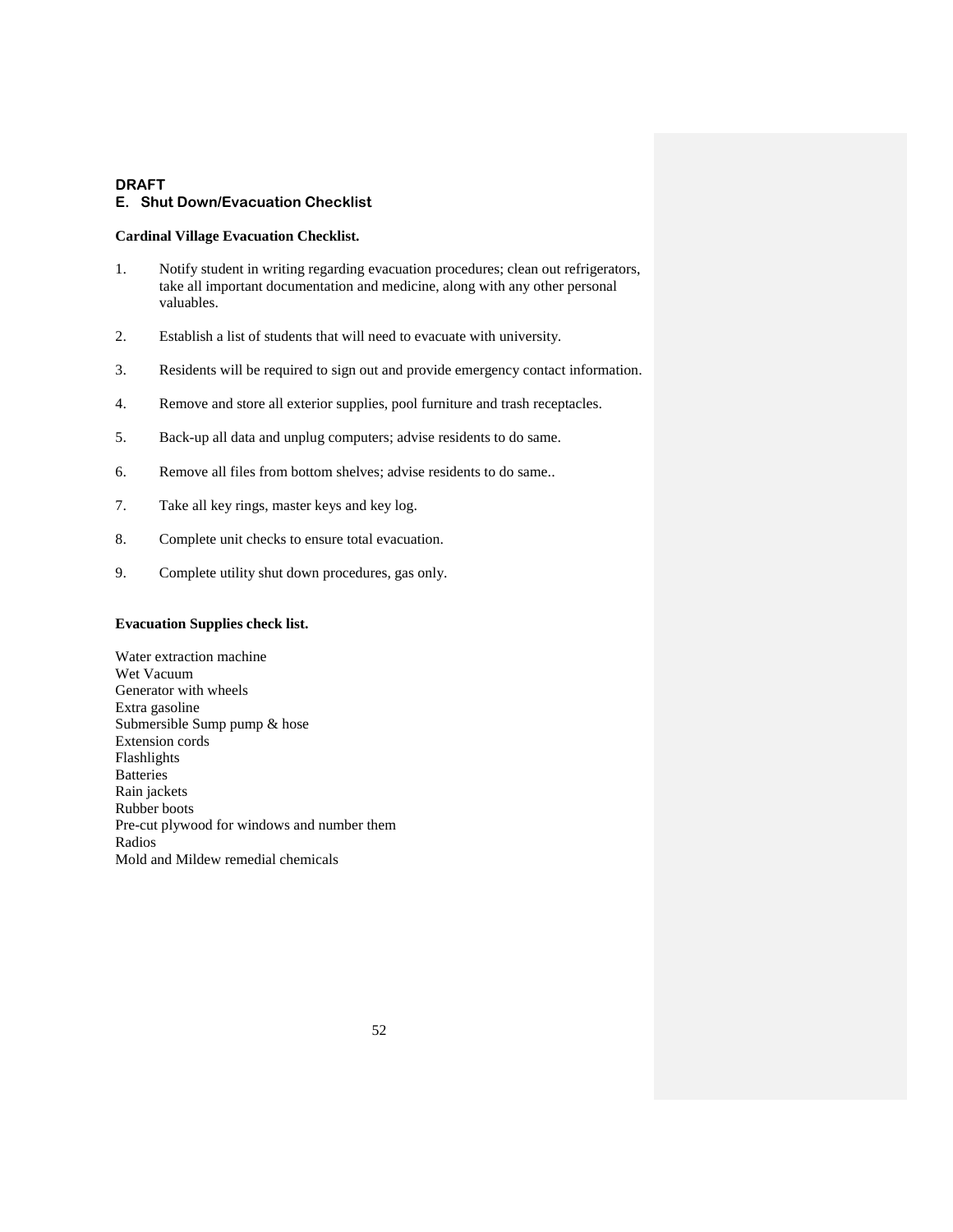**DRAFT**

## E. Shut Down/Evacuation Checklist

**Cardinal Village Evacuation Checklist.**

1. Notify student in writing regarding evacuation procedures; clean out refrigerators, take all important documentation and medicine, along with any other personal valuables.
2. Establish a list of students that will need to evacuate with university.
3. Residents will be required to sign out and provide emergency contact information.
4. Remove and store all exterior supplies, pool furniture and trash receptacles.
5. Back-up all data and unplug computers; advise residents to do same.
6. Remove all files from bottom shelves; advise residents to do same..
7. Take all key rings, master keys and key log.
8. Complete unit checks to ensure total evacuation.
9. Complete utility shut down procedures, gas only.

**Evacuation Supplies check list.**

Water extraction machine  
Wet Vacuum  
Generator with wheels  
Extra gasoline  
Submersible Sump pump & hose  
Extension cords  
Flashlights  
Batteries  
Rain jackets  
Rubber boots  
Pre-cut plywood for windows and number them  
Radios  
Mold and Mildew remedial chemicals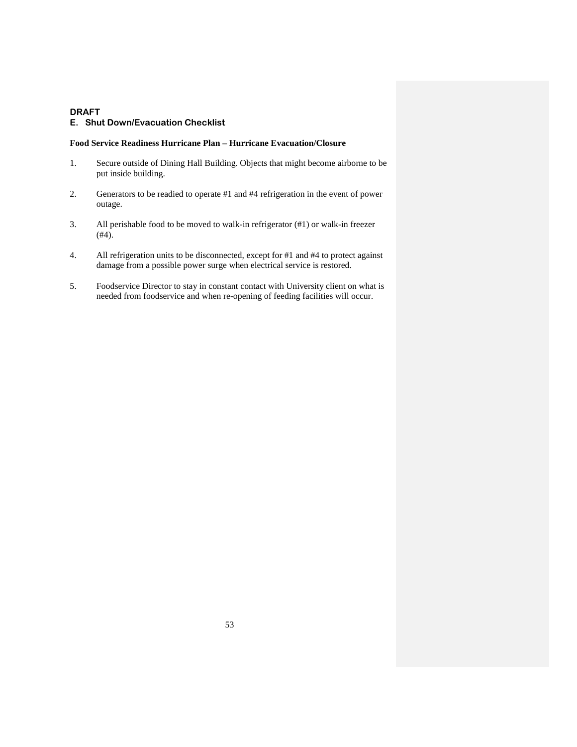**DRAFT**

## E. Shut Down/Evacuation Checklist

**Food Service Readiness Hurricane Plan – Hurricane Evacuation/Closure**

1. Secure outside of Dining Hall Building. Objects that might become airborne to be put inside building.

2. Generators to be readied to operate #1 and #4 refrigeration in the event of power outage.

3. All perishable food to be moved to walk-in refrigerator (#1) or walk-in freezer (#4).

4. All refrigeration units to be disconnected, except for #1 and #4 to protect against damage from a possible power surge when electrical service is restored.

5. Foodservice Director to stay in constant contact with University client on what is needed from foodservice and when re-opening of feeding facilities will occur.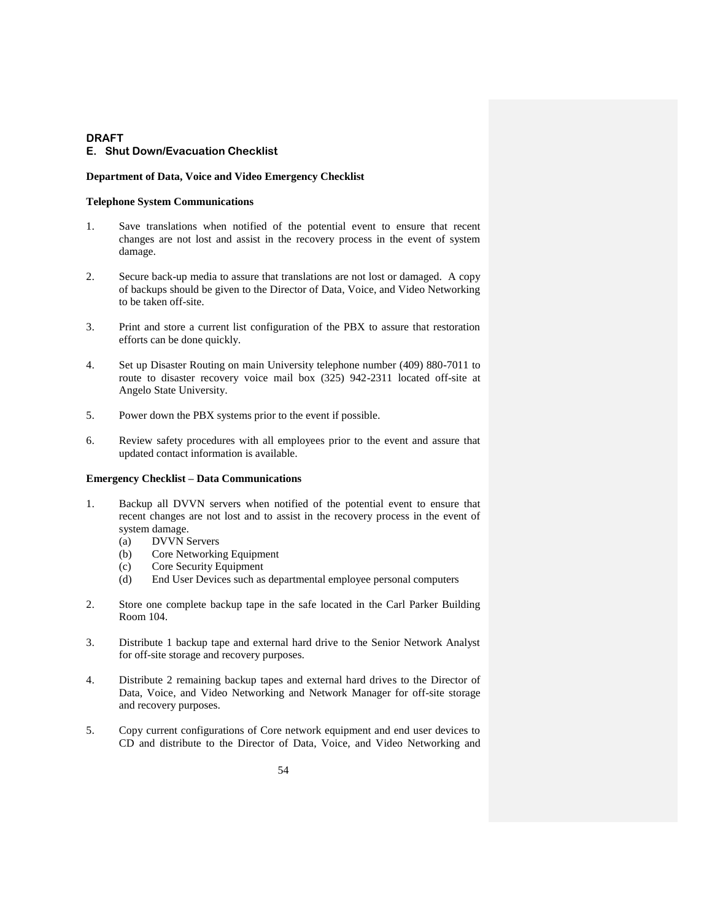**DRAFT**

## E. Shut Down/Evacuation Checklist

**Department of Data, Voice and Video Emergency Checklist**

**Telephone System Communications**

1. Save translations when notified of the potential event to ensure that recent changes are not lost and assist in the recovery process in the event of system damage.

2. Secure back-up media to assure that translations are not lost or damaged. A copy of backups should be given to the Director of Data, Voice, and Video Networking to be taken off-site.

3. Print and store a current list configuration of the PBX to assure that restoration efforts can be done quickly.

4. Set up Disaster Routing on main University telephone number (409) 880-7011 to route to disaster recovery voice mail box (325) 942-2311 located off-site at Angelo State University.

5. Power down the PBX systems prior to the event if possible.

6. Review safety procedures with all employees prior to the event and assure that updated contact information is available.

**Emergency Checklist – Data Communications**

1. Backup all DVVN servers when notified of the potential event to ensure that recent changes are not lost and to assist in the recovery process in the event of system damage.
   (a) DVVN Servers
   (b) Core Networking Equipment
   (c) Core Security Equipment
   (d) End User Devices such as departmental employee personal computers

2. Store one complete backup tape in the safe located in the Carl Parker Building Room 104.

3. Distribute 1 backup tape and external hard drive to the Senior Network Analyst for off-site storage and recovery purposes.

4. Distribute 2 remaining backup tapes and external hard drives to the Director of Data, Voice, and Video Networking and Network Manager for off-site storage and recovery purposes.

5. Copy current configurations of Core network equipment and end user devices to CD and distribute to the Director of Data, Voice, and Video Networking and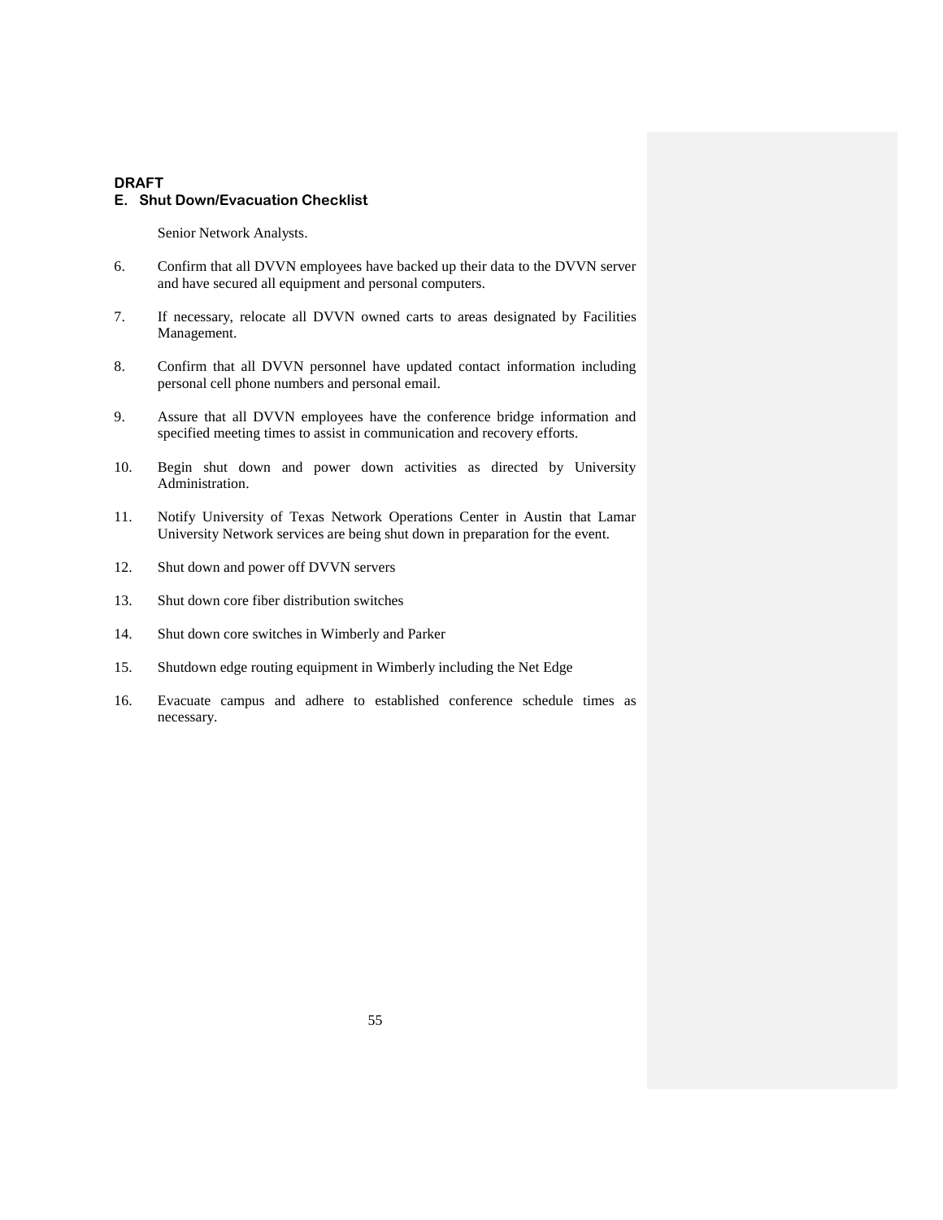**DRAFT**

### E. Shut Down/Evacuation Checklist

Senior Network Analysts.

6. Confirm that all DVVN employees have backed up their data to the DVVN server and have secured all equipment and personal computers.

7. If necessary, relocate all DVVN owned carts to areas designated by Facilities Management.

8. Confirm that all DVVN personnel have updated contact information including personal cell phone numbers and personal email.

9. Assure that all DVVN employees have the conference bridge information and specified meeting times to assist in communication and recovery efforts.

10. Begin shut down and power down activities as directed by University Administration.

11. Notify University of Texas Network Operations Center in Austin that Lamar University Network services are being shut down in preparation for the event.

12. Shut down and power off DVVN servers

13. Shut down core fiber distribution switches

14. Shut down core switches in Wimberly and Parker

15. Shutdown edge routing equipment in Wimberly including the Net Edge

16. Evacuate campus and adhere to established conference schedule times as necessary.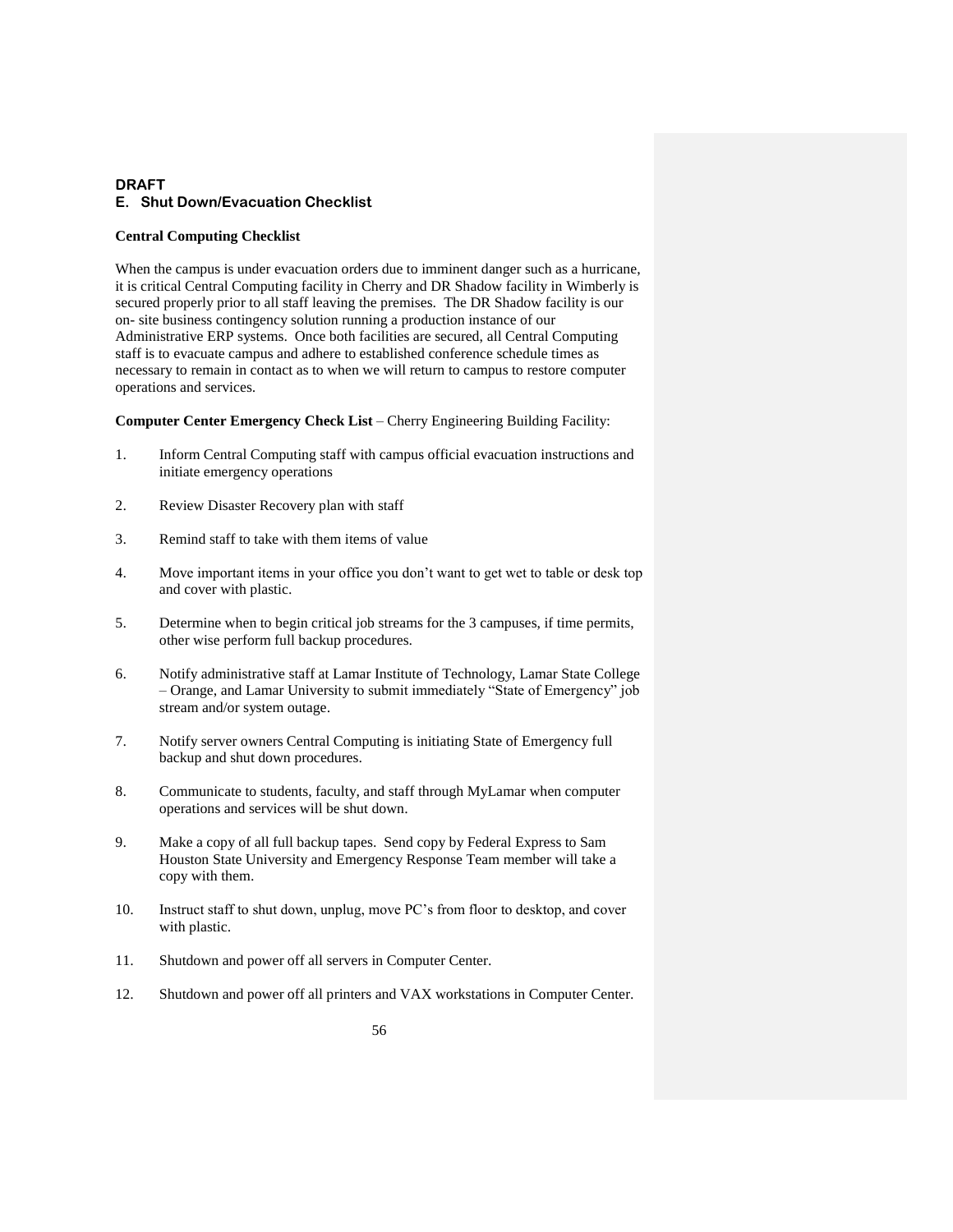**DRAFT**

## E. Shut Down/Evacuation Checklist

**Central Computing Checklist**

When the campus is under evacuation orders due to imminent danger such as a hurricane, it is critical Central Computing facility in Cherry and DR Shadow facility in Wimberly is secured properly prior to all staff leaving the premises. The DR Shadow facility is our on- site business contingency solution running a production instance of our Administrative ERP systems. Once both facilities are secured, all Central Computing staff is to evacuate campus and adhere to established conference schedule times as necessary to remain in contact as to when we will return to campus to restore computer operations and services.

**Computer Center Emergency Check List** – Cherry Engineering Building Facility:

1. Inform Central Computing staff with campus official evacuation instructions and initiate emergency operations
2. Review Disaster Recovery plan with staff
3. Remind staff to take with them items of value
4. Move important items in your office you don't want to get wet to table or desk top and cover with plastic.
5. Determine when to begin critical job streams for the 3 campuses, if time permits, other wise perform full backup procedures.
6. Notify administrative staff at Lamar Institute of Technology, Lamar State College – Orange, and Lamar University to submit immediately "State of Emergency" job stream and/or system outage.
7. Notify server owners Central Computing is initiating State of Emergency full backup and shut down procedures.
8. Communicate to students, faculty, and staff through MyLamar when computer operations and services will be shut down.
9. Make a copy of all full backup tapes. Send copy by Federal Express to Sam Houston State University and Emergency Response Team member will take a copy with them.
10. Instruct staff to shut down, unplug, move PC's from floor to desktop, and cover with plastic.
11. Shutdown and power off all servers in Computer Center.
12. Shutdown and power off all printers and VAX workstations in Computer Center.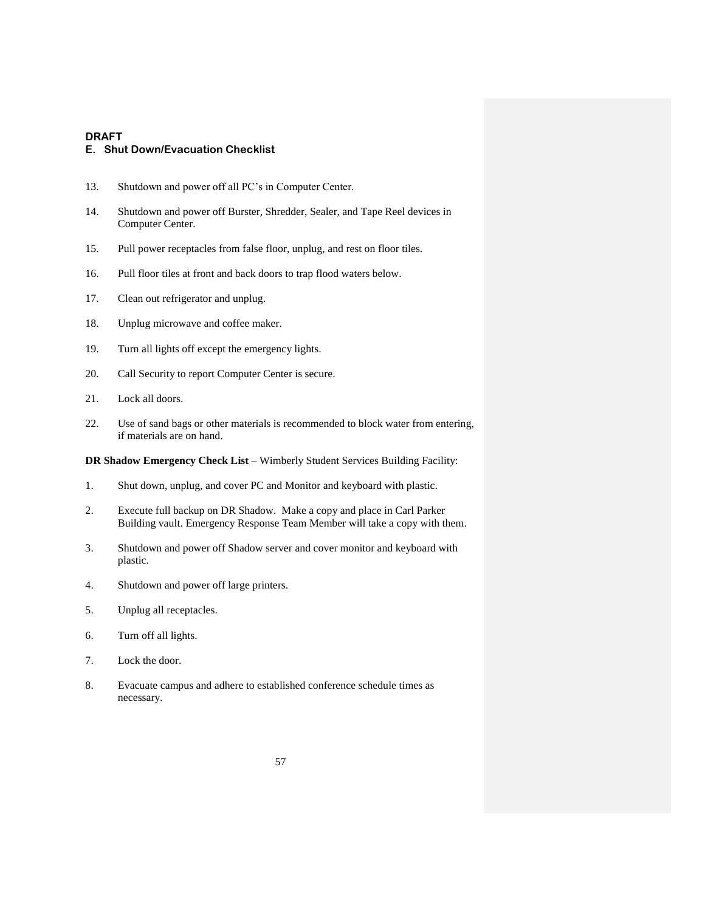**DRAFT**

### E. Shut Down/Evacuation Checklist

13. Shutdown and power off all PC's in Computer Center.
14. Shutdown and power off Burster, Shredder, Sealer, and Tape Reel devices in Computer Center.
15. Pull power receptacles from false floor, unplug, and rest on floor tiles.
16. Pull floor tiles at front and back doors to trap flood waters below.
17. Clean out refrigerator and unplug.
18. Unplug microwave and coffee maker.
19. Turn all lights off except the emergency lights.
20. Call Security to report Computer Center is secure.
21. Lock all doors.
22. Use of sand bags or other materials is recommended to block water from entering, if materials are on hand.

**DR Shadow Emergency Check List** – Wimberly Student Services Building Facility:

1. Shut down, unplug, and cover PC and Monitor and keyboard with plastic.
2. Execute full backup on DR Shadow. Make a copy and place in Carl Parker Building vault. Emergency Response Team Member will take a copy with them.
3. Shutdown and power off Shadow server and cover monitor and keyboard with plastic.
4. Shutdown and power off large printers.
5. Unplug all receptacles.
6. Turn off all lights.
7. Lock the door.
8. Evacuate campus and adhere to established conference schedule times as necessary.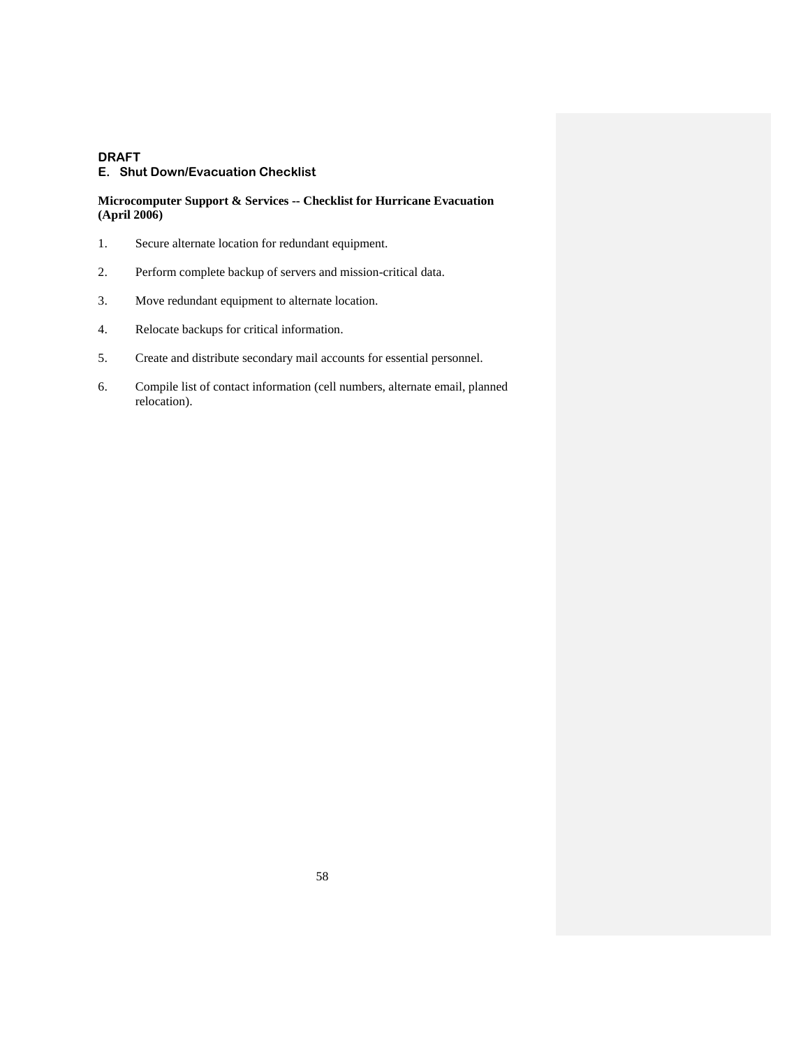**DRAFT**

## E. Shut Down/Evacuation Checklist

**Microcomputer Support & Services -- Checklist for Hurricane Evacuation (April 2006)**

1. Secure alternate location for redundant equipment.

2. Perform complete backup of servers and mission-critical data.

3. Move redundant equipment to alternate location.

4. Relocate backups for critical information.

5. Create and distribute secondary mail accounts for essential personnel.

6. Compile list of contact information (cell numbers, alternate email, planned relocation).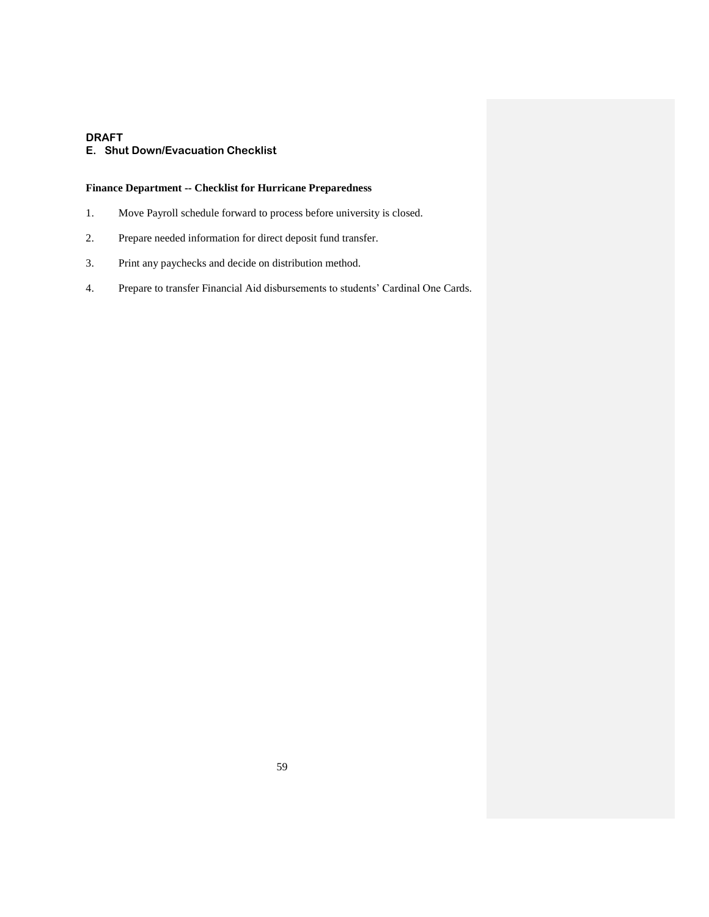**DRAFT**

## E. Shut Down/Evacuation Checklist

**Finance Department -- Checklist for Hurricane Preparedness**

1. Move Payroll schedule forward to process before university is closed.
2. Prepare needed information for direct deposit fund transfer.
3. Print any paychecks and decide on distribution method.
4. Prepare to transfer Financial Aid disbursements to students' Cardinal One Cards.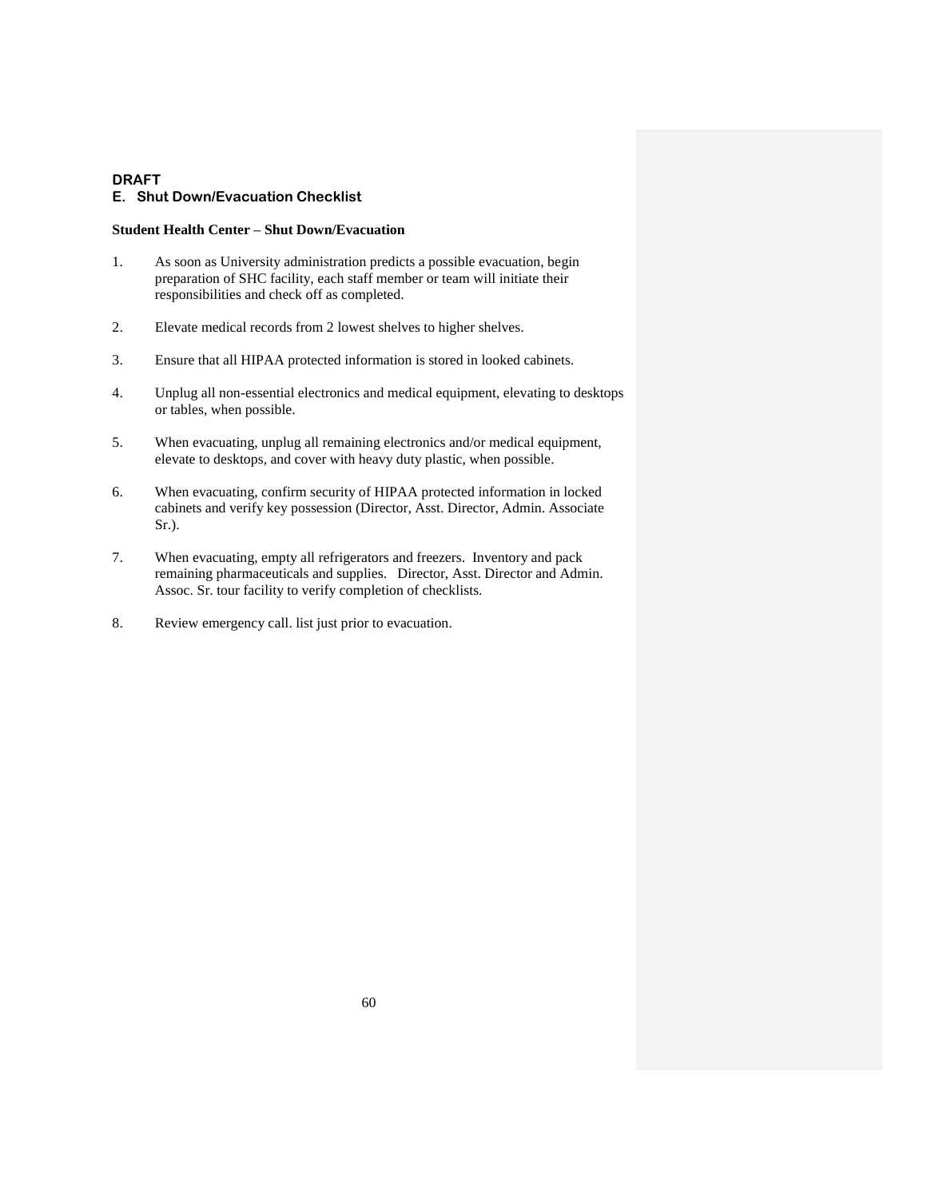**DRAFT**

## E. Shut Down/Evacuation Checklist

**Student Health Center – Shut Down/Evacuation**

1. As soon as University administration predicts a possible evacuation, begin preparation of SHC facility, each staff member or team will initiate their responsibilities and check off as completed.

2. Elevate medical records from 2 lowest shelves to higher shelves.

3. Ensure that all HIPAA protected information is stored in looked cabinets.

4. Unplug all non-essential electronics and medical equipment, elevating to desktops or tables, when possible.

5. When evacuating, unplug all remaining electronics and/or medical equipment, elevate to desktops, and cover with heavy duty plastic, when possible.

6. When evacuating, confirm security of HIPAA protected information in locked cabinets and verify key possession (Director, Asst. Director, Admin. Associate Sr.).

7. When evacuating, empty all refrigerators and freezers. Inventory and pack remaining pharmaceuticals and supplies. Director, Asst. Director and Admin. Assoc. Sr. tour facility to verify completion of checklists.

8. Review emergency call. list just prior to evacuation.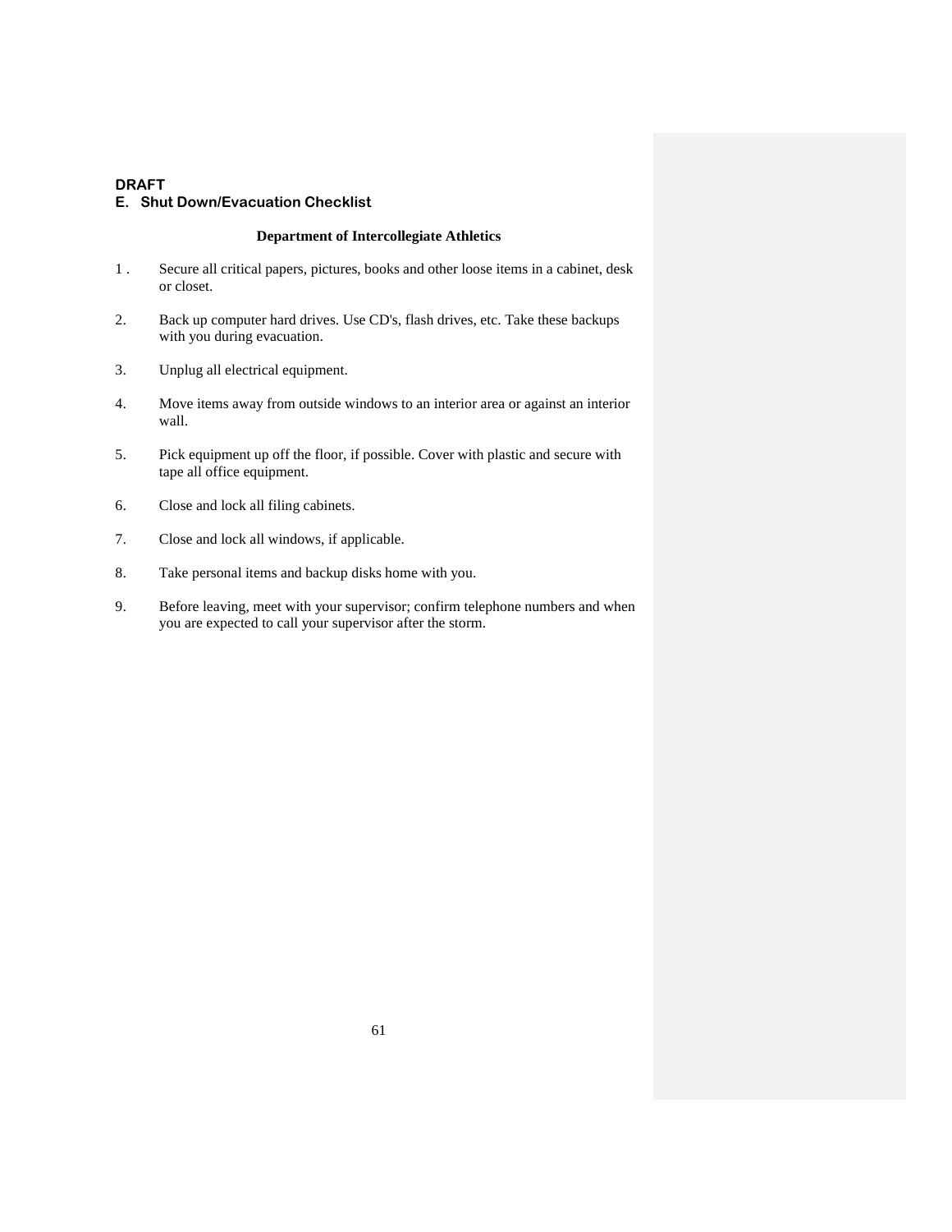**DRAFT**

## E. Shut Down/Evacuation Checklist

**Department of Intercollegiate Athletics**

1. Secure all critical papers, pictures, books and other loose items in a cabinet, desk or closet.

2. Back up computer hard drives. Use CD's, flash drives, etc. Take these backups with you during evacuation.

3. Unplug all electrical equipment.

4. Move items away from outside windows to an interior area or against an interior wall.

5. Pick equipment up off the floor, if possible. Cover with plastic and secure with tape all office equipment.

6. Close and lock all filing cabinets.

7. Close and lock all windows, if applicable.

8. Take personal items and backup disks home with you.

9. Before leaving, meet with your supervisor; confirm telephone numbers and when you are expected to call your supervisor after the storm.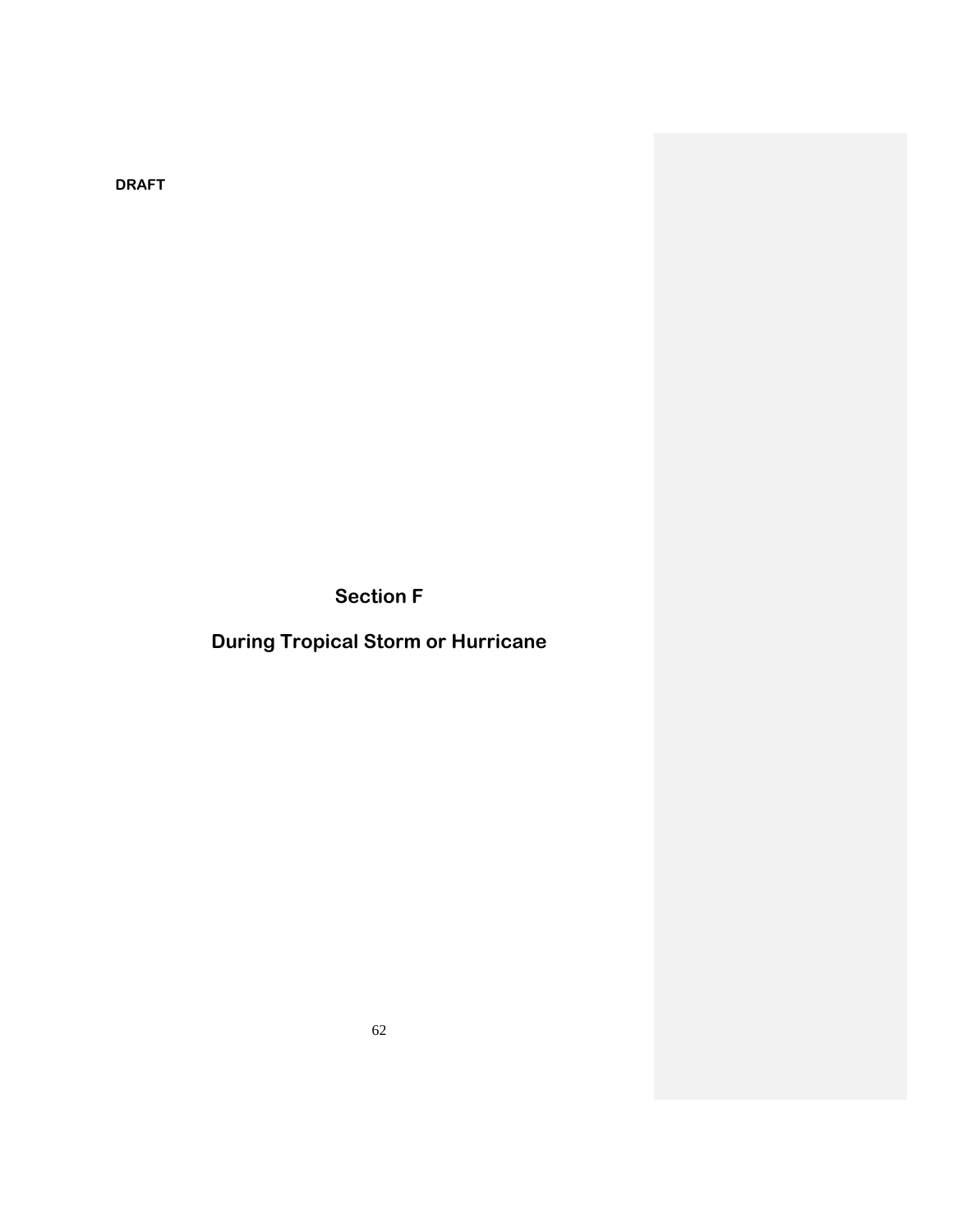DRAFT

# Section F

# During Tropical Storm or Hurricane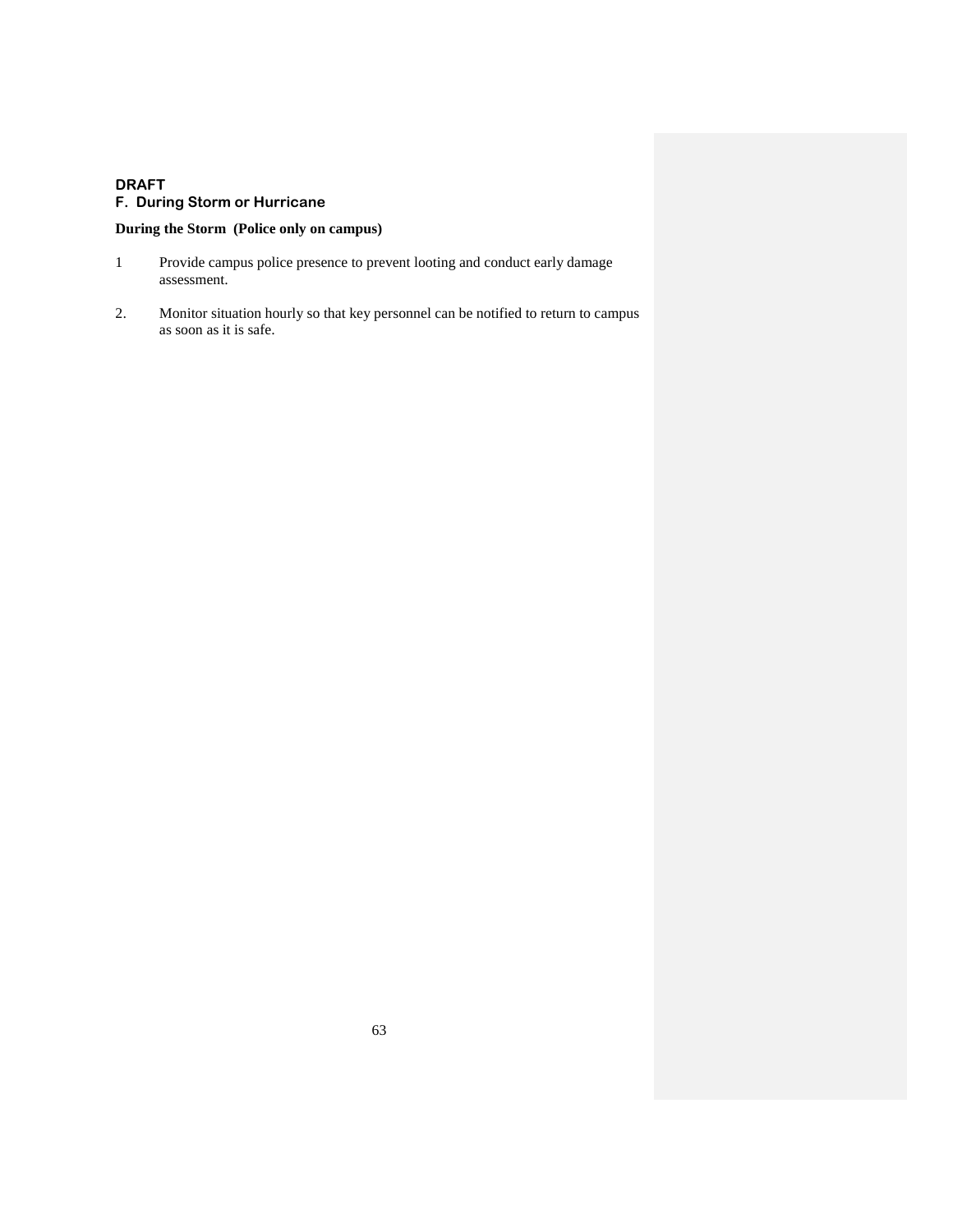**DRAFT**

## F. During Storm or Hurricane

**During the Storm (Police only on campus)**

1 Provide campus police presence to prevent looting and conduct early damage assessment.

2. Monitor situation hourly so that key personnel can be notified to return to campus as soon as it is safe.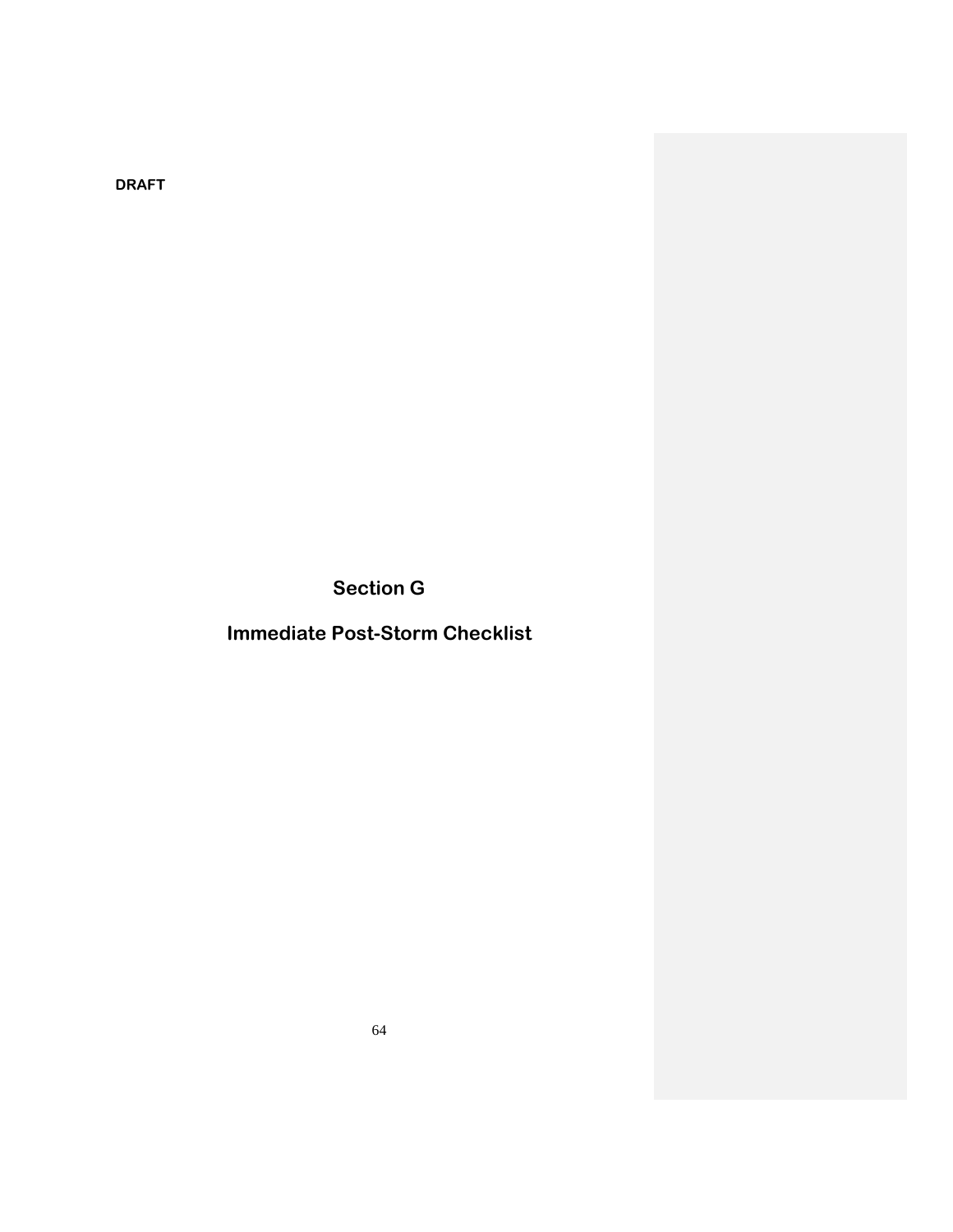DRAFT

# Section G

# Immediate Post-Storm Checklist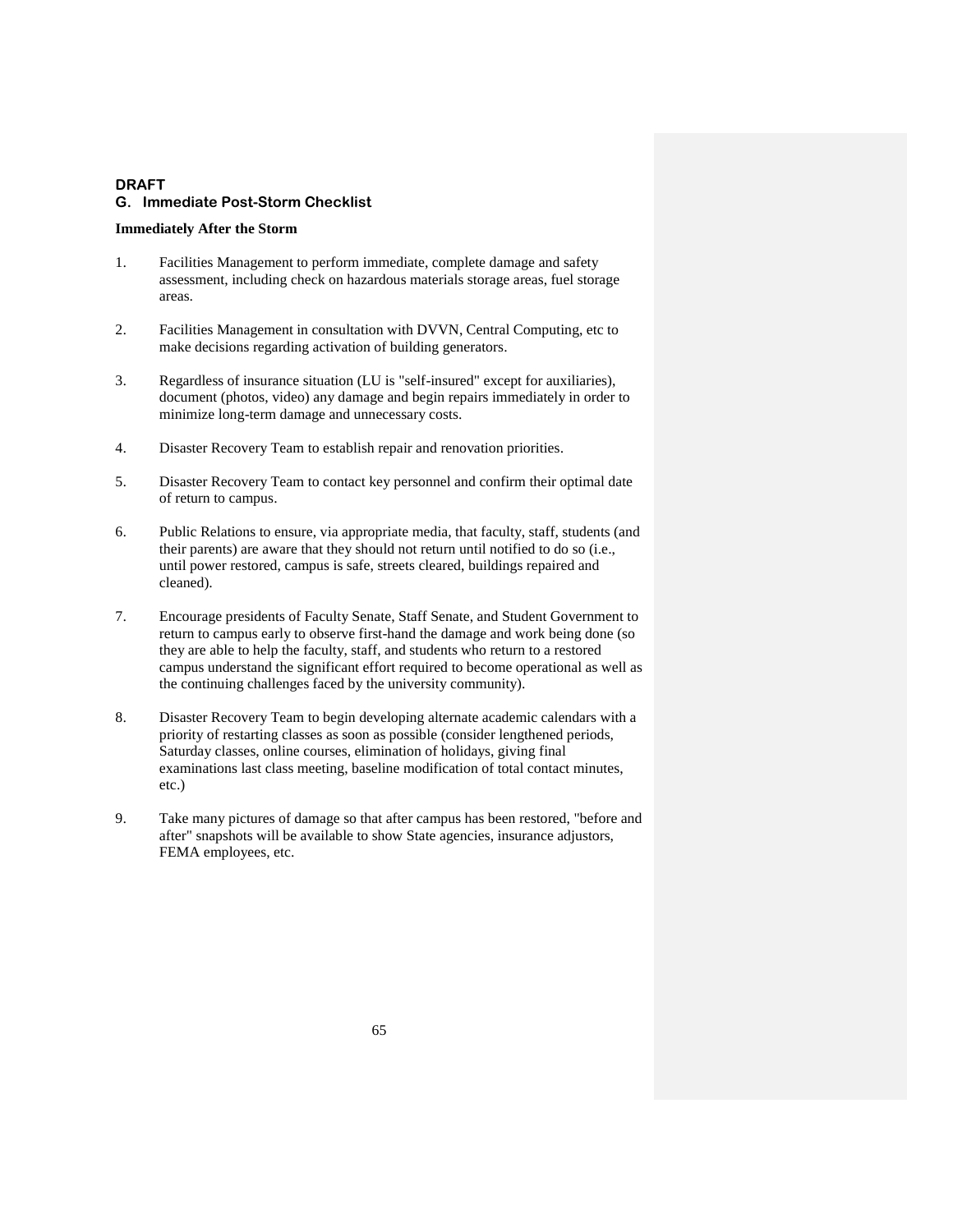**DRAFT**

## G. Immediate Post-Storm Checklist

**Immediately After the Storm**

1. Facilities Management to perform immediate, complete damage and safety assessment, including check on hazardous materials storage areas, fuel storage areas.

2. Facilities Management in consultation with DVVN, Central Computing, etc to make decisions regarding activation of building generators.

3. Regardless of insurance situation (LU is "self-insured" except for auxiliaries), document (photos, video) any damage and begin repairs immediately in order to minimize long-term damage and unnecessary costs.

4. Disaster Recovery Team to establish repair and renovation priorities.

5. Disaster Recovery Team to contact key personnel and confirm their optimal date of return to campus.

6. Public Relations to ensure, via appropriate media, that faculty, staff, students (and their parents) are aware that they should not return until notified to do so (i.e., until power restored, campus is safe, streets cleared, buildings repaired and cleaned).

7. Encourage presidents of Faculty Senate, Staff Senate, and Student Government to return to campus early to observe first-hand the damage and work being done (so they are able to help the faculty, staff, and students who return to a restored campus understand the significant effort required to become operational as well as the continuing challenges faced by the university community).

8. Disaster Recovery Team to begin developing alternate academic calendars with a priority of restarting classes as soon as possible (consider lengthened periods, Saturday classes, online courses, elimination of holidays, giving final examinations last class meeting, baseline modification of total contact minutes, etc.)

9. Take many pictures of damage so that after campus has been restored, "before and after" snapshots will be available to show State agencies, insurance adjustors, FEMA employees, etc.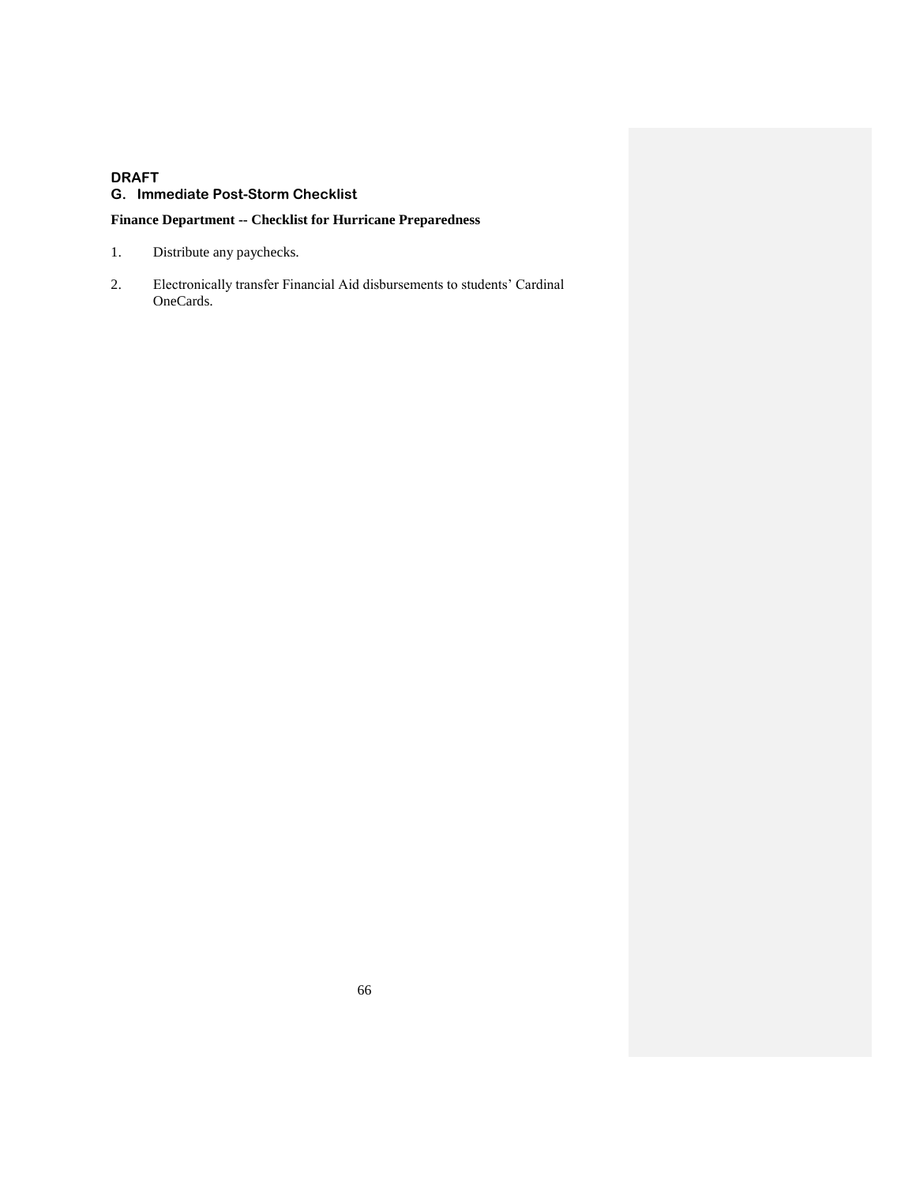**DRAFT**

## G. Immediate Post-Storm Checklist

**Finance Department -- Checklist for Hurricane Preparedness**

1. Distribute any paychecks.

2. Electronically transfer Financial Aid disbursements to students' Cardinal OneCards.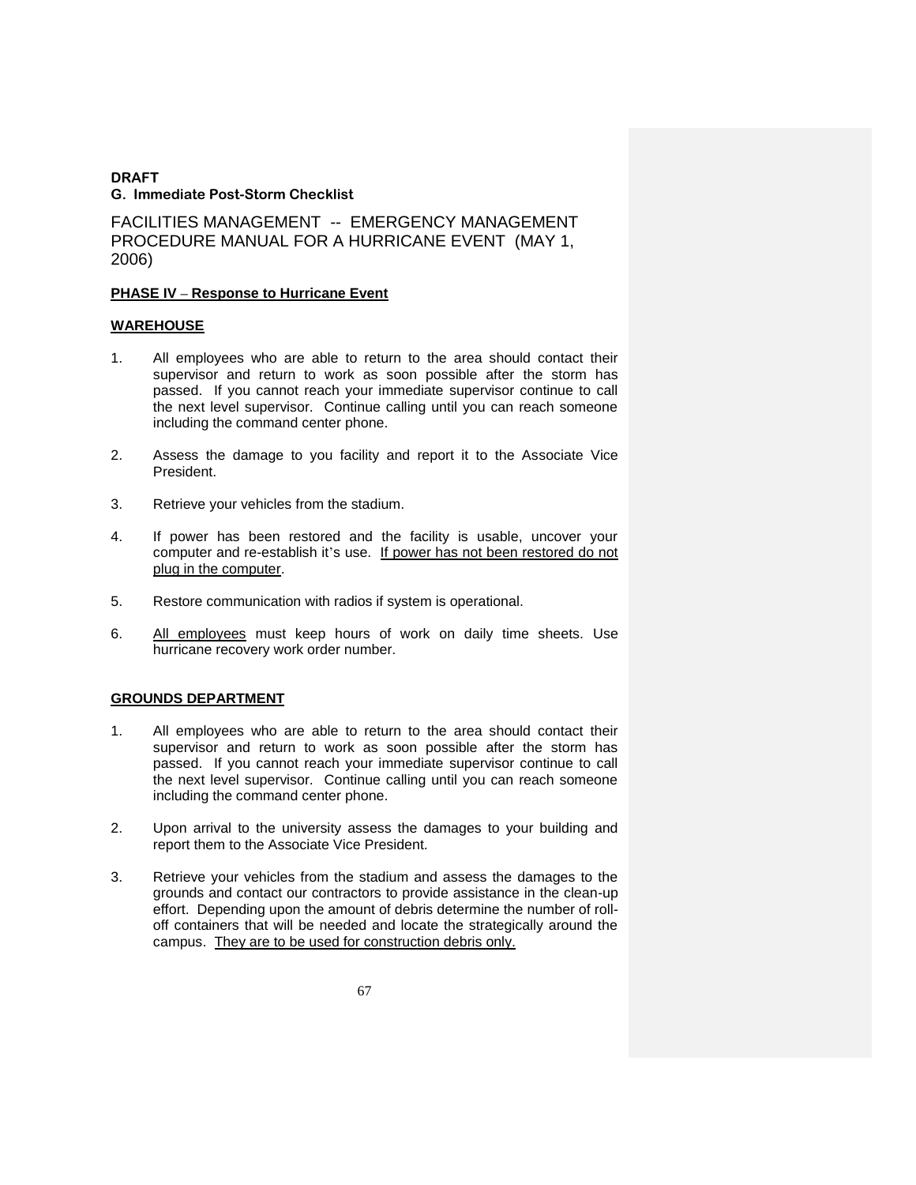**DRAFT**
**G. Immediate Post-Storm Checklist**

FACILITIES MANAGEMENT -- EMERGENCY MANAGEMENT PROCEDURE MANUAL FOR A HURRICANE EVENT (MAY 1, 2006)

**PHASE IV – Response to Hurricane Event**

**WAREHOUSE**

1. All employees who are able to return to the area should contact their supervisor and return to work as soon possible after the storm has passed. If you cannot reach your immediate supervisor continue to call the next level supervisor. Continue calling until you can reach someone including the command center phone.

2. Assess the damage to you facility and report it to the Associate Vice President.

3. Retrieve your vehicles from the stadium.

4. If power has been restored and the facility is usable, uncover your computer and re-establish it's use. <u>If power has not been restored do not plug in the computer</u>.

5. Restore communication with radios if system is operational.

6. <u>All employees</u> must keep hours of work on daily time sheets. Use hurricane recovery work order number.

**GROUNDS DEPARTMENT**

1. All employees who are able to return to the area should contact their supervisor and return to work as soon possible after the storm has passed. If you cannot reach your immediate supervisor continue to call the next level supervisor. Continue calling until you can reach someone including the command center phone.

2. Upon arrival to the university assess the damages to your building and report them to the Associate Vice President.

3. Retrieve your vehicles from the stadium and assess the damages to the grounds and contact our contractors to provide assistance in the clean-up effort. Depending upon the amount of debris determine the number of roll-off containers that will be needed and locate the strategically around the campus. <u>They are to be used for construction debris only.</u>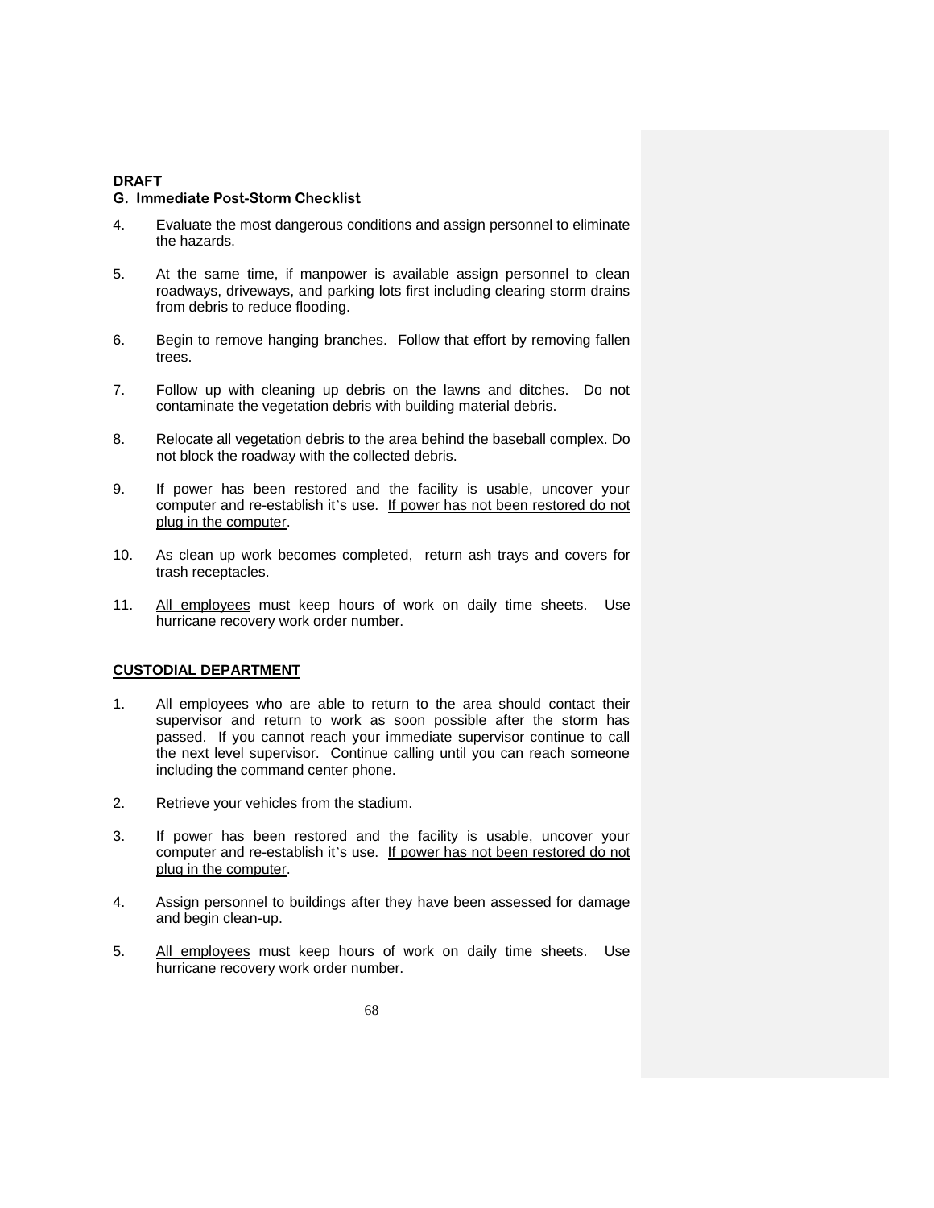**DRAFT**

**G. Immediate Post-Storm Checklist**

4. Evaluate the most dangerous conditions and assign personnel to eliminate the hazards.

5. At the same time, if manpower is available assign personnel to clean roadways, driveways, and parking lots first including clearing storm drains from debris to reduce flooding.

6. Begin to remove hanging branches. Follow that effort by removing fallen trees.

7. Follow up with cleaning up debris on the lawns and ditches. Do not contaminate the vegetation debris with building material debris.

8. Relocate all vegetation debris to the area behind the baseball complex. Do not block the roadway with the collected debris.

9. If power has been restored and the facility is usable, uncover your computer and re-establish it's use. <u>If power has not been restored do not plug in the computer</u>.

10. As clean up work becomes completed, return ash trays and covers for trash receptacles.

11. <u>All employees</u> must keep hours of work on daily time sheets. Use hurricane recovery work order number.

**<u>CUSTODIAL DEPARTMENT</u>**

1. All employees who are able to return to the area should contact their supervisor and return to work as soon possible after the storm has passed. If you cannot reach your immediate supervisor continue to call the next level supervisor. Continue calling until you can reach someone including the command center phone.

2. Retrieve your vehicles from the stadium.

3. If power has been restored and the facility is usable, uncover your computer and re-establish it's use. <u>If power has not been restored do not plug in the computer</u>.

4. Assign personnel to buildings after they have been assessed for damage and begin clean-up.

5. <u>All employees</u> must keep hours of work on daily time sheets. Use hurricane recovery work order number.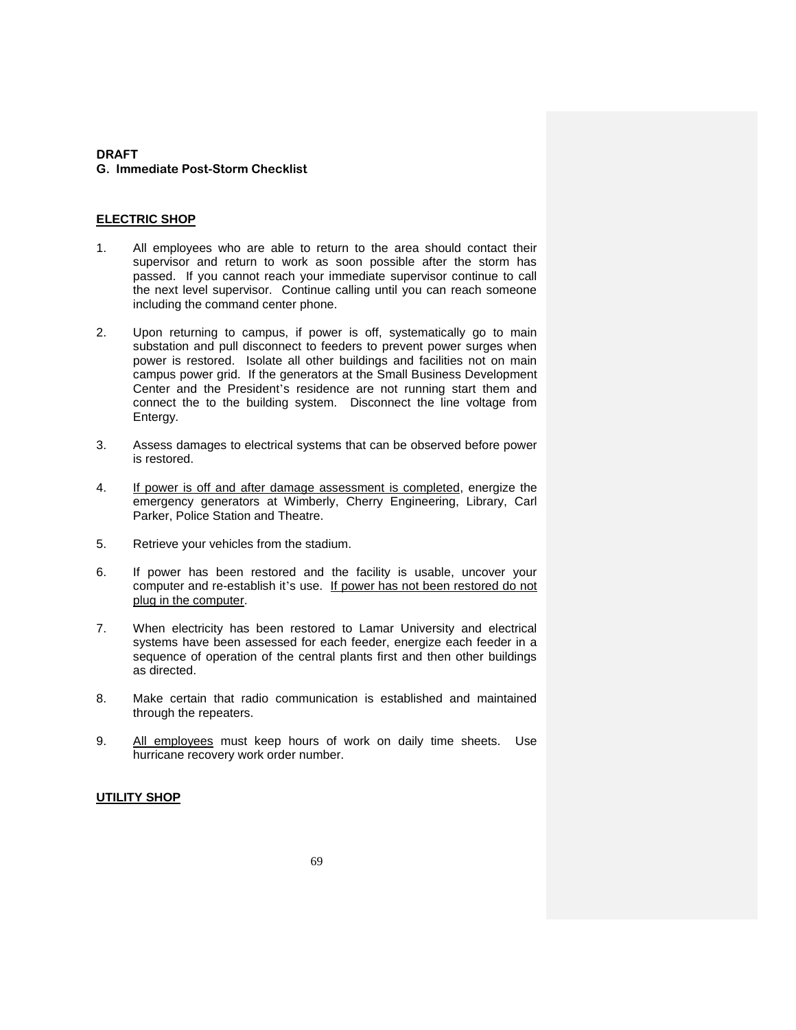**DRAFT**

**G. Immediate Post-Storm Checklist**

**<u>ELECTRIC SHOP</u>**

1. All employees who are able to return to the area should contact their supervisor and return to work as soon possible after the storm has passed. If you cannot reach your immediate supervisor continue to call the next level supervisor. Continue calling until you can reach someone including the command center phone.

2. Upon returning to campus, if power is off, systematically go to main substation and pull disconnect to feeders to prevent power surges when power is restored. Isolate all other buildings and facilities not on main campus power grid. If the generators at the Small Business Development Center and the President's residence are not running start them and connect the to the building system. Disconnect the line voltage from Entergy.

3. Assess damages to electrical systems that can be observed before power is restored.

4. <u>If power is off and after damage assessment is completed</u>, energize the emergency generators at Wimberly, Cherry Engineering, Library, Carl Parker, Police Station and Theatre.

5. Retrieve your vehicles from the stadium.

6. If power has been restored and the facility is usable, uncover your computer and re-establish it's use. <u>If power has not been restored do not plug in the computer</u>.

7. When electricity has been restored to Lamar University and electrical systems have been assessed for each feeder, energize each feeder in a sequence of operation of the central plants first and then other buildings as directed.

8. Make certain that radio communication is established and maintained through the repeaters.

9. <u>All employees</u> must keep hours of work on daily time sheets. Use hurricane recovery work order number.

**<u>UTILITY SHOP</u>**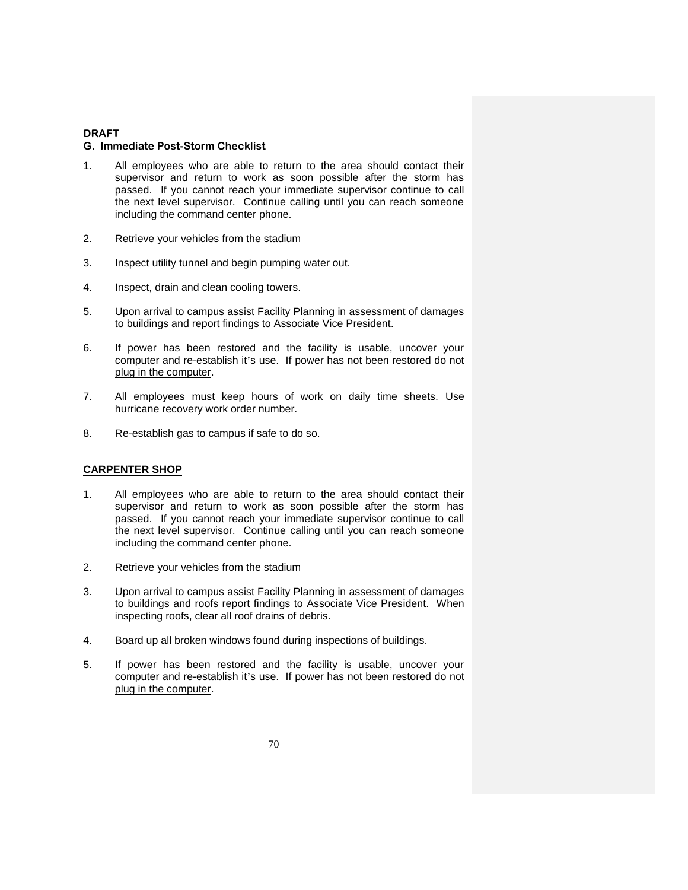**DRAFT**

**G. Immediate Post-Storm Checklist**

1. All employees who are able to return to the area should contact their supervisor and return to work as soon possible after the storm has passed. If you cannot reach your immediate supervisor continue to call the next level supervisor. Continue calling until you can reach someone including the command center phone.

2. Retrieve your vehicles from the stadium

3. Inspect utility tunnel and begin pumping water out.

4. Inspect, drain and clean cooling towers.

5. Upon arrival to campus assist Facility Planning in assessment of damages to buildings and report findings to Associate Vice President.

6. If power has been restored and the facility is usable, uncover your computer and re-establish it's use. <u>If power has not been restored do not plug in the computer</u>.

7. <u>All employees</u> must keep hours of work on daily time sheets. Use hurricane recovery work order number.

8. Re-establish gas to campus if safe to do so.

**<u>CARPENTER SHOP</u>**

1. All employees who are able to return to the area should contact their supervisor and return to work as soon possible after the storm has passed. If you cannot reach your immediate supervisor continue to call the next level supervisor. Continue calling until you can reach someone including the command center phone.

2. Retrieve your vehicles from the stadium

3. Upon arrival to campus assist Facility Planning in assessment of damages to buildings and roofs report findings to Associate Vice President. When inspecting roofs, clear all roof drains of debris.

4. Board up all broken windows found during inspections of buildings.

5. If power has been restored and the facility is usable, uncover your computer and re-establish it's use. <u>If power has not been restored do not plug in the computer</u>.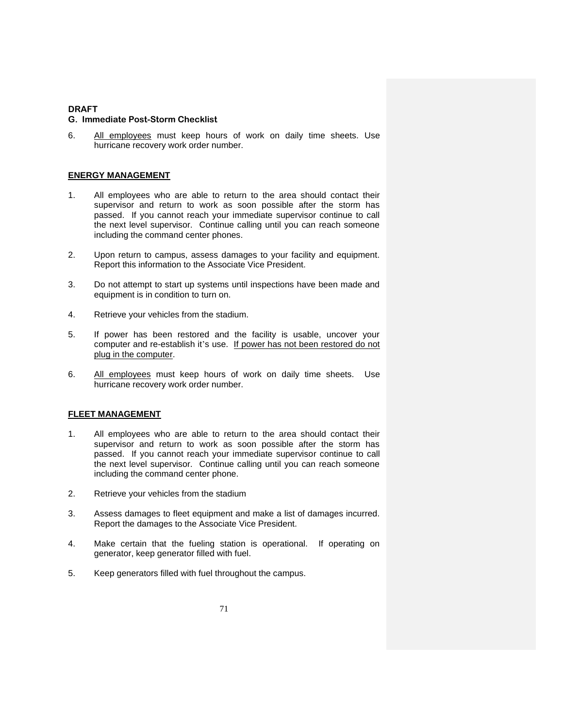**DRAFT**

**G. Immediate Post-Storm Checklist**

6. <u>All employees</u> must keep hours of work on daily time sheets. Use hurricane recovery work order number.

**<u>ENERGY MANAGEMENT</u>**

1. All employees who are able to return to the area should contact their supervisor and return to work as soon possible after the storm has passed. If you cannot reach your immediate supervisor continue to call the next level supervisor. Continue calling until you can reach someone including the command center phones.

2. Upon return to campus, assess damages to your facility and equipment. Report this information to the Associate Vice President.

3. Do not attempt to start up systems until inspections have been made and equipment is in condition to turn on.

4. Retrieve your vehicles from the stadium.

5. If power has been restored and the facility is usable, uncover your computer and re-establish it's use. <u>If power has not been restored do not plug in the computer</u>.

6. <u>All employees</u> must keep hours of work on daily time sheets. Use hurricane recovery work order number.

**<u>FLEET MANAGEMENT</u>**

1. All employees who are able to return to the area should contact their supervisor and return to work as soon possible after the storm has passed. If you cannot reach your immediate supervisor continue to call the next level supervisor. Continue calling until you can reach someone including the command center phone.

2. Retrieve your vehicles from the stadium

3. Assess damages to fleet equipment and make a list of damages incurred. Report the damages to the Associate Vice President.

4. Make certain that the fueling station is operational. If operating on generator, keep generator filled with fuel.

5. Keep generators filled with fuel throughout the campus.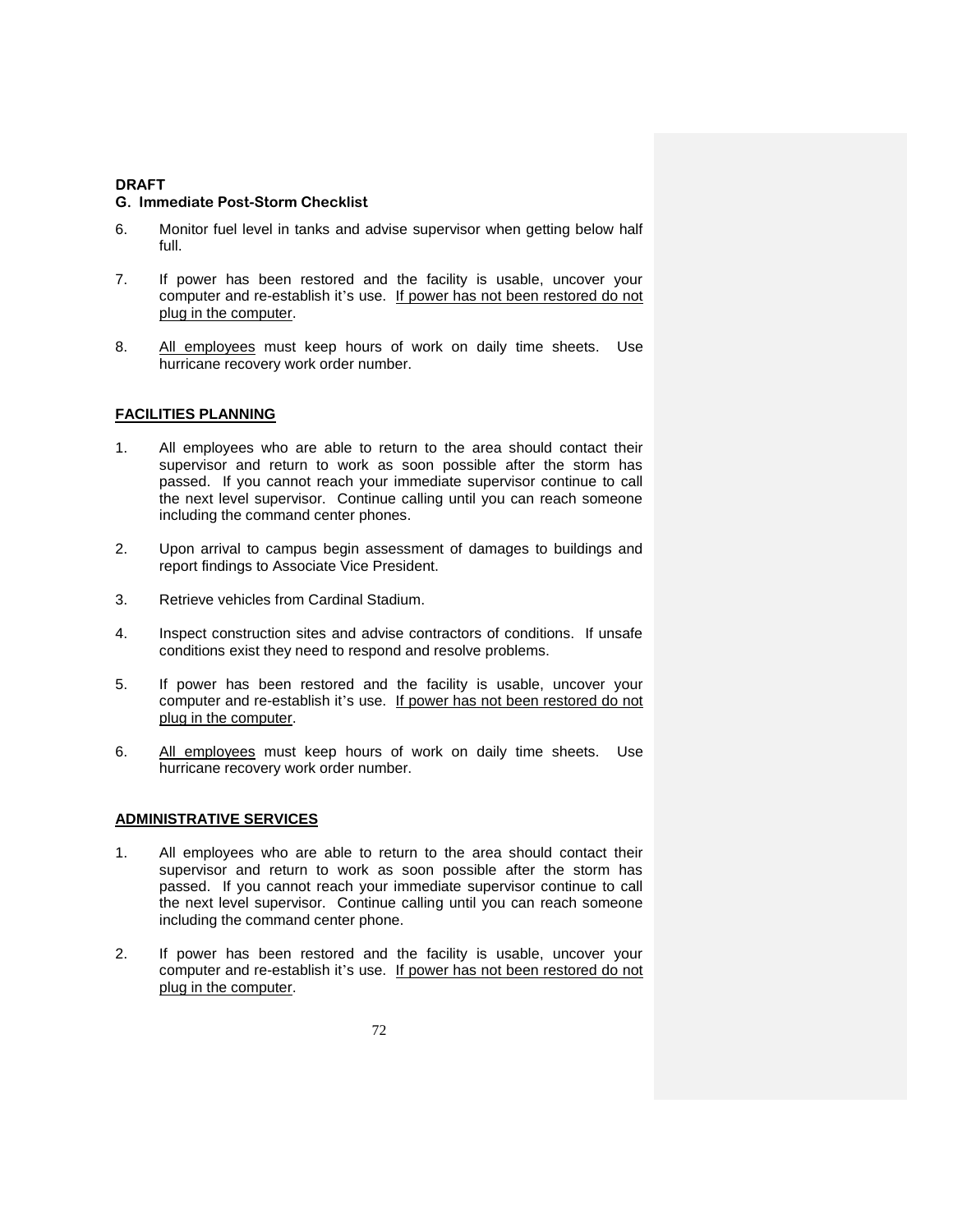**DRAFT**

**G. Immediate Post-Storm Checklist**

6. Monitor fuel level in tanks and advise supervisor when getting below half full.

7. If power has been restored and the facility is usable, uncover your computer and re-establish it's use. <u>If power has not been restored do not plug in the computer</u>.

8. <u>All employees</u> must keep hours of work on daily time sheets. Use hurricane recovery work order number.

**<u>FACILITIES PLANNING</u>**

1. All employees who are able to return to the area should contact their supervisor and return to work as soon possible after the storm has passed. If you cannot reach your immediate supervisor continue to call the next level supervisor. Continue calling until you can reach someone including the command center phones.

2. Upon arrival to campus begin assessment of damages to buildings and report findings to Associate Vice President.

3. Retrieve vehicles from Cardinal Stadium.

4. Inspect construction sites and advise contractors of conditions. If unsafe conditions exist they need to respond and resolve problems.

5. If power has been restored and the facility is usable, uncover your computer and re-establish it's use. <u>If power has not been restored do not plug in the computer</u>.

6. <u>All employees</u> must keep hours of work on daily time sheets. Use hurricane recovery work order number.

**<u>ADMINISTRATIVE SERVICES</u>**

1. All employees who are able to return to the area should contact their supervisor and return to work as soon possible after the storm has passed. If you cannot reach your immediate supervisor continue to call the next level supervisor. Continue calling until you can reach someone including the command center phone.

2. If power has been restored and the facility is usable, uncover your computer and re-establish it's use. <u>If power has not been restored do not plug in the computer</u>.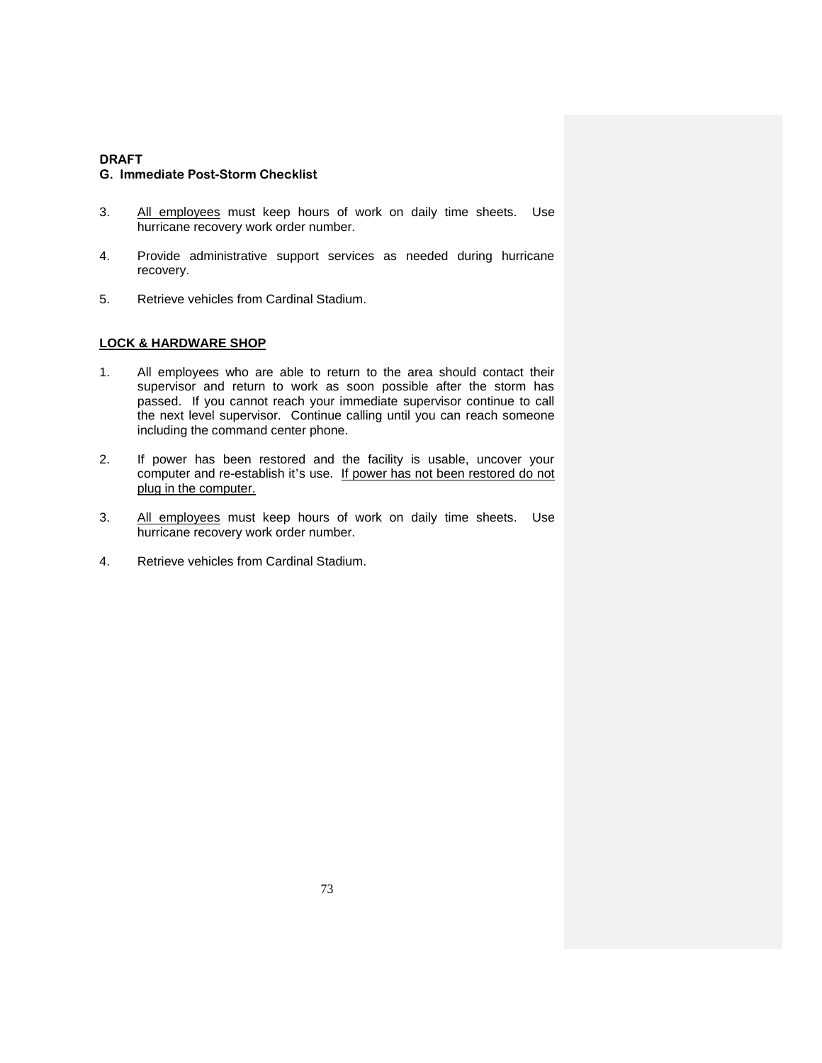**DRAFT**

**G. Immediate Post-Storm Checklist**

3. <u>All employees</u> must keep hours of work on daily time sheets. Use hurricane recovery work order number.

4. Provide administrative support services as needed during hurricane recovery.

5. Retrieve vehicles from Cardinal Stadium.

**<u>LOCK & HARDWARE SHOP</u>**

1. All employees who are able to return to the area should contact their supervisor and return to work as soon possible after the storm has passed. If you cannot reach your immediate supervisor continue to call the next level supervisor. Continue calling until you can reach someone including the command center phone.

2. If power has been restored and the facility is usable, uncover your computer and re-establish it's use. <u>If power has not been restored do not plug in the computer.</u>

3. <u>All employees</u> must keep hours of work on daily time sheets. Use hurricane recovery work order number.

4. Retrieve vehicles from Cardinal Stadium.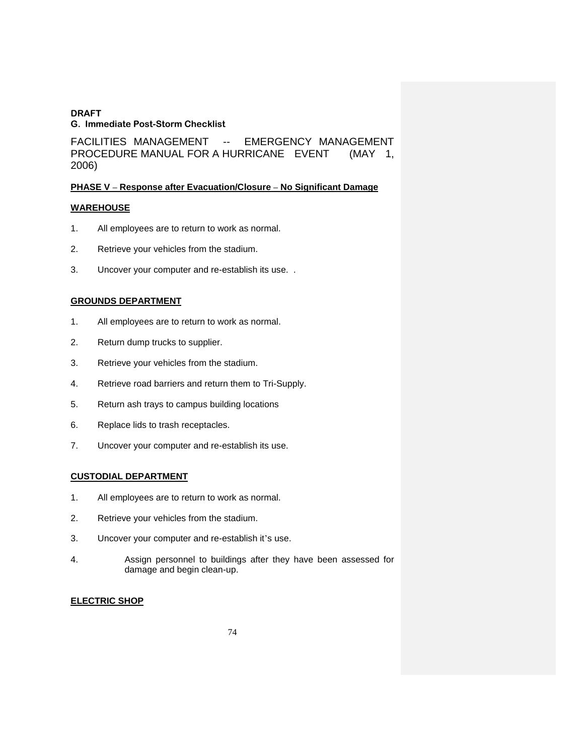**DRAFT**

**G. Immediate Post-Storm Checklist**

FACILITIES MANAGEMENT -- EMERGENCY MANAGEMENT PROCEDURE MANUAL FOR A HURRICANE EVENT (MAY 1, 2006)

**PHASE V – Response after Evacuation/Closure – No Significant Damage**

**WAREHOUSE**

1. All employees are to return to work as normal.
2. Retrieve your vehicles from the stadium.
3. Uncover your computer and re-establish its use. .

**GROUNDS DEPARTMENT**

1. All employees are to return to work as normal.
2. Return dump trucks to supplier.
3. Retrieve your vehicles from the stadium.
4. Retrieve road barriers and return them to Tri-Supply.
5. Return ash trays to campus building locations
6. Replace lids to trash receptacles.
7. Uncover your computer and re-establish its use.

**CUSTODIAL DEPARTMENT**

1. All employees are to return to work as normal.
2. Retrieve your vehicles from the stadium.
3. Uncover your computer and re-establish it's use.
4. Assign personnel to buildings after they have been assessed for damage and begin clean-up.

**ELECTRIC SHOP**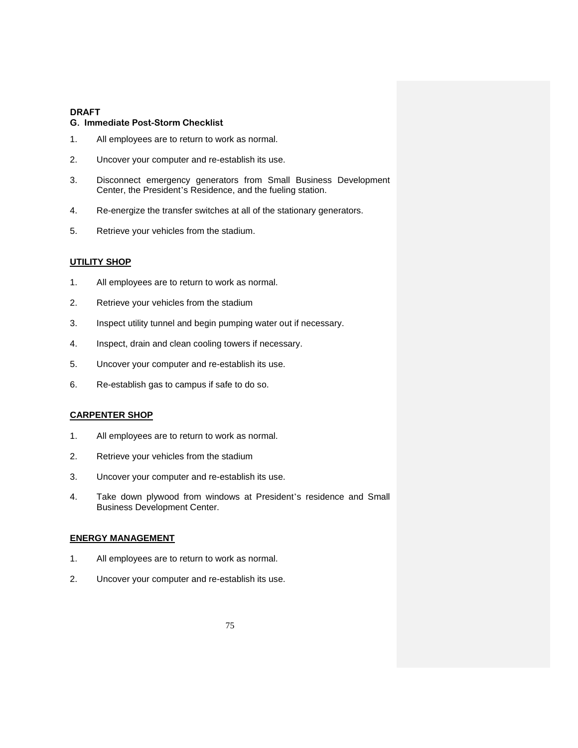**DRAFT**

**G. Immediate Post-Storm Checklist**

1. All employees are to return to work as normal.
2. Uncover your computer and re-establish its use.
3. Disconnect emergency generators from Small Business Development Center, the President's Residence, and the fueling station.
4. Re-energize the transfer switches at all of the stationary generators.
5. Retrieve your vehicles from the stadium.

**UTILITY SHOP**

1. All employees are to return to work as normal.
2. Retrieve your vehicles from the stadium
3. Inspect utility tunnel and begin pumping water out if necessary.
4. Inspect, drain and clean cooling towers if necessary.
5. Uncover your computer and re-establish its use.
6. Re-establish gas to campus if safe to do so.

**CARPENTER SHOP**

1. All employees are to return to work as normal.
2. Retrieve your vehicles from the stadium
3. Uncover your computer and re-establish its use.
4. Take down plywood from windows at President's residence and Small Business Development Center.

**ENERGY MANAGEMENT**

1. All employees are to return to work as normal.
2. Uncover your computer and re-establish its use.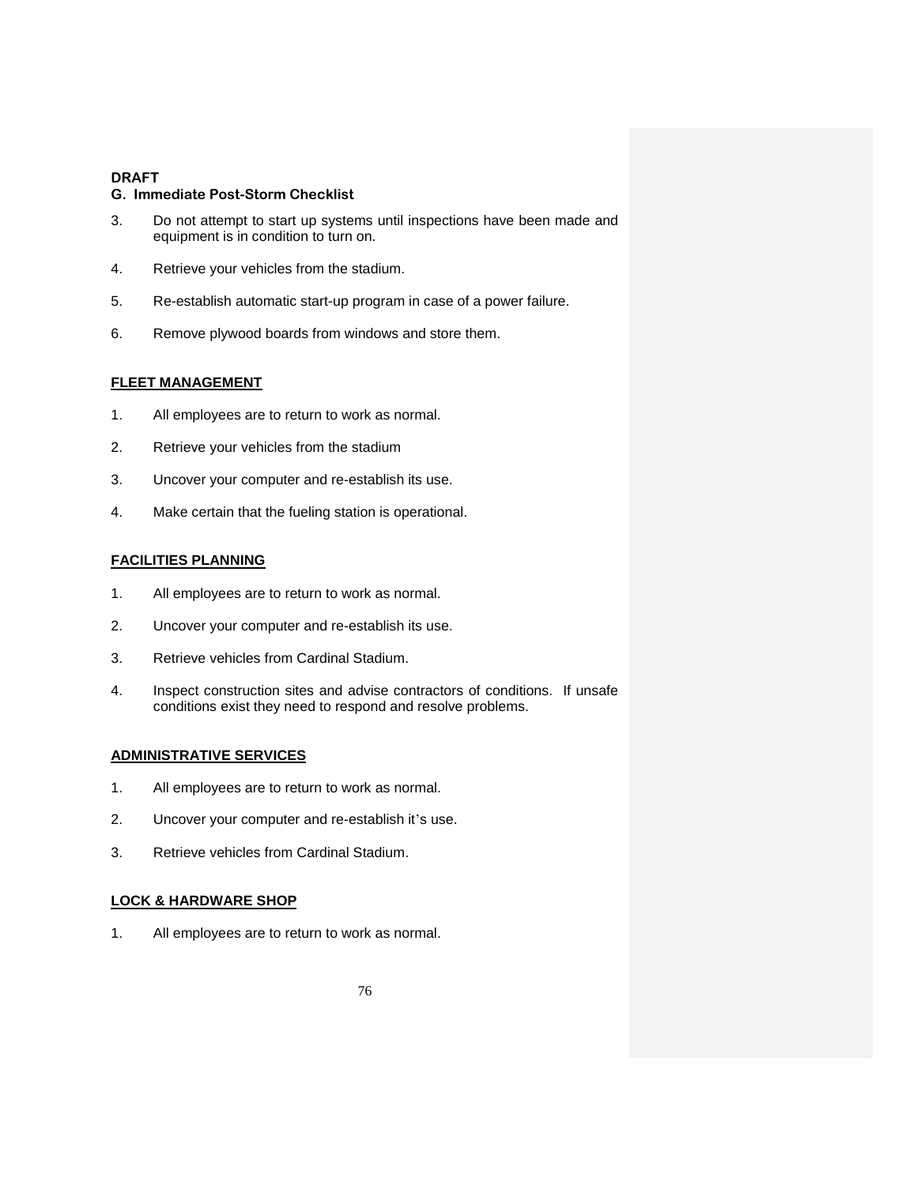**DRAFT**

**G. Immediate Post-Storm Checklist**

3. Do not attempt to start up systems until inspections have been made and equipment is in condition to turn on.

4. Retrieve your vehicles from the stadium.

5. Re-establish automatic start-up program in case of a power failure.

6. Remove plywood boards from windows and store them.

**FLEET MANAGEMENT**

1. All employees are to return to work as normal.

2. Retrieve your vehicles from the stadium

3. Uncover your computer and re-establish its use.

4. Make certain that the fueling station is operational.

**FACILITIES PLANNING**

1. All employees are to return to work as normal.

2. Uncover your computer and re-establish its use.

3. Retrieve vehicles from Cardinal Stadium.

4. Inspect construction sites and advise contractors of conditions. If unsafe conditions exist they need to respond and resolve problems.

**ADMINISTRATIVE SERVICES**

1. All employees are to return to work as normal.

2. Uncover your computer and re-establish it's use.

3. Retrieve vehicles from Cardinal Stadium.

**LOCK & HARDWARE SHOP**

1. All employees are to return to work as normal.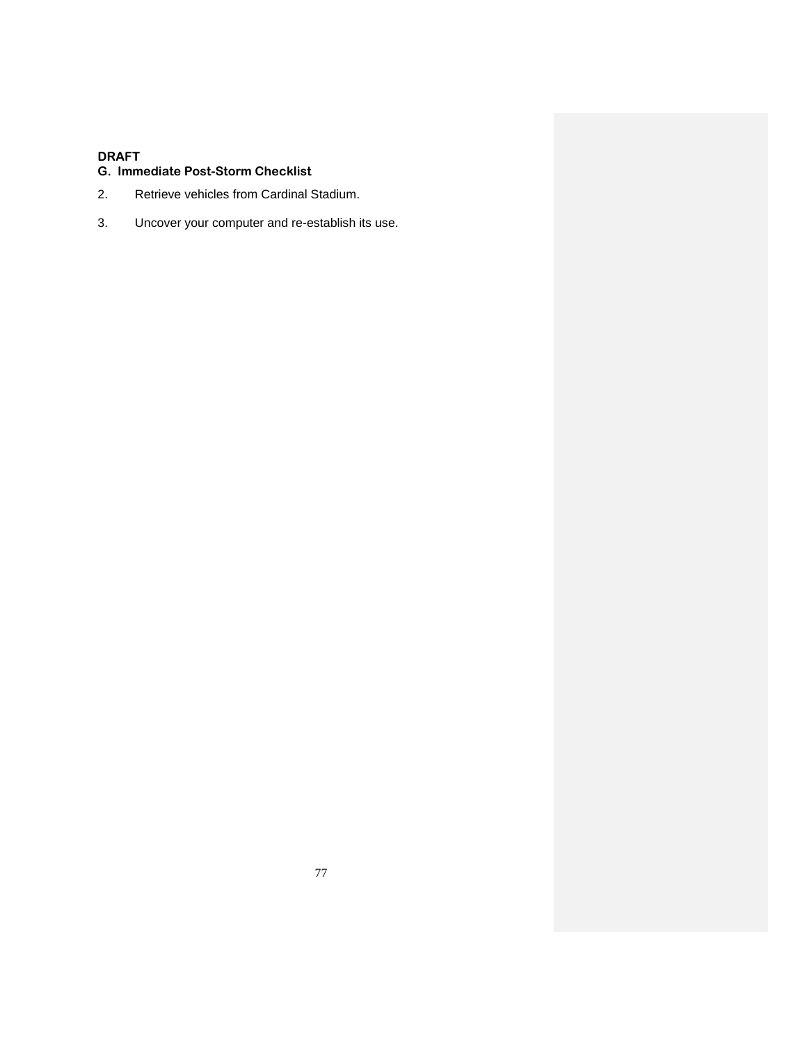**DRAFT**

**G. Immediate Post-Storm Checklist**

2. Retrieve vehicles from Cardinal Stadium.

3. Uncover your computer and re-establish its use.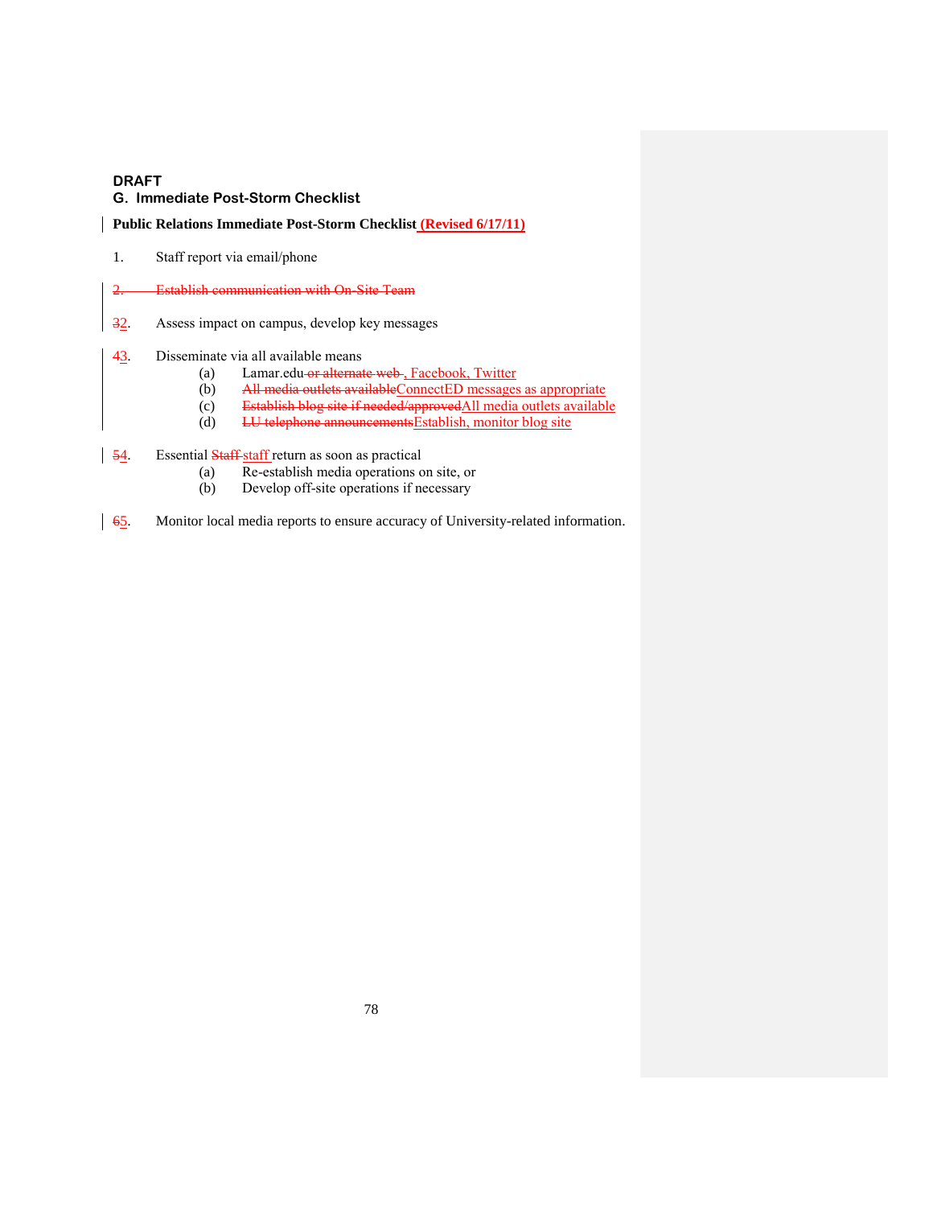**DRAFT**

## G. Immediate Post-Storm Checklist

**Public Relations Immediate Post-Storm Checklist (Revised 6/17/11)**

1. Staff report via email/phone

~~2. Establish communication with On-Site Team~~

~~3~~2. Assess impact on campus, develop key messages

~~4~~3. Disseminate via all available means
   - (a) Lamar.edu ~~or alternate web~~ , Facebook, Twitter
   - (b) ~~All media outlets available~~ConnectED messages as appropriate
   - (c) ~~Establish blog site if needed/approved~~All media outlets available
   - (d) ~~LU telephone announcements~~Establish, monitor blog site

~~5~~4. Essential ~~Staff~~ staff return as soon as practical
   - (a) Re-establish media operations on site, or
   - (b) Develop off-site operations if necessary

~~6~~5. Monitor local media reports to ensure accuracy of University-related information.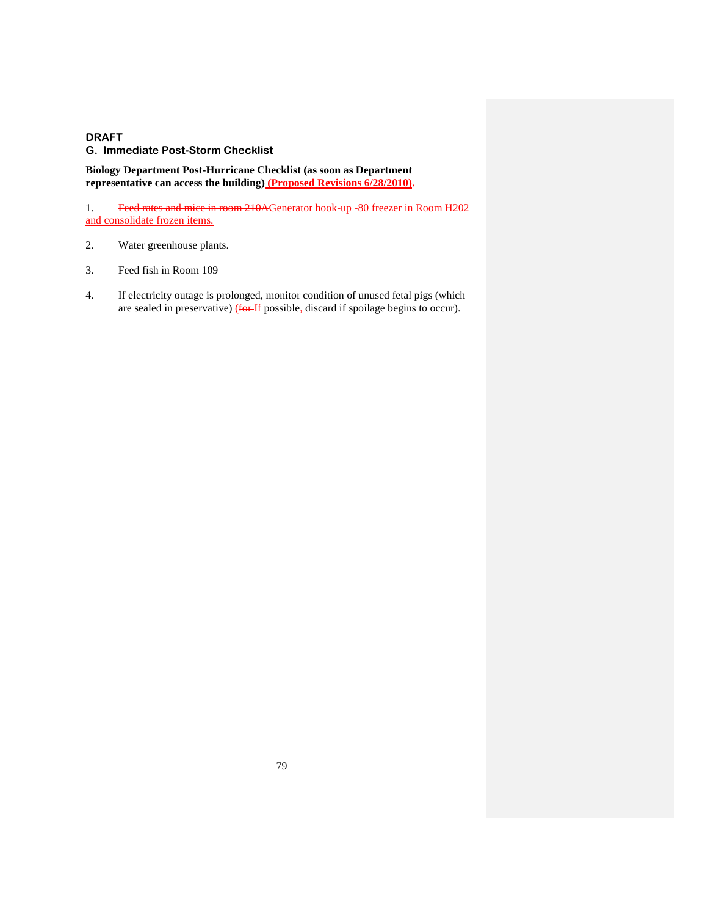**DRAFT**

**G. Immediate Post-Storm Checklist**

**Biology Department Post-Hurricane Checklist (as soon as Department representative can access the building) (Proposed Revisions 6/28/2010).**

1. ~~Feed rates and mice in room 210A~~Generator hook-up -80 freezer in Room H202 and consolidate frozen items.

2. Water greenhouse plants.

3. Feed fish in Room 109

4. If electricity outage is prolonged, monitor condition of unused fetal pigs (which are sealed in preservative) ~~(for~~ If possible, discard if spoilage begins to occur).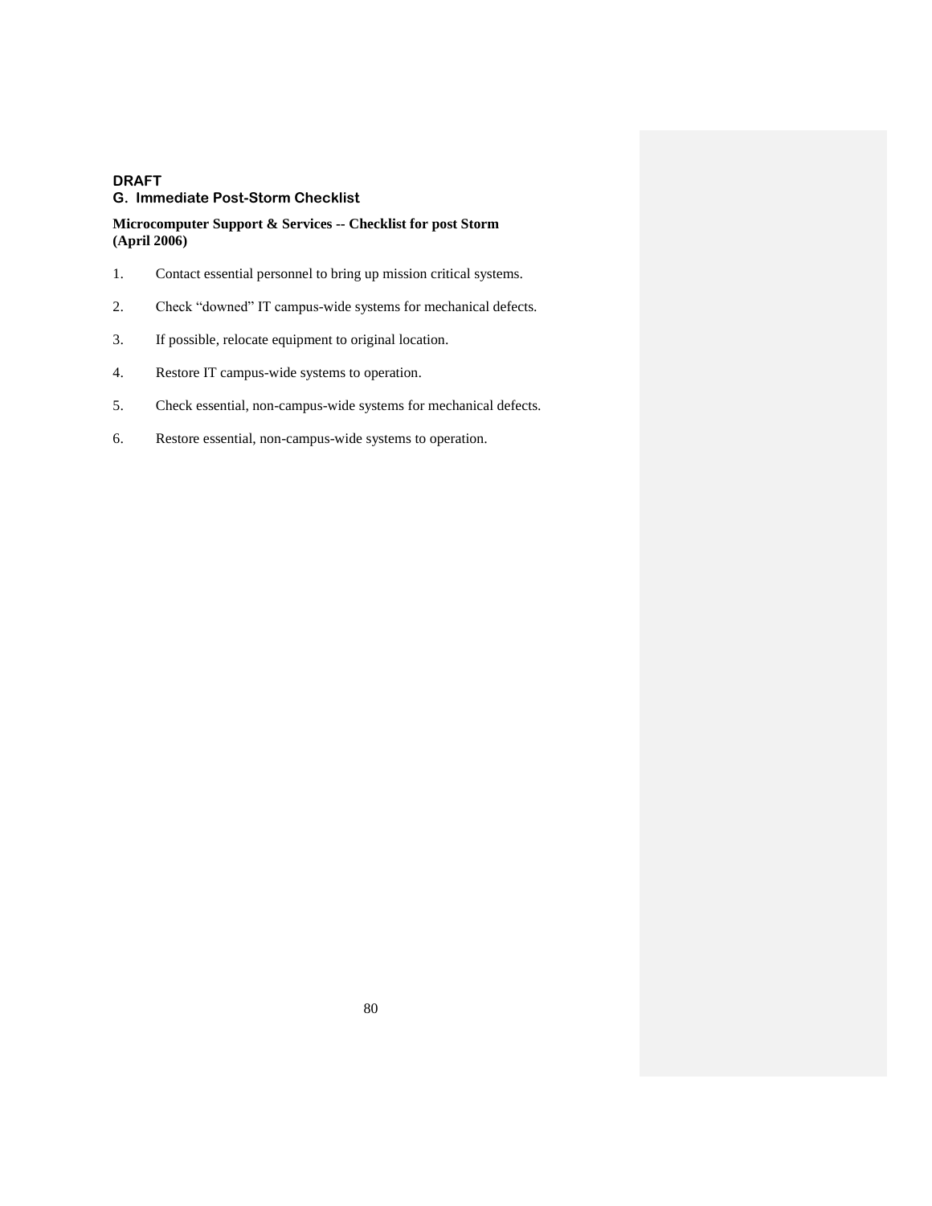**DRAFT**

## G. Immediate Post-Storm Checklist

**Microcomputer Support & Services -- Checklist for post Storm (April 2006)**

1. Contact essential personnel to bring up mission critical systems.
2. Check "downed" IT campus-wide systems for mechanical defects.
3. If possible, relocate equipment to original location.
4. Restore IT campus-wide systems to operation.
5. Check essential, non-campus-wide systems for mechanical defects.
6. Restore essential, non-campus-wide systems to operation.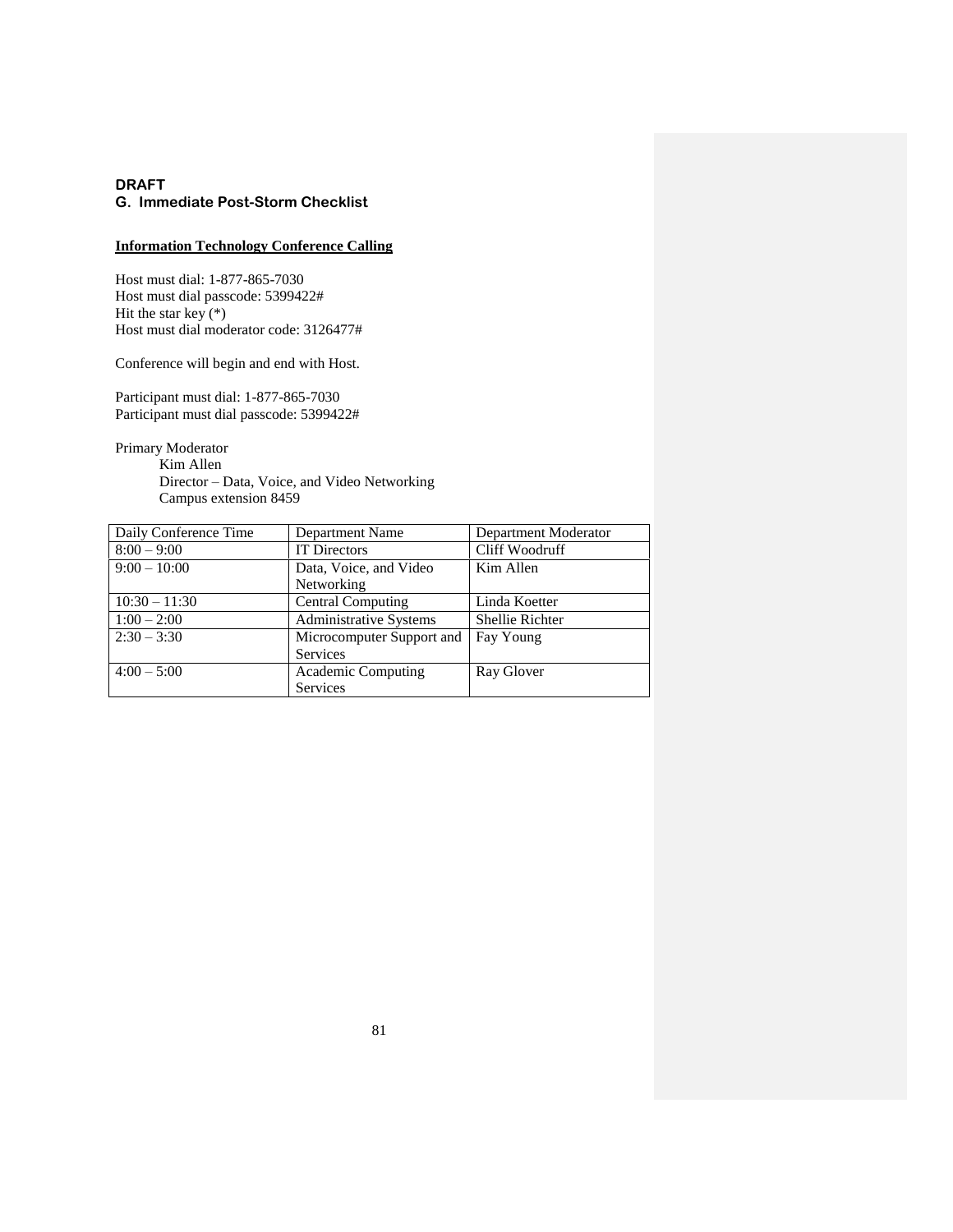**DRAFT**

## G. Immediate Post-Storm Checklist

**Information Technology Conference Calling**

Host must dial: 1-877-865-7030
Host must dial passcode: 5399422#
Hit the star key (*)
Host must dial moderator code: 3126477#

Conference will begin and end with Host.

Participant must dial: 1-877-865-7030
Participant must dial passcode: 5399422#

Primary Moderator
  Kim Allen
  Director – Data, Voice, and Video Networking
  Campus extension 8459

| Daily Conference Time | Department Name | Department Moderator |
|---|---|---|
| 8:00 – 9:00 | IT Directors | Cliff Woodruff |
| 9:00 – 10:00 | Data, Voice, and Video Networking | Kim Allen |
| 10:30 – 11:30 | Central Computing | Linda Koetter |
| 1:00 – 2:00 | Administrative Systems | Shellie Richter |
| 2:30 – 3:30 | Microcomputer Support and Services | Fay Young |
| 4:00 – 5:00 | Academic Computing Services | Ray Glover |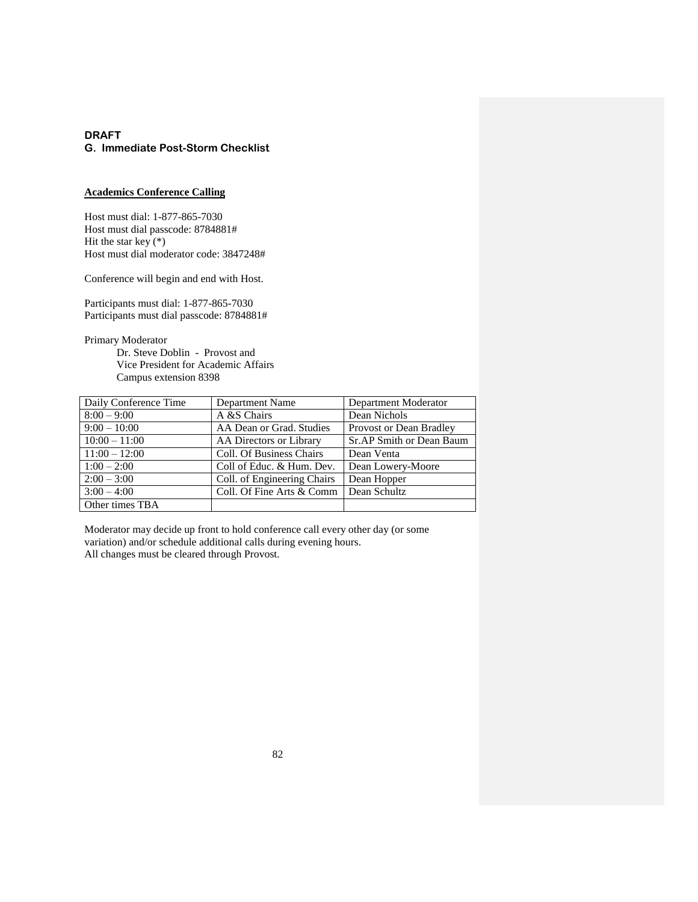**DRAFT**

## G. Immediate Post-Storm Checklist

**Academics Conference Calling**

Host must dial: 1-877-865-7030
Host must dial passcode: 8784881#
Hit the star key (*)
Host must dial moderator code: 3847248#

Conference will begin and end with Host.

Participants must dial: 1-877-865-7030
Participants must dial passcode: 8784881#

Primary Moderator
Dr. Steve Doblin - Provost and
Vice President for Academic Affairs
Campus extension 8398

| Daily Conference Time | Department Name | Department Moderator |
|---|---|---|
| 8:00 – 9:00 | A &S Chairs | Dean Nichols |
| 9:00 – 10:00 | AA Dean or Grad. Studies | Provost or Dean Bradley |
| 10:00 – 11:00 | AA Directors or Library | Sr.AP Smith or Dean Baum |
| 11:00 – 12:00 | Coll. Of Business Chairs | Dean Venta |
| 1:00 – 2:00 | Coll of Educ. & Hum. Dev. | Dean Lowery-Moore |
| 2:00 – 3:00 | Coll. of Engineering Chairs | Dean Hopper |
| 3:00 – 4:00 | Coll. Of Fine Arts & Comm | Dean Schultz |
| Other times TBA | | |

Moderator may decide up front to hold conference call every other day (or some variation) and/or schedule additional calls during evening hours.
All changes must be cleared through Provost.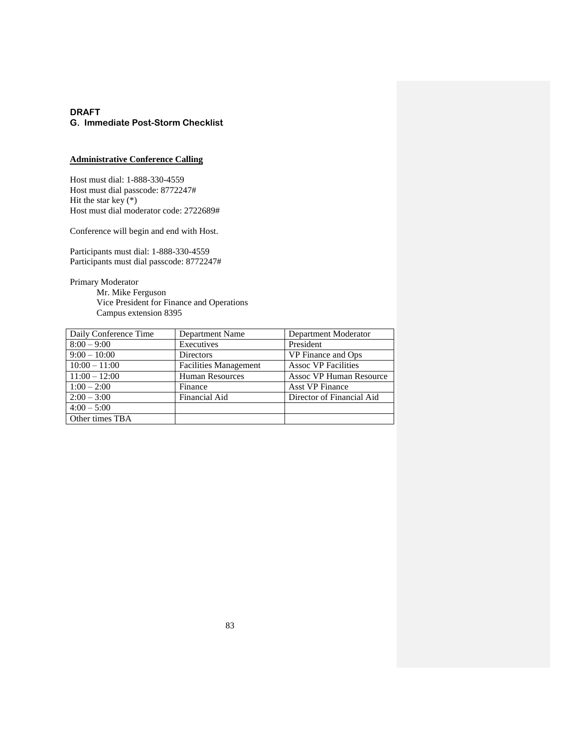**DRAFT**

## G. Immediate Post-Storm Checklist

**Administrative Conference Calling**

Host must dial: 1-888-330-4559
Host must dial passcode: 8772247#
Hit the star key (*)
Host must dial moderator code: 2722689#

Conference will begin and end with Host.

Participants must dial: 1-888-330-4559
Participants must dial passcode: 8772247#

Primary Moderator
    Mr. Mike Ferguson
    Vice President for Finance and Operations
    Campus extension 8395

| Daily Conference Time | Department Name | Department Moderator |
|---|---|---|
| 8:00 – 9:00 | Executives | President |
| 9:00 – 10:00 | Directors | VP Finance and Ops |
| 10:00 – 11:00 | Facilities Management | Assoc VP Facilities |
| 11:00 – 12:00 | Human Resources | Assoc VP Human Resource |
| 1:00 – 2:00 | Finance | Asst VP Finance |
| 2:00 – 3:00 | Financial Aid | Director of Financial Aid |
| 4:00 – 5:00 | | |
| Other times TBA | | |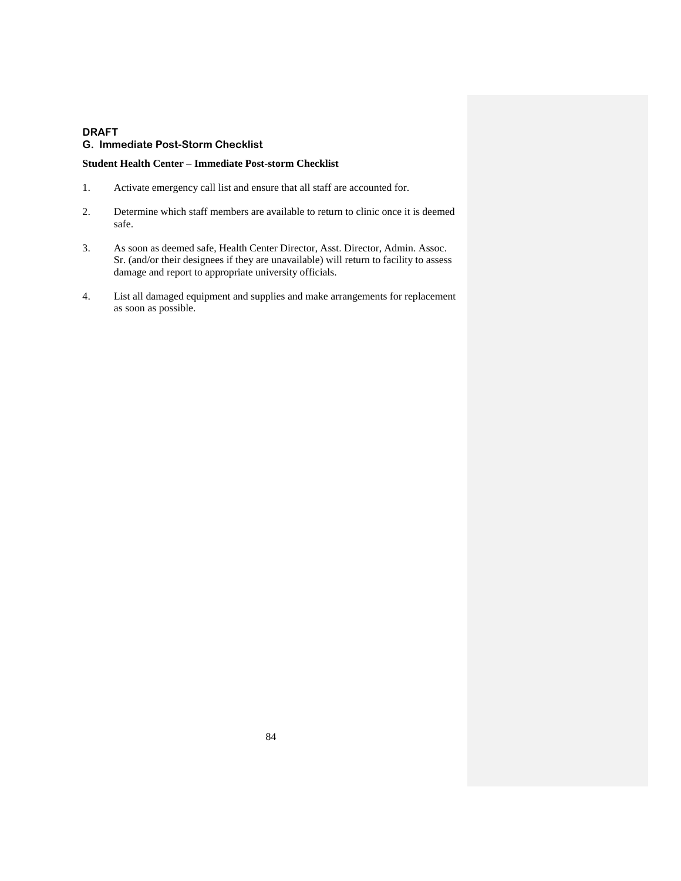**DRAFT**

## G. Immediate Post-Storm Checklist

**Student Health Center – Immediate Post-storm Checklist**

1. Activate emergency call list and ensure that all staff are accounted for.

2. Determine which staff members are available to return to clinic once it is deemed safe.

3. As soon as deemed safe, Health Center Director, Asst. Director, Admin. Assoc. Sr. (and/or their designees if they are unavailable) will return to facility to assess damage and report to appropriate university officials.

4. List all damaged equipment and supplies and make arrangements for replacement as soon as possible.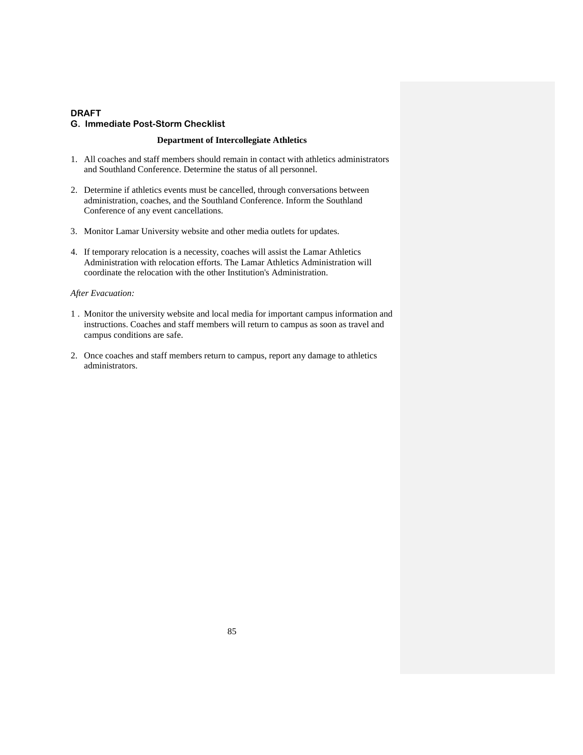**DRAFT**

## G. Immediate Post-Storm Checklist

**Department of Intercollegiate Athletics**

1. All coaches and staff members should remain in contact with athletics administrators and Southland Conference. Determine the status of all personnel.

2. Determine if athletics events must be cancelled, through conversations between administration, coaches, and the Southland Conference. Inform the Southland Conference of any event cancellations.

3. Monitor Lamar University website and other media outlets for updates.

4. If temporary relocation is a necessity, coaches will assist the Lamar Athletics Administration with relocation efforts. The Lamar Athletics Administration will coordinate the relocation with the other Institution's Administration.

*After Evacuation:*

1. Monitor the university website and local media for important campus information and instructions. Coaches and staff members will return to campus as soon as travel and campus conditions are safe.

2. Once coaches and staff members return to campus, report any damage to athletics administrators.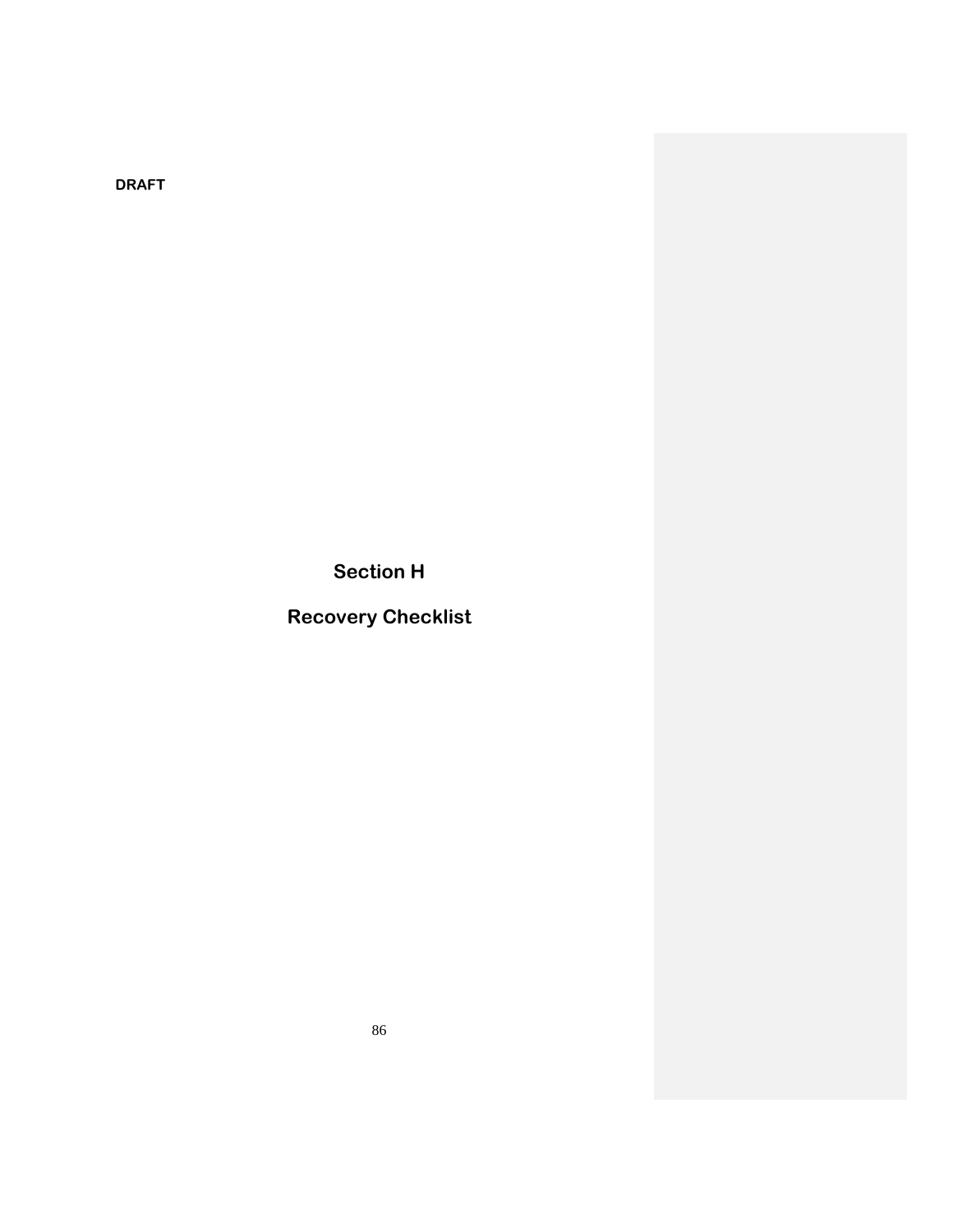DRAFT

# Section H

# Recovery Checklist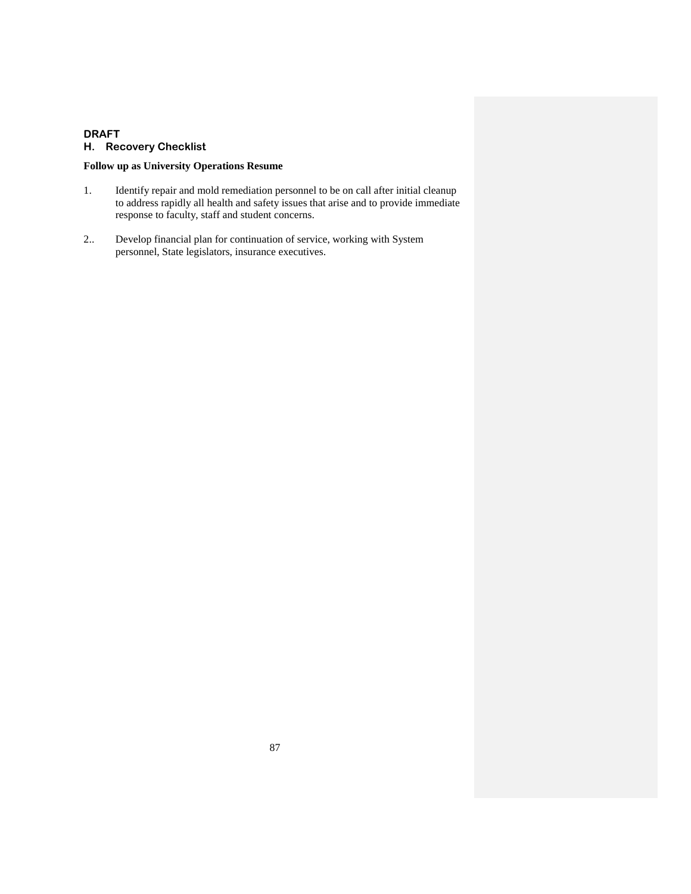**DRAFT**

## H. Recovery Checklist

**Follow up as University Operations Resume**

1. Identify repair and mold remediation personnel to be on call after initial cleanup to address rapidly all health and safety issues that arise and to provide immediate response to faculty, staff and student concerns.

2.. Develop financial plan for continuation of service, working with System personnel, State legislators, insurance executives.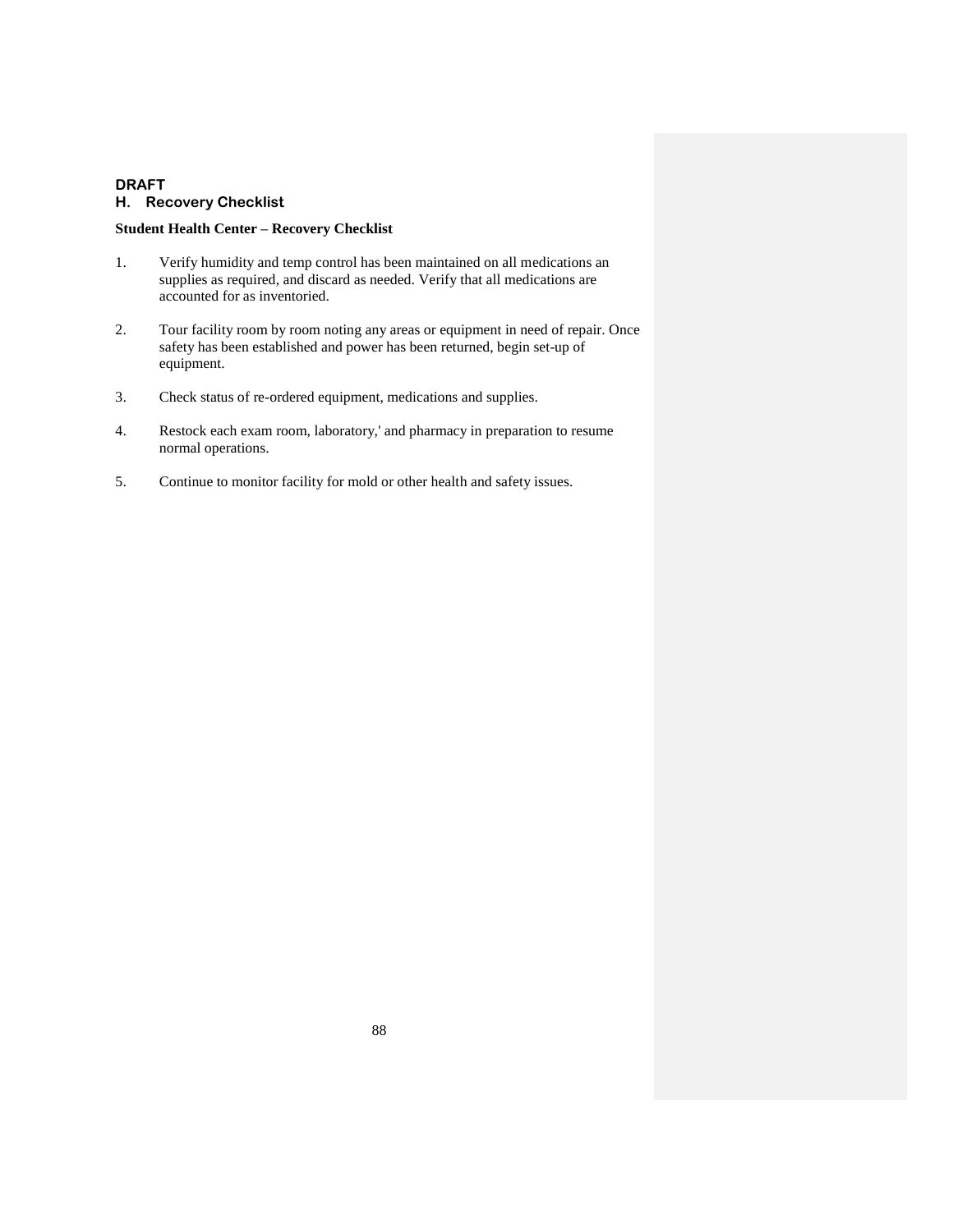**DRAFT**

## H. Recovery Checklist

**Student Health Center – Recovery Checklist**

1. Verify humidity and temp control has been maintained on all medications an supplies as required, and discard as needed. Verify that all medications are accounted for as inventoried.

2. Tour facility room by room noting any areas or equipment in need of repair. Once safety has been established and power has been returned, begin set-up of equipment.

3. Check status of re-ordered equipment, medications and supplies.

4. Restock each exam room, laboratory,' and pharmacy in preparation to resume normal operations.

5. Continue to monitor facility for mold or other health and safety issues.